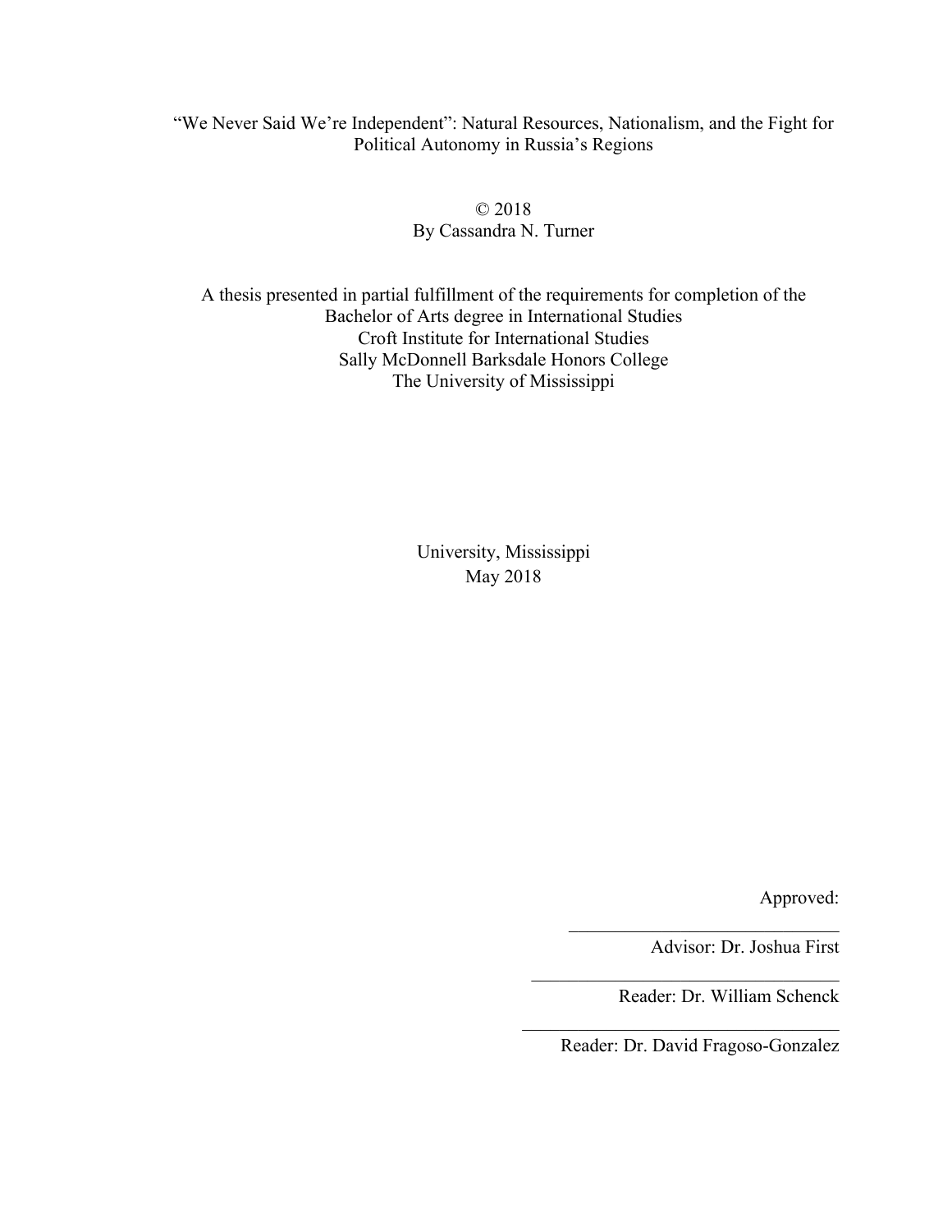# "We Never Said We're Independent": Natural Resources, Nationalism, and the Fight for Political Autonomy in Russia's Regions

© 2018
By Cassandra N. Turner

A thesis presented in partial fulfillment of the requirements for completion of the
Bachelor of Arts degree in International Studies
Croft Institute for International Studies
Sally McDonnell Barksdale Honors College
The University of Mississippi

University, Mississippi
May 2018

Approved:

\_\_\_\_\_\_\_\_\_\_\_\_\_\_\_\_\_\_\_\_\_\_\_\_\_\_\_\_
Advisor: Dr. Joshua First

\_\_\_\_\_\_\_\_\_\_\_\_\_\_\_\_\_\_\_\_\_\_\_\_\_\_\_\_
Reader: Dr. William Schenck

\_\_\_\_\_\_\_\_\_\_\_\_\_\_\_\_\_\_\_\_\_\_\_\_\_\_\_\_
Reader: Dr. David Fragoso-Gonzalez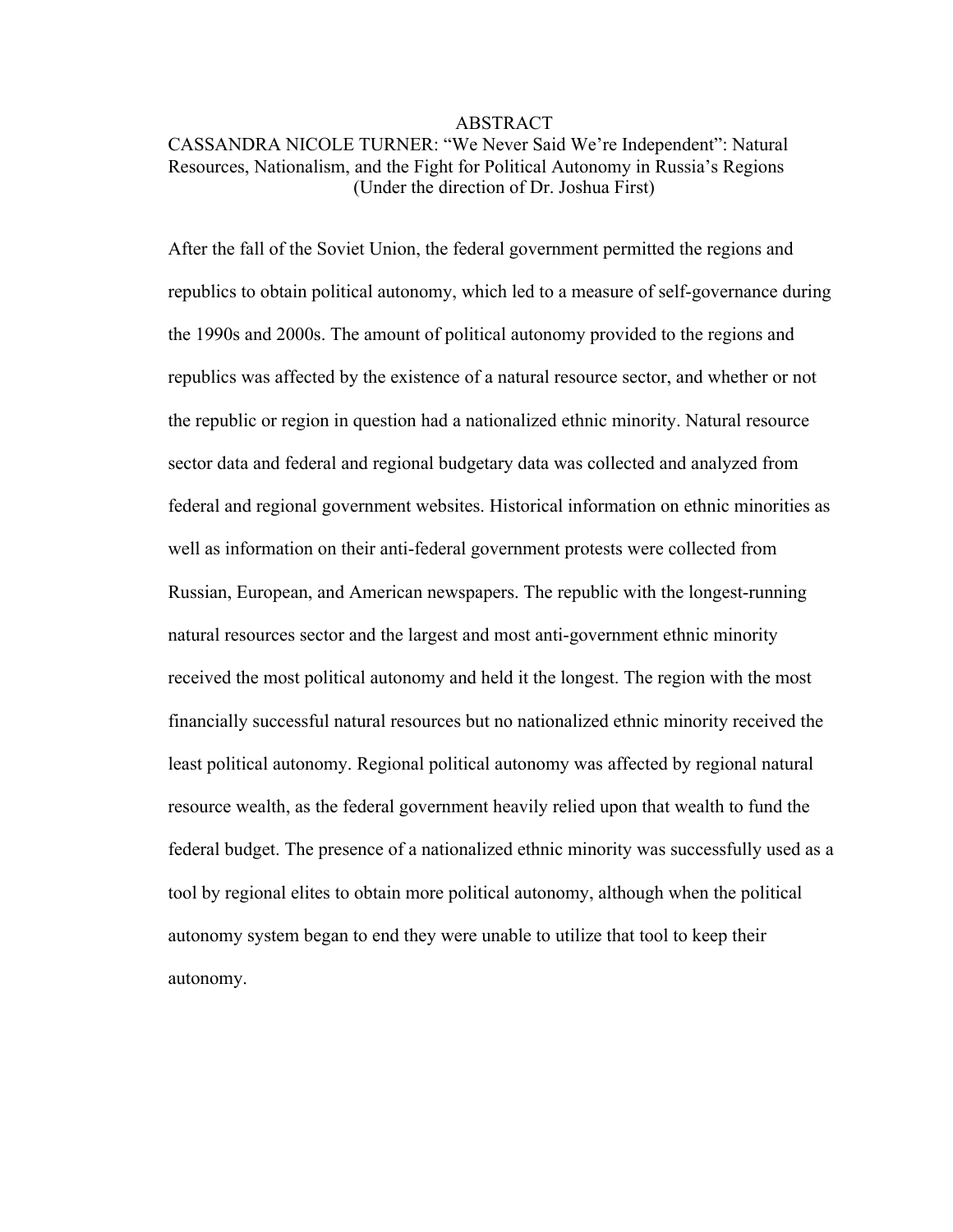# ABSTRACT

CASSANDRA NICOLE TURNER: "We Never Said We're Independent": Natural Resources, Nationalism, and the Fight for Political Autonomy in Russia's Regions
(Under the direction of Dr. Joshua First)

After the fall of the Soviet Union, the federal government permitted the regions and republics to obtain political autonomy, which led to a measure of self-governance during the 1990s and 2000s. The amount of political autonomy provided to the regions and republics was affected by the existence of a natural resource sector, and whether or not the republic or region in question had a nationalized ethnic minority. Natural resource sector data and federal and regional budgetary data was collected and analyzed from federal and regional government websites. Historical information on ethnic minorities as well as information on their anti-federal government protests were collected from Russian, European, and American newspapers. The republic with the longest-running natural resources sector and the largest and most anti-government ethnic minority received the most political autonomy and held it the longest. The region with the most financially successful natural resources but no nationalized ethnic minority received the least political autonomy. Regional political autonomy was affected by regional natural resource wealth, as the federal government heavily relied upon that wealth to fund the federal budget. The presence of a nationalized ethnic minority was successfully used as a tool by regional elites to obtain more political autonomy, although when the political autonomy system began to end they were unable to utilize that tool to keep their autonomy.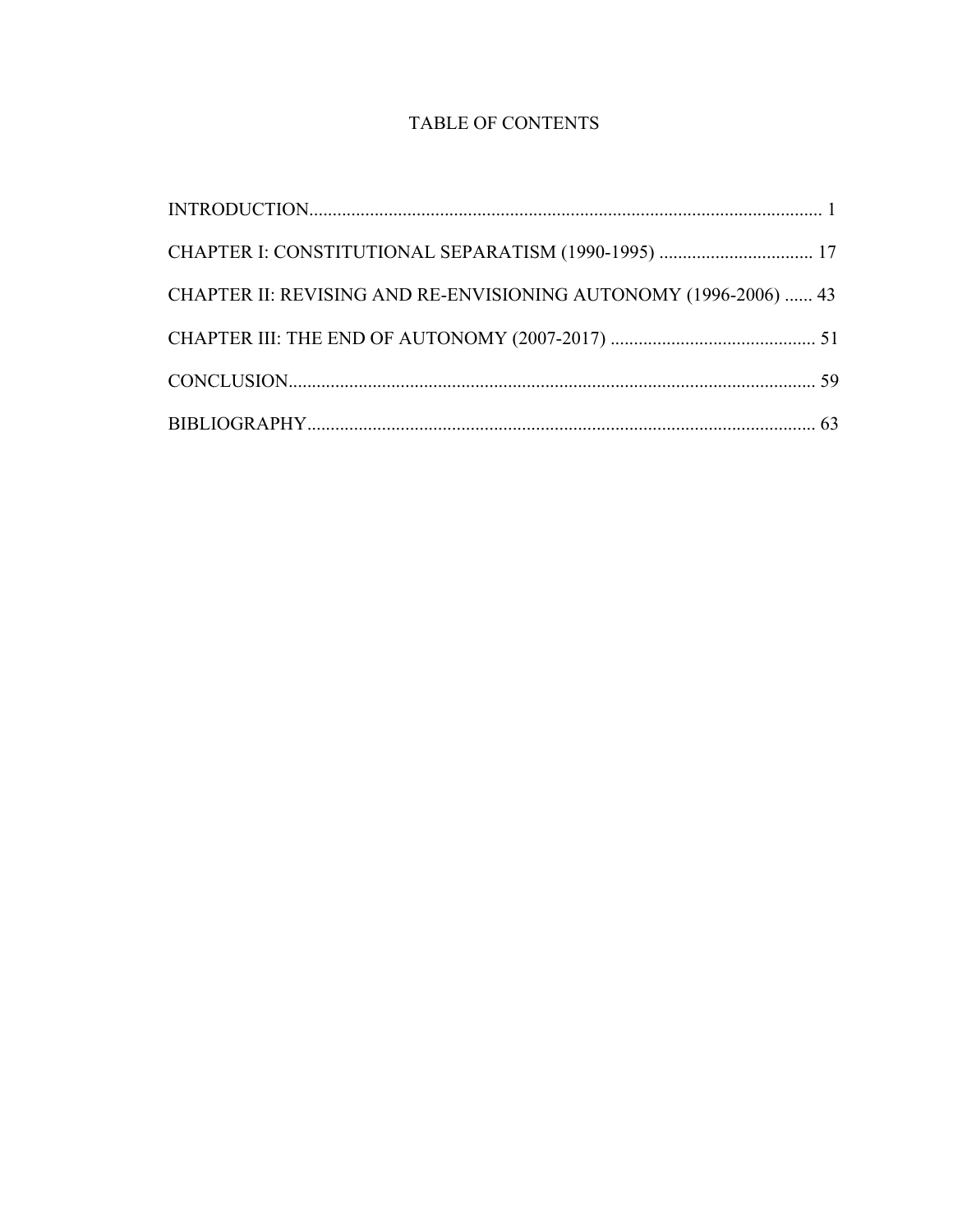# TABLE OF CONTENTS

INTRODUCTION............................................................................................................. 1

CHAPTER I: CONSTITUTIONAL SEPARATISM (1990-1995) ................................. 17

CHAPTER II: REVISING AND RE-ENVISIONING AUTONOMY (1996-2006) ...... 43

CHAPTER III: THE END OF AUTONOMY (2007-2017) ............................................ 51

CONCLUSION................................................................................................................ 59

BIBLIOGRAPHY............................................................................................................ 63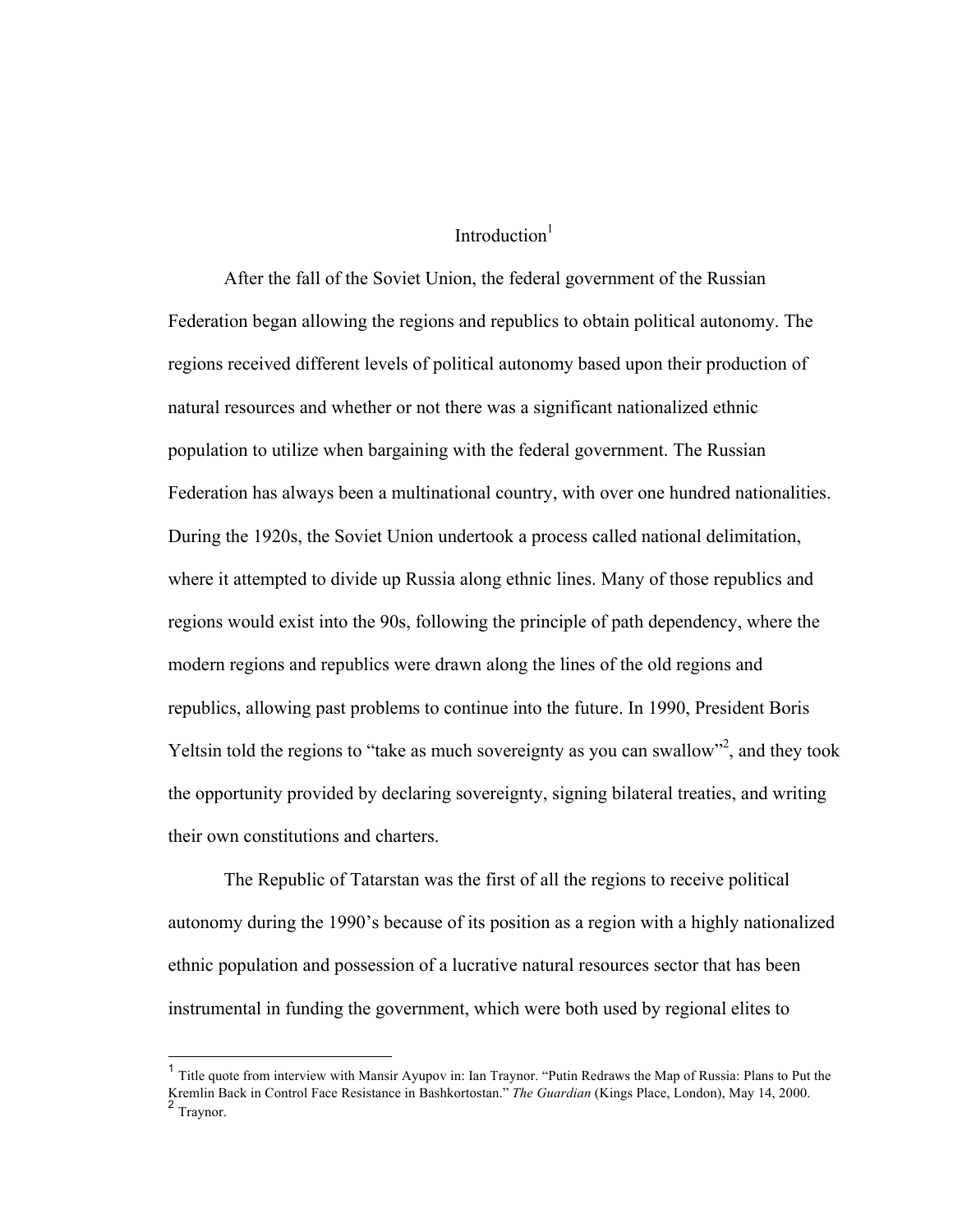# Introduction[1]

After the fall of the Soviet Union, the federal government of the Russian Federation began allowing the regions and republics to obtain political autonomy. The regions received different levels of political autonomy based upon their production of natural resources and whether or not there was a significant nationalized ethnic population to utilize when bargaining with the federal government. The Russian Federation has always been a multinational country, with over one hundred nationalities. During the 1920s, the Soviet Union undertook a process called national delimitation, where it attempted to divide up Russia along ethnic lines. Many of those republics and regions would exist into the 90s, following the principle of path dependency, where the modern regions and republics were drawn along the lines of the old regions and republics, allowing past problems to continue into the future. In 1990, President Boris Yeltsin told the regions to "take as much sovereignty as you can swallow"[2], and they took the opportunity provided by declaring sovereignty, signing bilateral treaties, and writing their own constitutions and charters.

The Republic of Tatarstan was the first of all the regions to receive political autonomy during the 1990's because of its position as a region with a highly nationalized ethnic population and possession of a lucrative natural resources sector that has been instrumental in funding the government, which were both used by regional elites to

---

[1] Title quote from interview with Mansir Ayupov in: Ian Traynor. "Putin Redraws the Map of Russia: Plans to Put the Kremlin Back in Control Face Resistance in Bashkortostan." *The Guardian* (Kings Place, London), May 14, 2000.

[2] Traynor.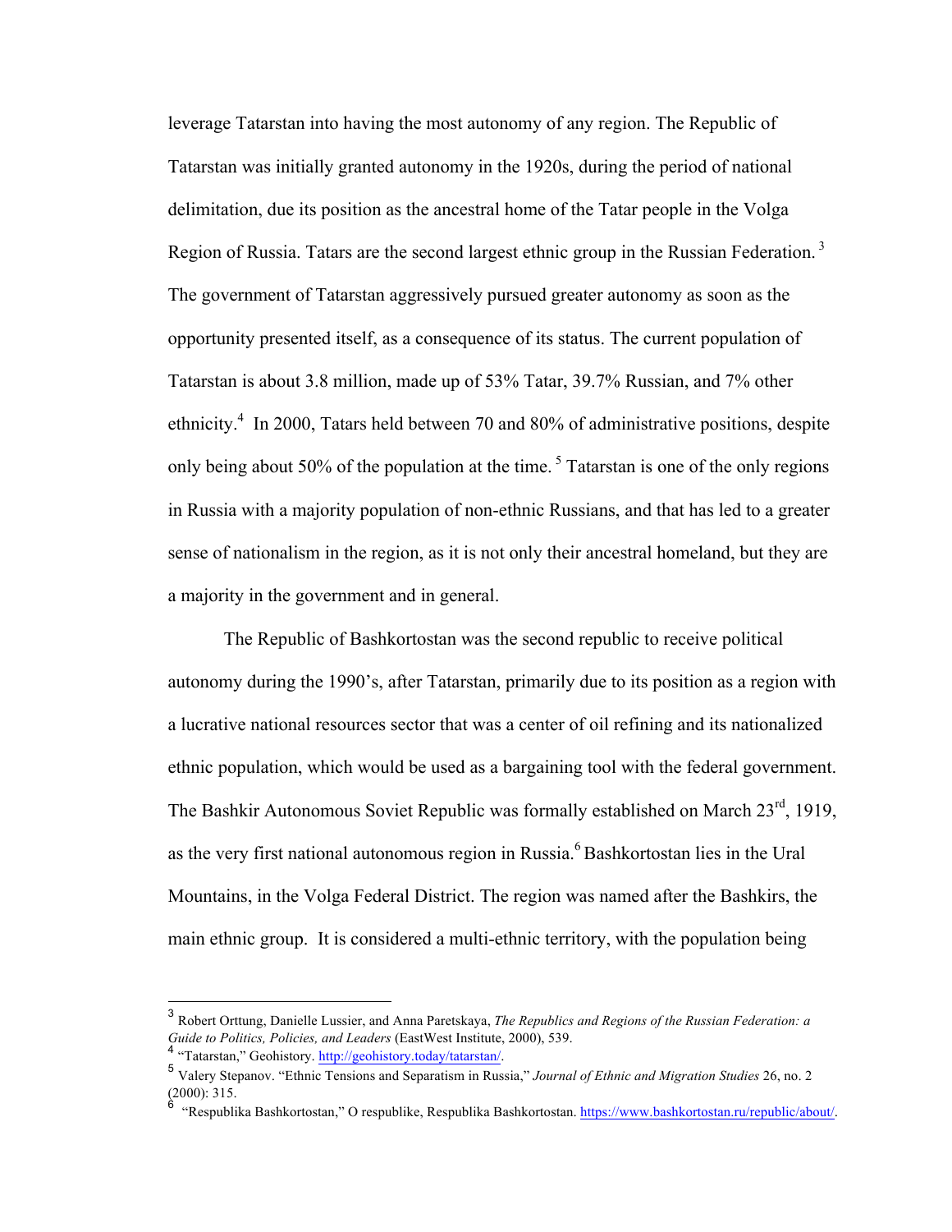leverage Tatarstan into having the most autonomy of any region. The Republic of Tatarstan was initially granted autonomy in the 1920s, during the period of national delimitation, due its position as the ancestral home of the Tatar people in the Volga Region of Russia. Tatars are the second largest ethnic group in the Russian Federation. [3] The government of Tatarstan aggressively pursued greater autonomy as soon as the opportunity presented itself, as a consequence of its status. The current population of Tatarstan is about 3.8 million, made up of 53% Tatar, 39.7% Russian, and 7% other ethnicity.[4] In 2000, Tatars held between 70 and 80% of administrative positions, despite only being about 50% of the population at the time. [5] Tatarstan is one of the only regions in Russia with a majority population of non-ethnic Russians, and that has led to a greater sense of nationalism in the region, as it is not only their ancestral homeland, but they are a majority in the government and in general.

The Republic of Bashkortostan was the second republic to receive political autonomy during the 1990's, after Tatarstan, primarily due to its position as a region with a lucrative national resources sector that was a center of oil refining and its nationalized ethnic population, which would be used as a bargaining tool with the federal government. The Bashkir Autonomous Soviet Republic was formally established on March 23rd, 1919, as the very first national autonomous region in Russia.[6] Bashkortostan lies in the Ural Mountains, in the Volga Federal District. The region was named after the Bashkirs, the main ethnic group. It is considered a multi-ethnic territory, with the population being

---

[3] Robert Orttung, Danielle Lussier, and Anna Paretskaya, *The Republics and Regions of the Russian Federation: a Guide to Politics, Policies, and Leaders* (EastWest Institute, 2000), 539.

[4] "Tatarstan," Geohistory. http://geohistory.today/tatarstan/.

[5] Valery Stepanov. "Ethnic Tensions and Separatism in Russia," *Journal of Ethnic and Migration Studies* 26, no. 2 (2000): 315.

[6] "Respublika Bashkortostan," O respublike, Respublika Bashkortostan. https://www.bashkortostan.ru/republic/about/.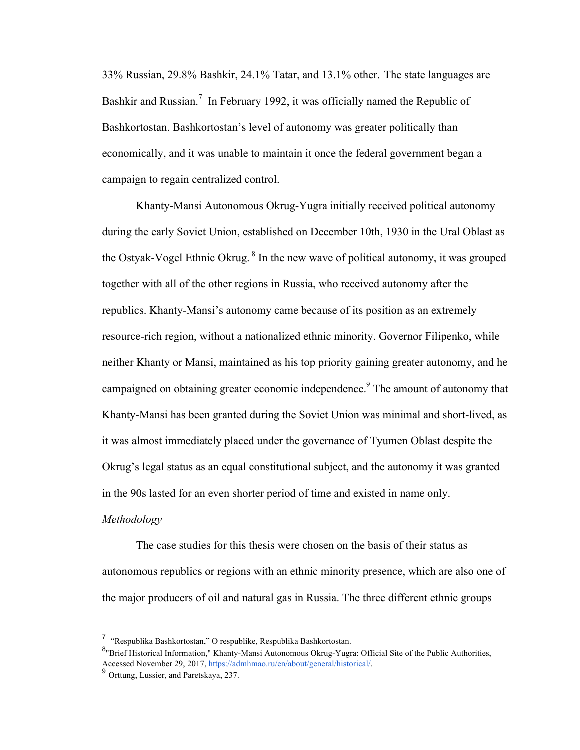33% Russian, 29.8% Bashkir, 24.1% Tatar, and 13.1% other. The state languages are Bashkir and Russian.[7] In February 1992, it was officially named the Republic of Bashkortostan. Bashkortostan's level of autonomy was greater politically than economically, and it was unable to maintain it once the federal government began a campaign to regain centralized control.

Khanty-Mansi Autonomous Okrug-Yugra initially received political autonomy during the early Soviet Union, established on December 10th, 1930 in the Ural Oblast as the Ostyak-Vogel Ethnic Okrug.[8] In the new wave of political autonomy, it was grouped together with all of the other regions in Russia, who received autonomy after the republics. Khanty-Mansi's autonomy came because of its position as an extremely resource-rich region, without a nationalized ethnic minority. Governor Filipenko, while neither Khanty or Mansi, maintained as his top priority gaining greater autonomy, and he campaigned on obtaining greater economic independence.[9] The amount of autonomy that Khanty-Mansi has been granted during the Soviet Union was minimal and short-lived, as it was almost immediately placed under the governance of Tyumen Oblast despite the Okrug's legal status as an equal constitutional subject, and the autonomy it was granted in the 90s lasted for an even shorter period of time and existed in name only.

*Methodology*

The case studies for this thesis were chosen on the basis of their status as autonomous republics or regions with an ethnic minority presence, which are also one of the major producers of oil and natural gas in Russia. The three different ethnic groups

---

[7] "Respublika Bashkortostan," O respublike, Respublika Bashkortostan.

[8] "Brief Historical Information," Khanty-Mansi Autonomous Okrug-Yugra: Official Site of the Public Authorities, Accessed November 29, 2017, https://admhmao.ru/en/about/general/historical/.

[9] Orttung, Lussier, and Paretskaya, 237.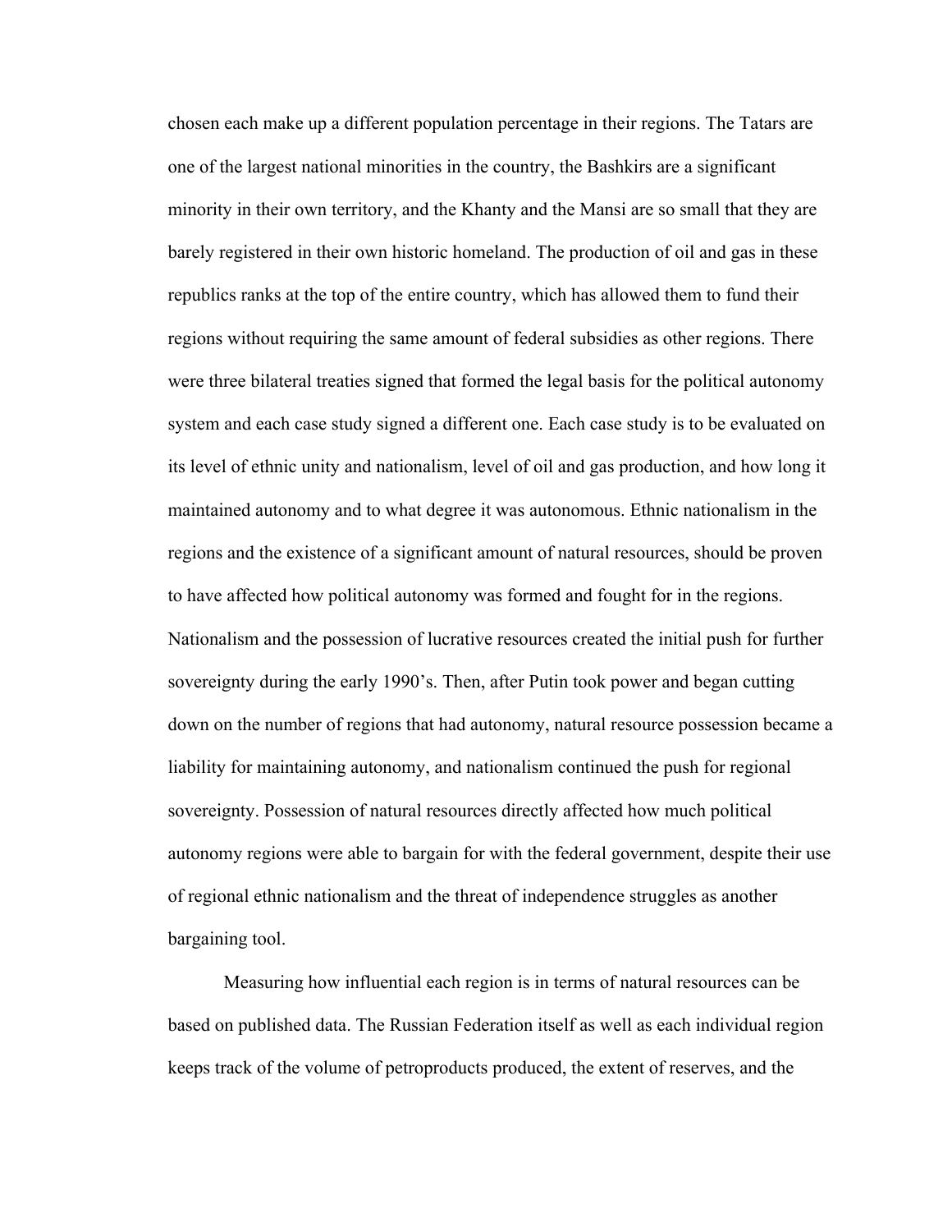chosen each make up a different population percentage in their regions. The Tatars are one of the largest national minorities in the country, the Bashkirs are a significant minority in their own territory, and the Khanty and the Mansi are so small that they are barely registered in their own historic homeland. The production of oil and gas in these republics ranks at the top of the entire country, which has allowed them to fund their regions without requiring the same amount of federal subsidies as other regions. There were three bilateral treaties signed that formed the legal basis for the political autonomy system and each case study signed a different one. Each case study is to be evaluated on its level of ethnic unity and nationalism, level of oil and gas production, and how long it maintained autonomy and to what degree it was autonomous. Ethnic nationalism in the regions and the existence of a significant amount of natural resources, should be proven to have affected how political autonomy was formed and fought for in the regions. Nationalism and the possession of lucrative resources created the initial push for further sovereignty during the early 1990's. Then, after Putin took power and began cutting down on the number of regions that had autonomy, natural resource possession became a liability for maintaining autonomy, and nationalism continued the push for regional sovereignty. Possession of natural resources directly affected how much political autonomy regions were able to bargain for with the federal government, despite their use of regional ethnic nationalism and the threat of independence struggles as another bargaining tool.

Measuring how influential each region is in terms of natural resources can be based on published data. The Russian Federation itself as well as each individual region keeps track of the volume of petroproducts produced, the extent of reserves, and the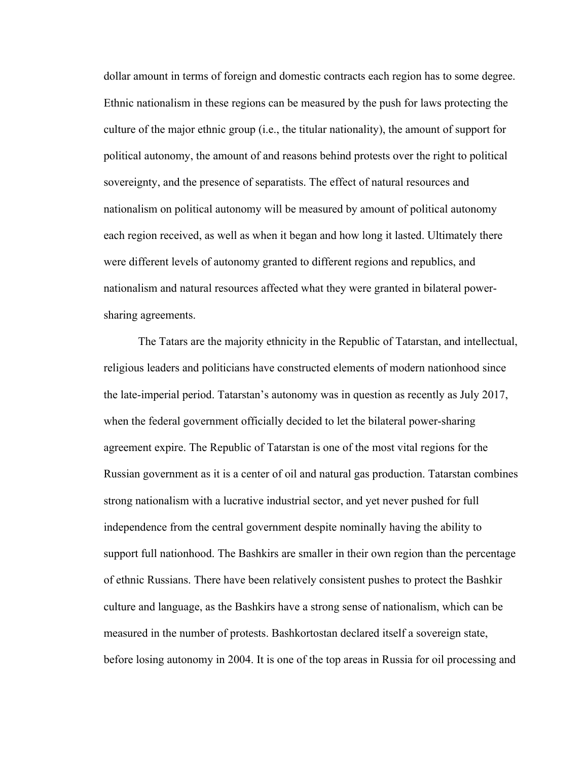dollar amount in terms of foreign and domestic contracts each region has to some degree. Ethnic nationalism in these regions can be measured by the push for laws protecting the culture of the major ethnic group (i.e., the titular nationality), the amount of support for political autonomy, the amount of and reasons behind protests over the right to political sovereignty, and the presence of separatists. The effect of natural resources and nationalism on political autonomy will be measured by amount of political autonomy each region received, as well as when it began and how long it lasted. Ultimately there were different levels of autonomy granted to different regions and republics, and nationalism and natural resources affected what they were granted in bilateral power-sharing agreements.

The Tatars are the majority ethnicity in the Republic of Tatarstan, and intellectual, religious leaders and politicians have constructed elements of modern nationhood since the late-imperial period. Tatarstan's autonomy was in question as recently as July 2017, when the federal government officially decided to let the bilateral power-sharing agreement expire. The Republic of Tatarstan is one of the most vital regions for the Russian government as it is a center of oil and natural gas production. Tatarstan combines strong nationalism with a lucrative industrial sector, and yet never pushed for full independence from the central government despite nominally having the ability to support full nationhood. The Bashkirs are smaller in their own region than the percentage of ethnic Russians. There have been relatively consistent pushes to protect the Bashkir culture and language, as the Bashkirs have a strong sense of nationalism, which can be measured in the number of protests. Bashkortostan declared itself a sovereign state, before losing autonomy in 2004. It is one of the top areas in Russia for oil processing and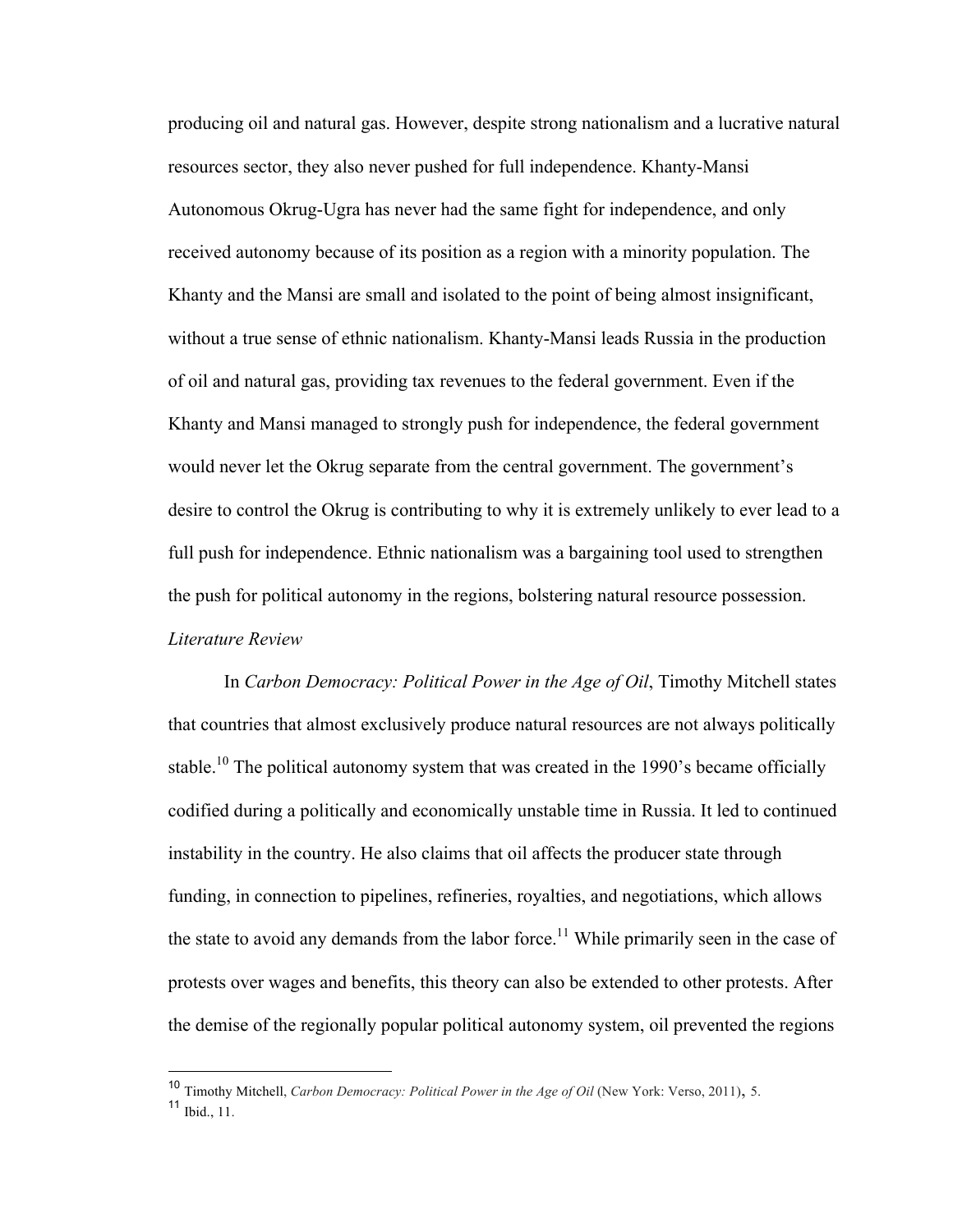producing oil and natural gas. However, despite strong nationalism and a lucrative natural resources sector, they also never pushed for full independence. Khanty-Mansi Autonomous Okrug-Ugra has never had the same fight for independence, and only received autonomy because of its position as a region with a minority population. The Khanty and the Mansi are small and isolated to the point of being almost insignificant, without a true sense of ethnic nationalism. Khanty-Mansi leads Russia in the production of oil and natural gas, providing tax revenues to the federal government. Even if the Khanty and Mansi managed to strongly push for independence, the federal government would never let the Okrug separate from the central government. The government's desire to control the Okrug is contributing to why it is extremely unlikely to ever lead to a full push for independence. Ethnic nationalism was a bargaining tool used to strengthen the push for political autonomy in the regions, bolstering natural resource possession.

*Literature Review*

In *Carbon Democracy: Political Power in the Age of Oil*, Timothy Mitchell states that countries that almost exclusively produce natural resources are not always politically stable.[10] The political autonomy system that was created in the 1990's became officially codified during a politically and economically unstable time in Russia. It led to continued instability in the country. He also claims that oil affects the producer state through funding, in connection to pipelines, refineries, royalties, and negotiations, which allows the state to avoid any demands from the labor force.[11] While primarily seen in the case of protests over wages and benefits, this theory can also be extended to other protests. After the demise of the regionally popular political autonomy system, oil prevented the regions

---

[10] Timothy Mitchell, *Carbon Democracy: Political Power in the Age of Oil* (New York: Verso, 2011), 5.

[11] Ibid., 11.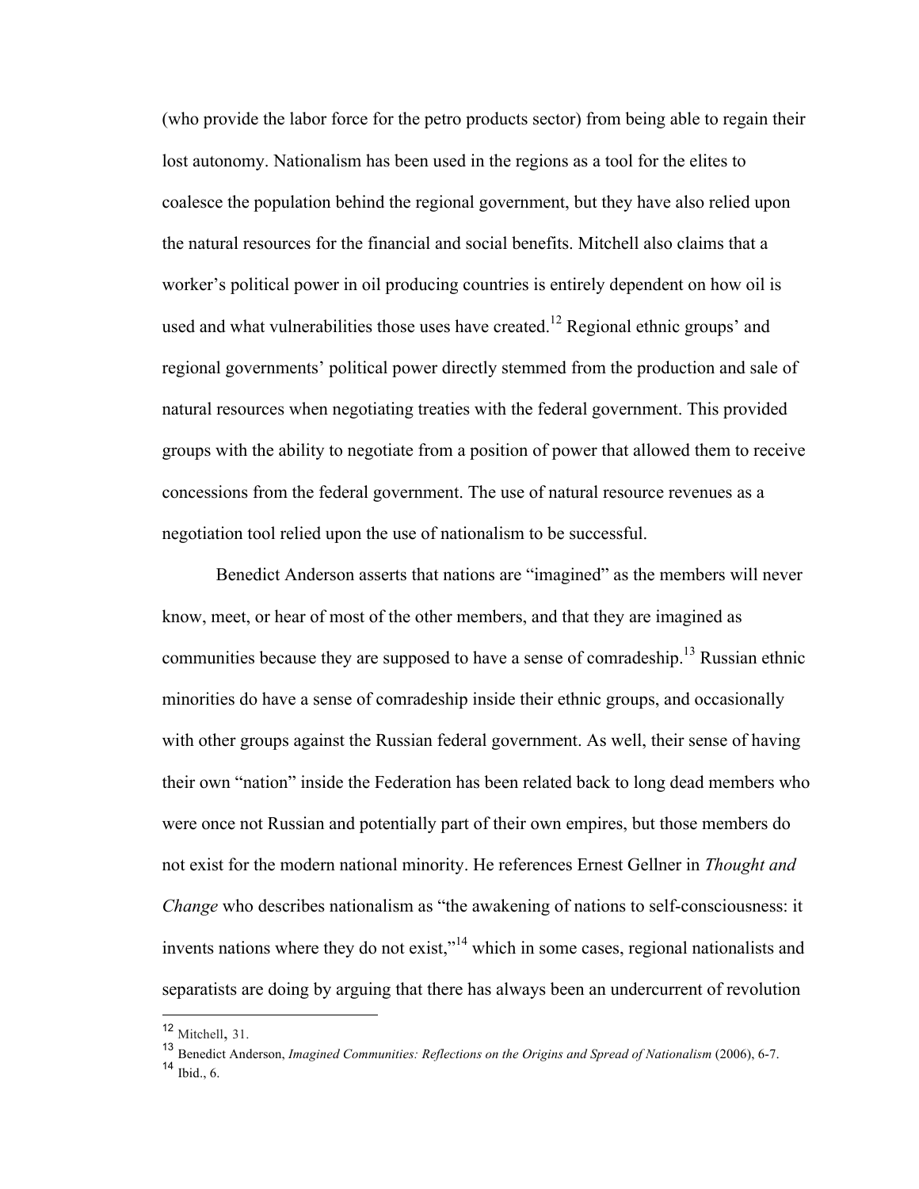(who provide the labor force for the petro products sector) from being able to regain their lost autonomy. Nationalism has been used in the regions as a tool for the elites to coalesce the population behind the regional government, but they have also relied upon the natural resources for the financial and social benefits. Mitchell also claims that a worker's political power in oil producing countries is entirely dependent on how oil is used and what vulnerabilities those uses have created.[12] Regional ethnic groups' and regional governments' political power directly stemmed from the production and sale of natural resources when negotiating treaties with the federal government. This provided groups with the ability to negotiate from a position of power that allowed them to receive concessions from the federal government. The use of natural resource revenues as a negotiation tool relied upon the use of nationalism to be successful.

Benedict Anderson asserts that nations are "imagined" as the members will never know, meet, or hear of most of the other members, and that they are imagined as communities because they are supposed to have a sense of comradeship.[13] Russian ethnic minorities do have a sense of comradeship inside their ethnic groups, and occasionally with other groups against the Russian federal government. As well, their sense of having their own "nation" inside the Federation has been related back to long dead members who were once not Russian and potentially part of their own empires, but those members do not exist for the modern national minority. He references Ernest Gellner in *Thought and Change* who describes nationalism as "the awakening of nations to self-consciousness: it invents nations where they do not exist,"[14] which in some cases, regional nationalists and separatists are doing by arguing that there has always been an undercurrent of revolution

---

[12] Mitchell, 31.

[13] Benedict Anderson, *Imagined Communities: Reflections on the Origins and Spread of Nationalism* (2006), 6-7.

[14] Ibid., 6.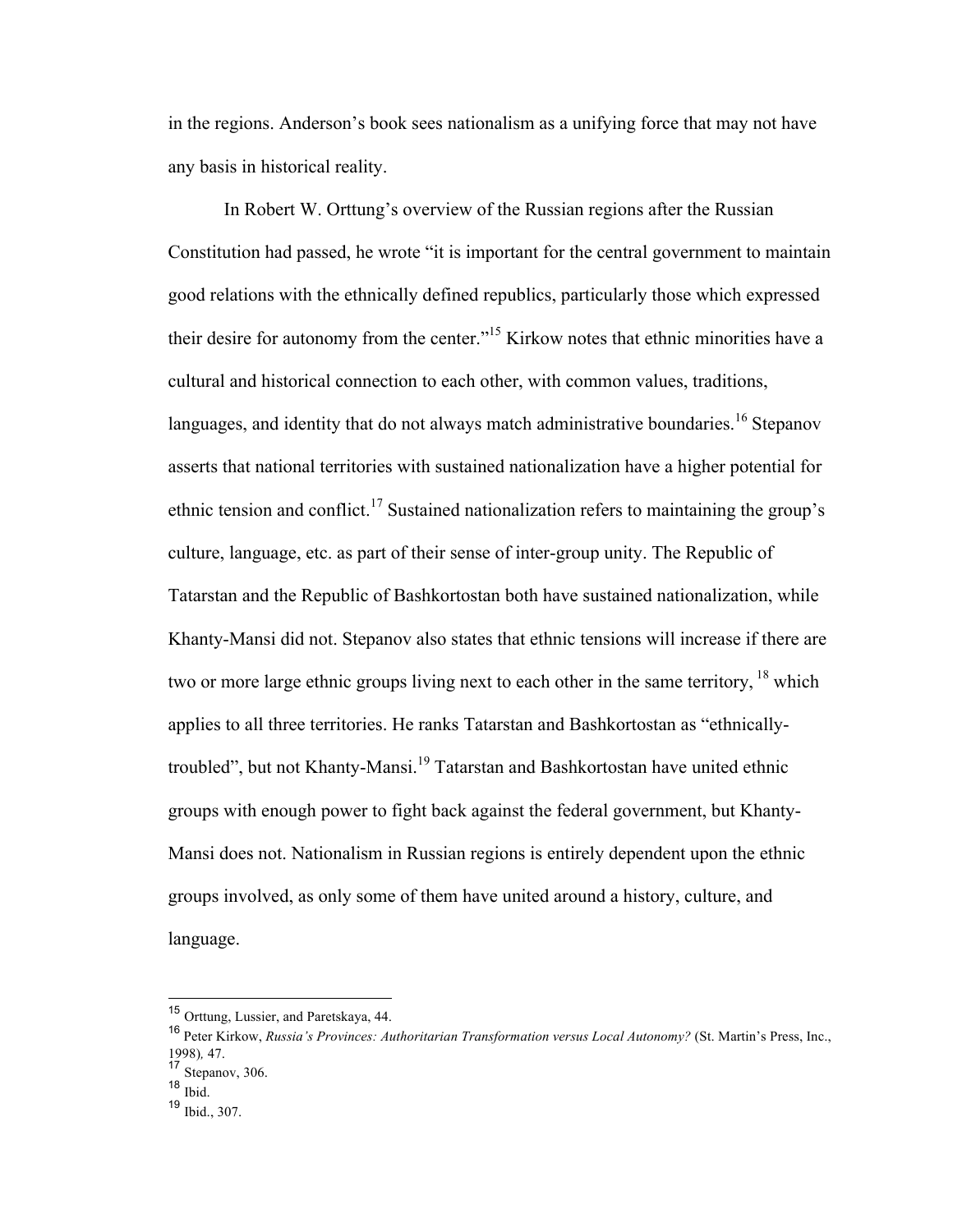in the regions. Anderson's book sees nationalism as a unifying force that may not have any basis in historical reality.

In Robert W. Orttung's overview of the Russian regions after the Russian Constitution had passed, he wrote "it is important for the central government to maintain good relations with the ethnically defined republics, particularly those which expressed their desire for autonomy from the center."[15] Kirkow notes that ethnic minorities have a cultural and historical connection to each other, with common values, traditions, languages, and identity that do not always match administrative boundaries.[16] Stepanov asserts that national territories with sustained nationalization have a higher potential for ethnic tension and conflict.[17] Sustained nationalization refers to maintaining the group's culture, language, etc. as part of their sense of inter-group unity. The Republic of Tatarstan and the Republic of Bashkortostan both have sustained nationalization, while Khanty-Mansi did not. Stepanov also states that ethnic tensions will increase if there are two or more large ethnic groups living next to each other in the same territory, [18] which applies to all three territories. He ranks Tatarstan and Bashkortostan as "ethnically-troubled", but not Khanty-Mansi.[19] Tatarstan and Bashkortostan have united ethnic groups with enough power to fight back against the federal government, but Khanty-Mansi does not. Nationalism in Russian regions is entirely dependent upon the ethnic groups involved, as only some of them have united around a history, culture, and language.

---

[15] Orttung, Lussier, and Paretskaya, 44.

[16] Peter Kirkow, *Russia's Provinces: Authoritarian Transformation versus Local Autonomy?* (St. Martin's Press, Inc., 1998), 47.

[17] Stepanov, 306.

[18] Ibid.

[19] Ibid., 307.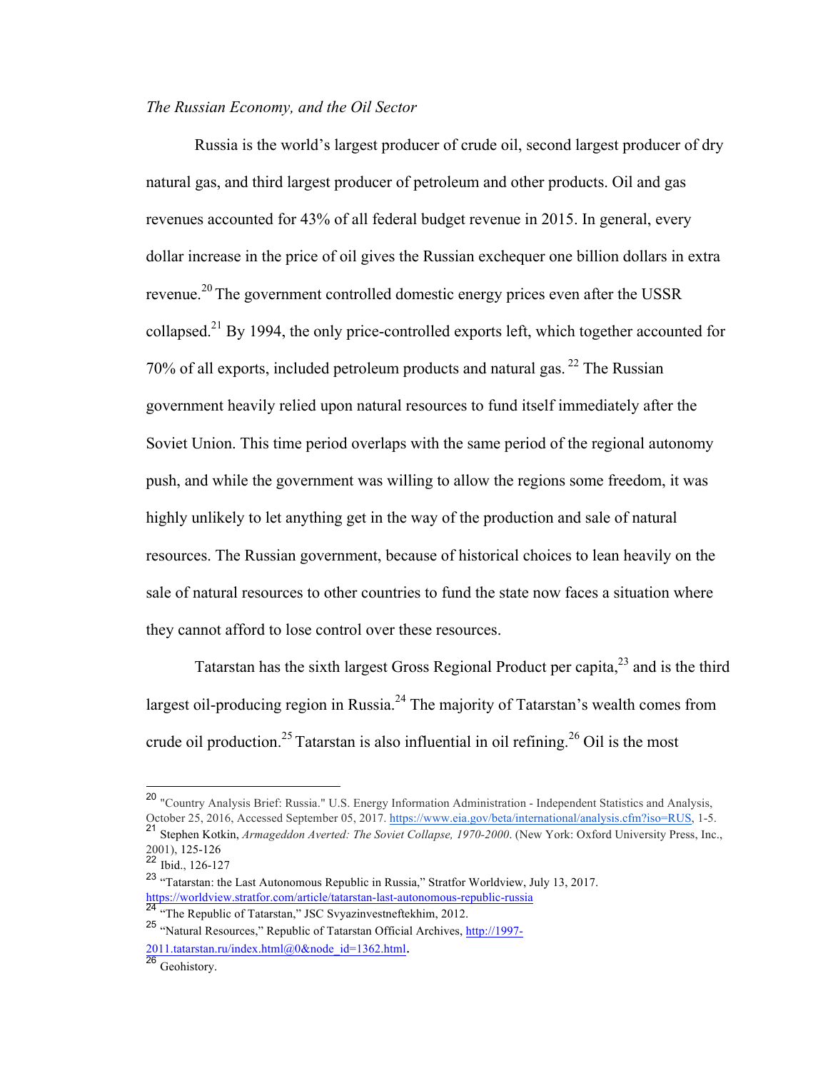*The Russian Economy, and the Oil Sector*

Russia is the world's largest producer of crude oil, second largest producer of dry natural gas, and third largest producer of petroleum and other products. Oil and gas revenues accounted for 43% of all federal budget revenue in 2015. In general, every dollar increase in the price of oil gives the Russian exchequer one billion dollars in extra revenue.[20] The government controlled domestic energy prices even after the USSR collapsed.[21] By 1994, the only price-controlled exports left, which together accounted for 70% of all exports, included petroleum products and natural gas. [22] The Russian government heavily relied upon natural resources to fund itself immediately after the Soviet Union. This time period overlaps with the same period of the regional autonomy push, and while the government was willing to allow the regions some freedom, it was highly unlikely to let anything get in the way of the production and sale of natural resources. The Russian government, because of historical choices to lean heavily on the sale of natural resources to other countries to fund the state now faces a situation where they cannot afford to lose control over these resources.

Tatarstan has the sixth largest Gross Regional Product per capita,[23] and is the third largest oil-producing region in Russia.[24] The majority of Tatarstan's wealth comes from crude oil production.[25] Tatarstan is also influential in oil refining.[26] Oil is the most

---

[20] "Country Analysis Brief: Russia." U.S. Energy Information Administration - Independent Statistics and Analysis, October 25, 2016, Accessed September 05, 2017. https://www.eia.gov/beta/international/analysis.cfm?iso=RUS, 1-5.

[21] Stephen Kotkin, *Armageddon Averted: The Soviet Collapse, 1970-2000*. (New York: Oxford University Press, Inc., 2001), 125-126

[22] Ibid., 126-127

[23] "Tatarstan: the Last Autonomous Republic in Russia," Stratfor Worldview, July 13, 2017. https://worldview.stratfor.com/article/tatarstan-last-autonomous-republic-russia

[24] "The Republic of Tatarstan," JSC Svyazinvestneftekhim, 2012.

[25] "Natural Resources," Republic of Tatarstan Official Archives, http://1997-2011.tatarstan.ru/index.html@0&node_id=1362.html.

[26] Geohistory.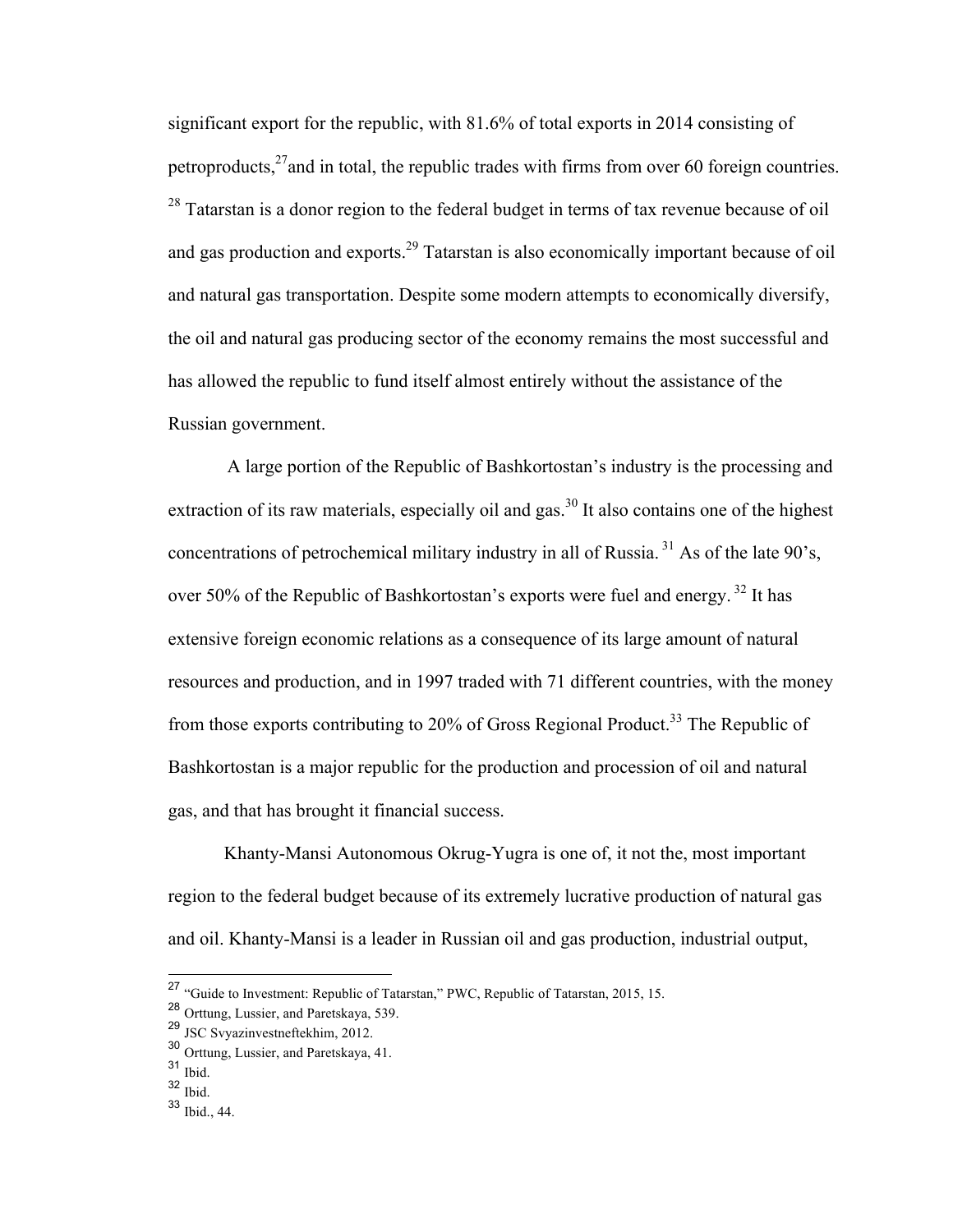significant export for the republic, with 81.6% of total exports in 2014 consisting of petroproducts,[27]and in total, the republic trades with firms from over 60 foreign countries. [28] Tatarstan is a donor region to the federal budget in terms of tax revenue because of oil and gas production and exports.[29] Tatarstan is also economically important because of oil and natural gas transportation. Despite some modern attempts to economically diversify, the oil and natural gas producing sector of the economy remains the most successful and has allowed the republic to fund itself almost entirely without the assistance of the Russian government.

A large portion of the Republic of Bashkortostan's industry is the processing and extraction of its raw materials, especially oil and gas.[30] It also contains one of the highest concentrations of petrochemical military industry in all of Russia. [31] As of the late 90's, over 50% of the Republic of Bashkortostan's exports were fuel and energy. [32] It has extensive foreign economic relations as a consequence of its large amount of natural resources and production, and in 1997 traded with 71 different countries, with the money from those exports contributing to 20% of Gross Regional Product.[33] The Republic of Bashkortostan is a major republic for the production and procession of oil and natural gas, and that has brought it financial success.

Khanty-Mansi Autonomous Okrug-Yugra is one of, it not the, most important region to the federal budget because of its extremely lucrative production of natural gas and oil. Khanty-Mansi is a leader in Russian oil and gas production, industrial output,

---

[27] "Guide to Investment: Republic of Tatarstan," PWC, Republic of Tatarstan, 2015, 15.

[28] Orttung, Lussier, and Paretskaya, 539.

[29] JSC Svyazinvestneftekhim, 2012.

[30] Orttung, Lussier, and Paretskaya, 41.

[31] Ibid.

[32] Ibid.

[33] Ibid., 44.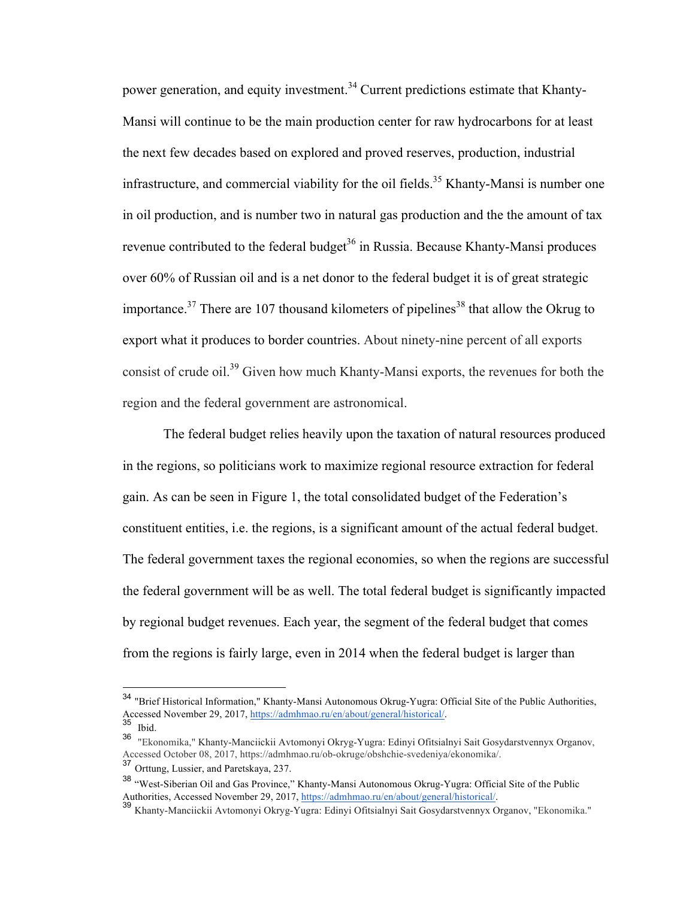power generation, and equity investment.[34] Current predictions estimate that Khanty-Mansi will continue to be the main production center for raw hydrocarbons for at least the next few decades based on explored and proved reserves, production, industrial infrastructure, and commercial viability for the oil fields.[35] Khanty-Mansi is number one in oil production, and is number two in natural gas production and the the amount of tax revenue contributed to the federal budget[36] in Russia. Because Khanty-Mansi produces over 60% of Russian oil and is a net donor to the federal budget it is of great strategic importance.[37] There are 107 thousand kilometers of pipelines[38] that allow the Okrug to export what it produces to border countries. About ninety-nine percent of all exports consist of crude oil.[39] Given how much Khanty-Mansi exports, the revenues for both the region and the federal government are astronomical.

The federal budget relies heavily upon the taxation of natural resources produced in the regions, so politicians work to maximize regional resource extraction for federal gain. As can be seen in Figure 1, the total consolidated budget of the Federation's constituent entities, i.e. the regions, is a significant amount of the actual federal budget. The federal government taxes the regional economies, so when the regions are successful the federal government will be as well. The total federal budget is significantly impacted by regional budget revenues. Each year, the segment of the federal budget that comes from the regions is fairly large, even in 2014 when the federal budget is larger than

---

[34] "Brief Historical Information," Khanty-Mansi Autonomous Okrug-Yugra: Official Site of the Public Authorities, Accessed November 29, 2017, https://admhmao.ru/en/about/general/historical/.

[35] Ibid.

[36] "Ekonomika," Khanty-Manciickii Avtomonyi Okryg-Yugra: Edinyi Ofitsialnyi Sait Gosydarstvennyx Organov, Accessed October 08, 2017, https://admhmao.ru/ob-okruge/obshchie-svedeniya/ekonomika/.

[37] Orttung, Lussier, and Paretskaya, 237.

[38] "West-Siberian Oil and Gas Province," Khanty-Mansi Autonomous Okrug-Yugra: Official Site of the Public Authorities, Accessed November 29, 2017, https://admhmao.ru/en/about/general/historical/.

[39] Khanty-Manciickii Avtomonyi Okryg-Yugra: Edinyi Ofitsialnyi Sait Gosydarstvennyx Organov, "Ekonomika."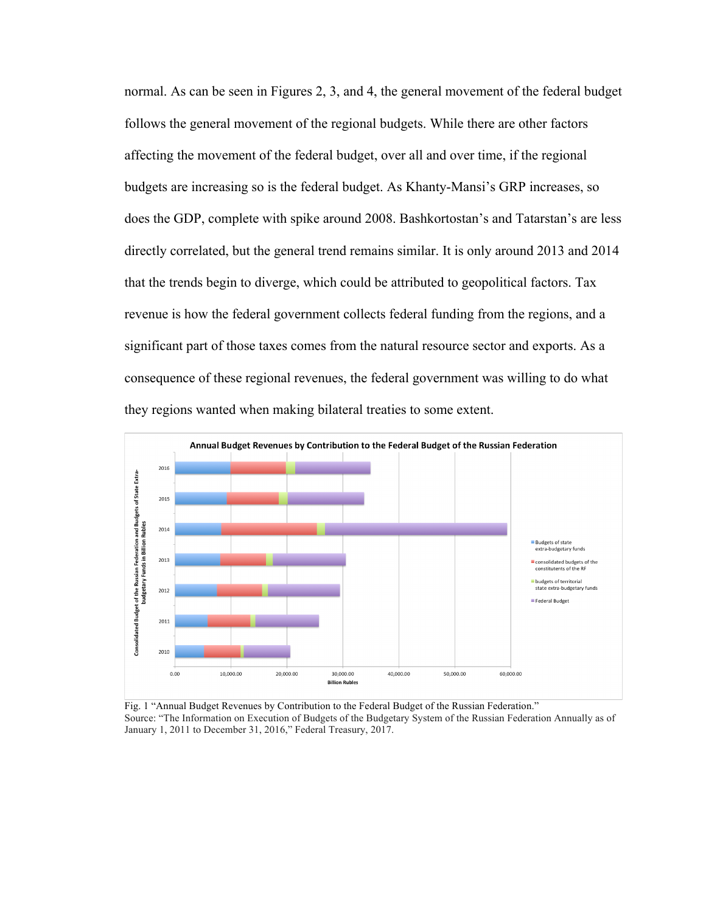normal. As can be seen in Figures 2, 3, and 4, the general movement of the federal budget follows the general movement of the regional budgets. While there are other factors affecting the movement of the federal budget, over all and over time, if the regional budgets are increasing so is the federal budget. As Khanty-Mansi's GRP increases, so does the GDP, complete with spike around 2008. Bashkortostan's and Tatarstan's are less directly correlated, but the general trend remains similar. It is only around 2013 and 2014 that the trends begin to diverge, which could be attributed to geopolitical factors. Tax revenue is how the federal government collects federal funding from the regions, and a significant part of those taxes comes from the natural resource sector and exports. As a consequence of these regional revenues, the federal government was willing to do what they regions wanted when making bilateral treaties to some extent.

Fig. 1 "Annual Budget Revenues by Contribution to the Federal Budget of the Russian Federation."
Source: "The Information on Execution of Budgets of the Budgetary System of the Russian Federation Annually as of January 1, 2011 to December 31, 2016," Federal Treasury, 2017.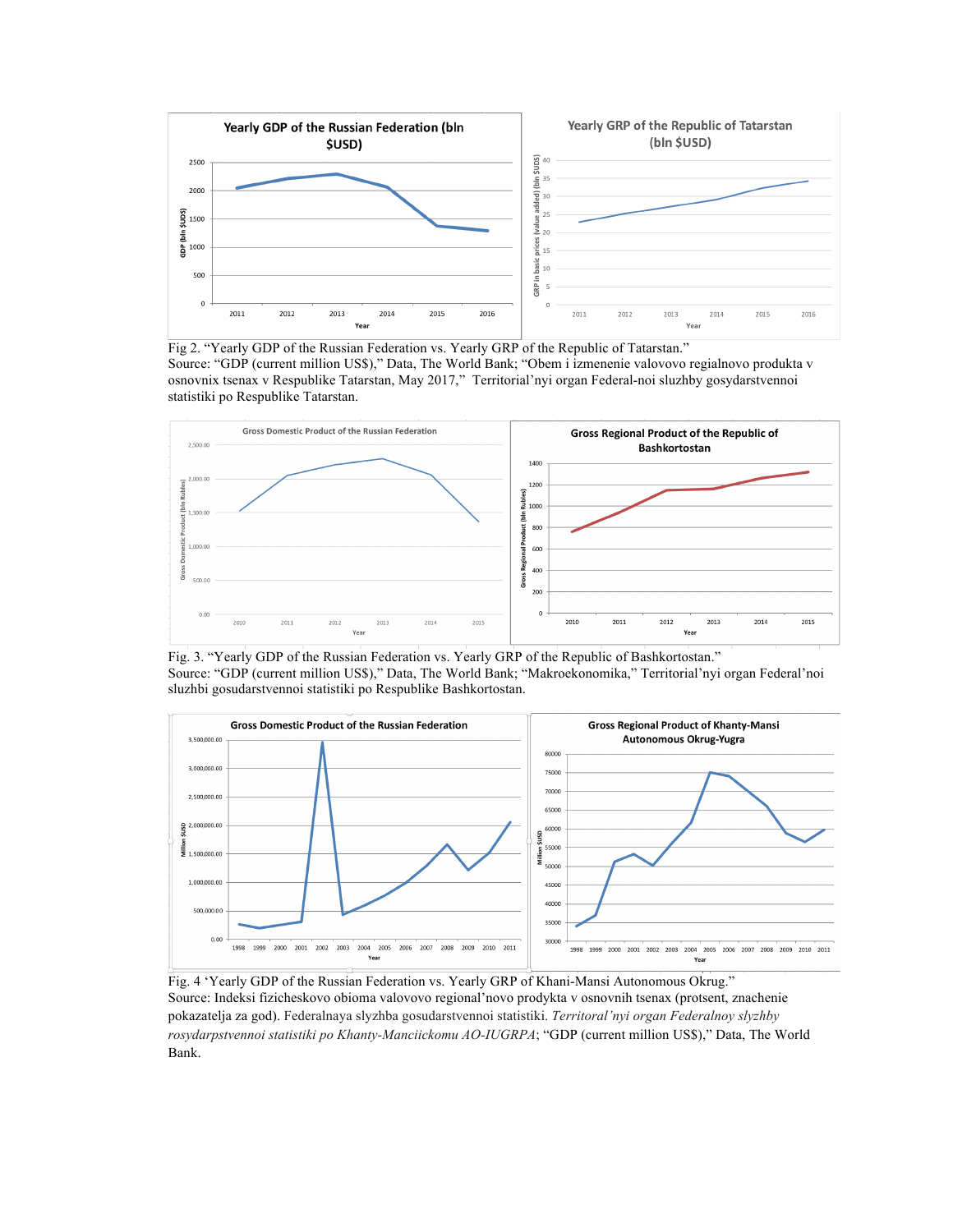Fig 2. "Yearly GDP of the Russian Federation vs. Yearly GRP of the Republic of Tatarstan."
Source: "GDP (current million US$)," Data, The World Bank; "Obem i izmenenie valovovo regialnovo produkta v osnovnix tsenax v Respublike Tatarstan, May 2017," Territorial'nyi organ Federal-noi sluzhby gosydarstvennoi statistiki po Respublike Tatarstan.

Fig. 3. "Yearly GDP of the Russian Federation vs. Yearly GRP of the Republic of Bashkortostan."
Source: "GDP (current million US$)," Data, The World Bank; "Makroekonomika," Territorial'nyi organ Federal'noi sluzhbi gosudarstvennoi statistiki po Respublike Bashkortostan.

Fig. 4 'Yearly GDP of the Russian Federation vs. Yearly GRP of Khani-Mansi Autonomous Okrug."
Source: Indeksi fizicheskovo obioma valovovo regional'novo prodykta v osnovnih tsenax (protsent, znachenie pokazatelja za god). Federalnaya slyzhba gosudarstvennoi statistiki. *Territoral'nyi organ Federalnoy slyzhby rosydarpstvennoi statistiki po Khanty-Manciickomu AO-IUGRPA*; "GDP (current million US$)," Data, The World Bank.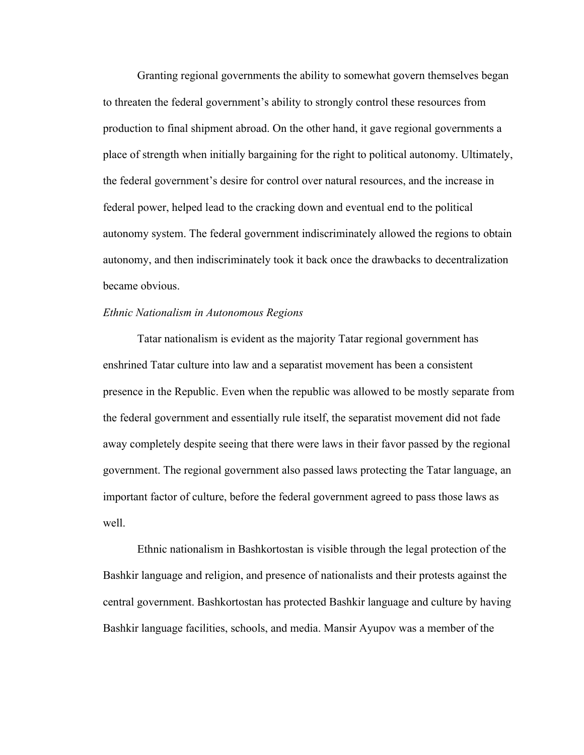Granting regional governments the ability to somewhat govern themselves began to threaten the federal government's ability to strongly control these resources from production to final shipment abroad. On the other hand, it gave regional governments a place of strength when initially bargaining for the right to political autonomy. Ultimately, the federal government's desire for control over natural resources, and the increase in federal power, helped lead to the cracking down and eventual end to the political autonomy system. The federal government indiscriminately allowed the regions to obtain autonomy, and then indiscriminately took it back once the drawbacks to decentralization became obvious.

*Ethnic Nationalism in Autonomous Regions*

Tatar nationalism is evident as the majority Tatar regional government has enshrined Tatar culture into law and a separatist movement has been a consistent presence in the Republic. Even when the republic was allowed to be mostly separate from the federal government and essentially rule itself, the separatist movement did not fade away completely despite seeing that there were laws in their favor passed by the regional government. The regional government also passed laws protecting the Tatar language, an important factor of culture, before the federal government agreed to pass those laws as well.

Ethnic nationalism in Bashkortostan is visible through the legal protection of the Bashkir language and religion, and presence of nationalists and their protests against the central government. Bashkortostan has protected Bashkir language and culture by having Bashkir language facilities, schools, and media. Mansir Ayupov was a member of the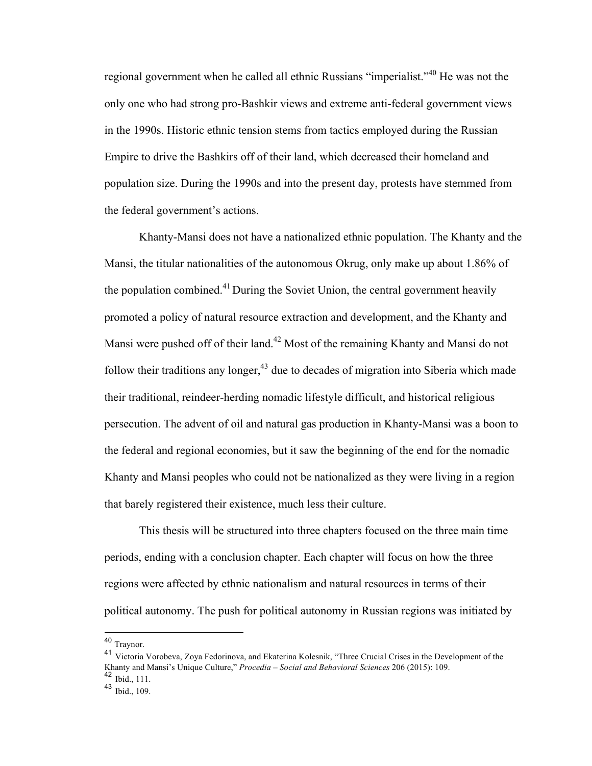regional government when he called all ethnic Russians "imperialist."[40] He was not the only one who had strong pro-Bashkir views and extreme anti-federal government views in the 1990s. Historic ethnic tension stems from tactics employed during the Russian Empire to drive the Bashkirs off of their land, which decreased their homeland and population size. During the 1990s and into the present day, protests have stemmed from the federal government's actions.

Khanty-Mansi does not have a nationalized ethnic population. The Khanty and the Mansi, the titular nationalities of the autonomous Okrug, only make up about 1.86% of the population combined.[41] During the Soviet Union, the central government heavily promoted a policy of natural resource extraction and development, and the Khanty and Mansi were pushed off of their land.[42] Most of the remaining Khanty and Mansi do not follow their traditions any longer,[43] due to decades of migration into Siberia which made their traditional, reindeer-herding nomadic lifestyle difficult, and historical religious persecution. The advent of oil and natural gas production in Khanty-Mansi was a boon to the federal and regional economies, but it saw the beginning of the end for the nomadic Khanty and Mansi peoples who could not be nationalized as they were living in a region that barely registered their existence, much less their culture.

This thesis will be structured into three chapters focused on the three main time periods, ending with a conclusion chapter. Each chapter will focus on how the three regions were affected by ethnic nationalism and natural resources in terms of their political autonomy. The push for political autonomy in Russian regions was initiated by

---

[40] Traynor.

[41] Victoria Vorobeva, Zoya Fedorinova, and Ekaterina Kolesnik, "Three Crucial Crises in the Development of the Khanty and Mansi's Unique Culture," *Procedia – Social and Behavioral Sciences* 206 (2015): 109.

[42] Ibid., 111.

[43] Ibid., 109.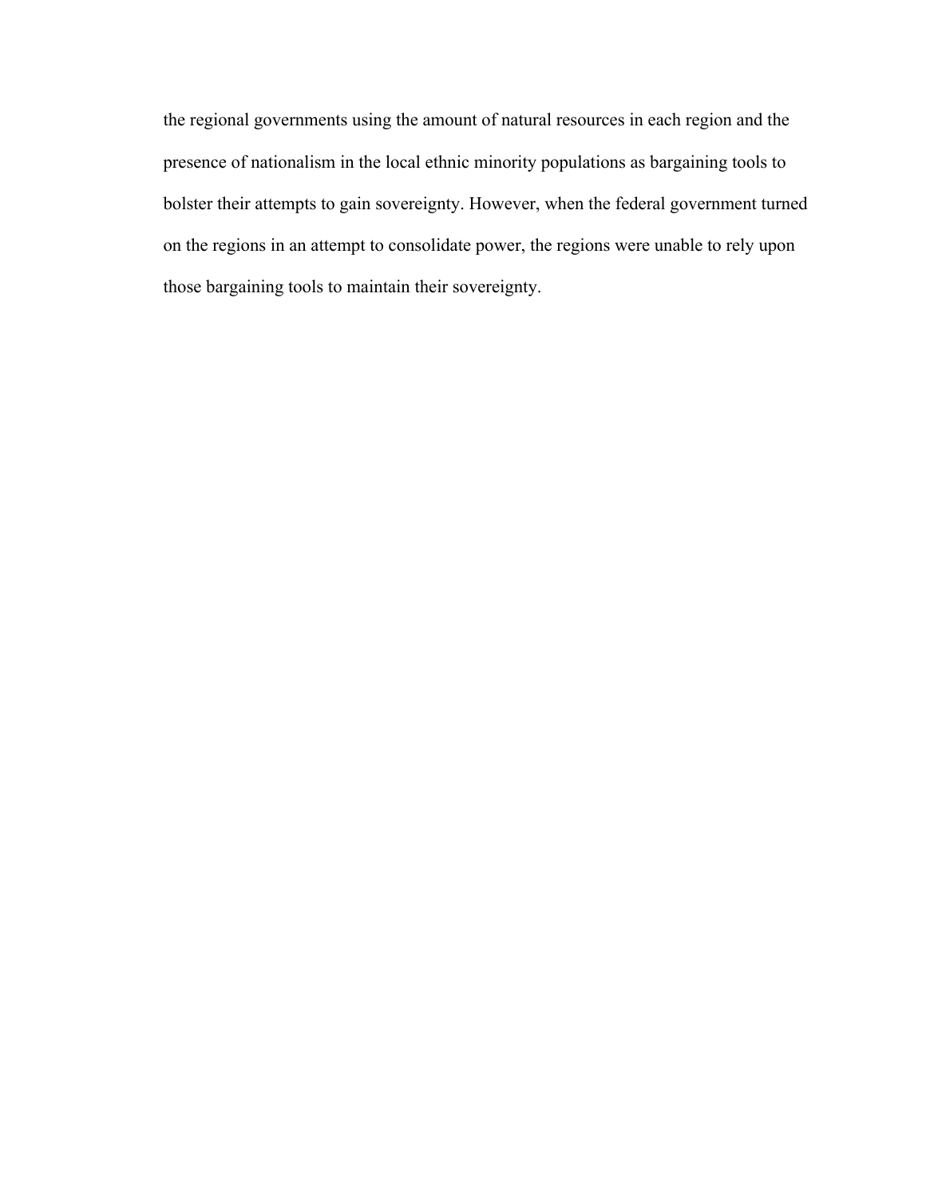the regional governments using the amount of natural resources in each region and the presence of nationalism in the local ethnic minority populations as bargaining tools to bolster their attempts to gain sovereignty. However, when the federal government turned on the regions in an attempt to consolidate power, the regions were unable to rely upon those bargaining tools to maintain their sovereignty.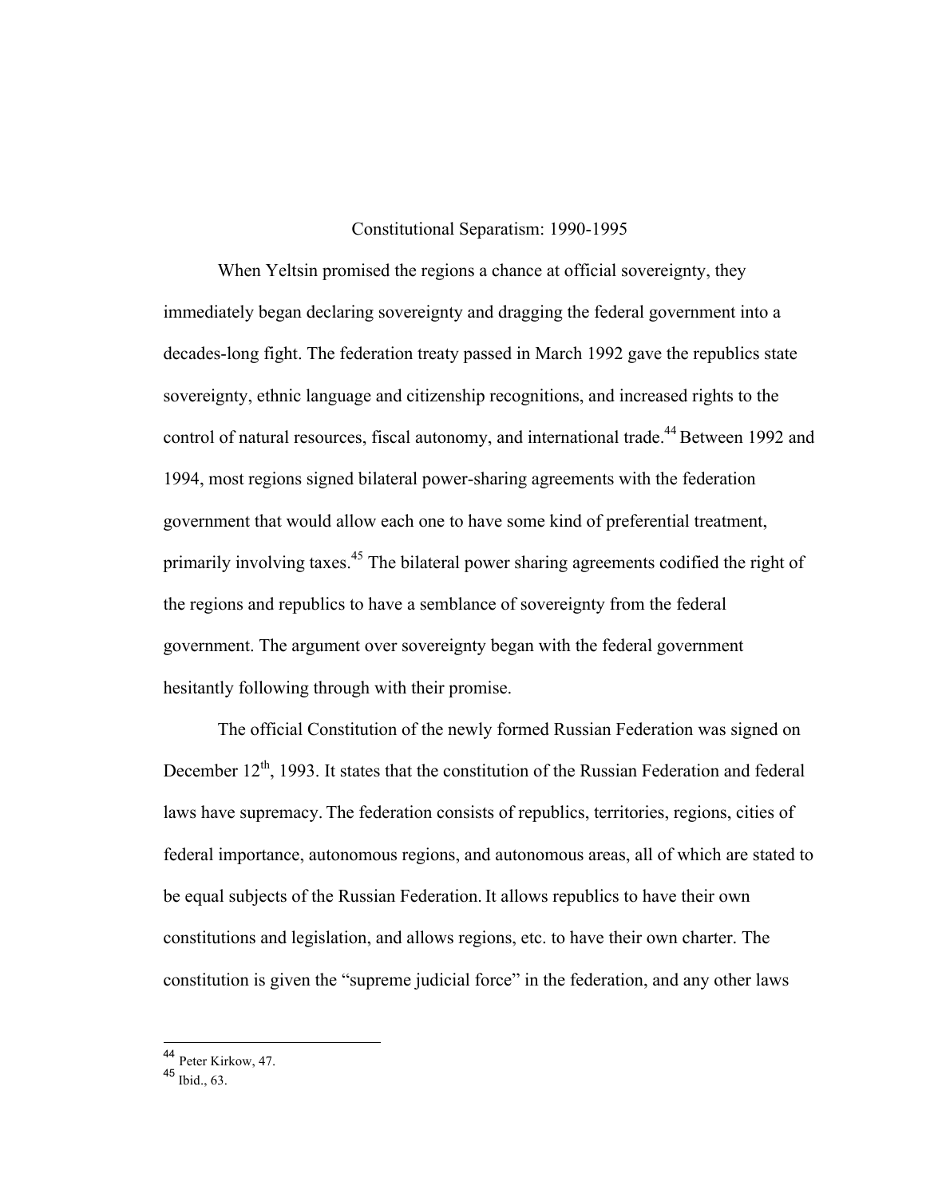## Constitutional Separatism: 1990-1995

When Yeltsin promised the regions a chance at official sovereignty, they immediately began declaring sovereignty and dragging the federal government into a decades-long fight. The federation treaty passed in March 1992 gave the republics state sovereignty, ethnic language and citizenship recognitions, and increased rights to the control of natural resources, fiscal autonomy, and international trade.[44] Between 1992 and 1994, most regions signed bilateral power-sharing agreements with the federation government that would allow each one to have some kind of preferential treatment, primarily involving taxes.[45] The bilateral power sharing agreements codified the right of the regions and republics to have a semblance of sovereignty from the federal government. The argument over sovereignty began with the federal government hesitantly following through with their promise.

The official Constitution of the newly formed Russian Federation was signed on December 12th, 1993. It states that the constitution of the Russian Federation and federal laws have supremacy. The federation consists of republics, territories, regions, cities of federal importance, autonomous regions, and autonomous areas, all of which are stated to be equal subjects of the Russian Federation. It allows republics to have their own constitutions and legislation, and allows regions, etc. to have their own charter. The constitution is given the "supreme judicial force" in the federation, and any other laws

---

[44] Peter Kirkow, 47.

[45] Ibid., 63.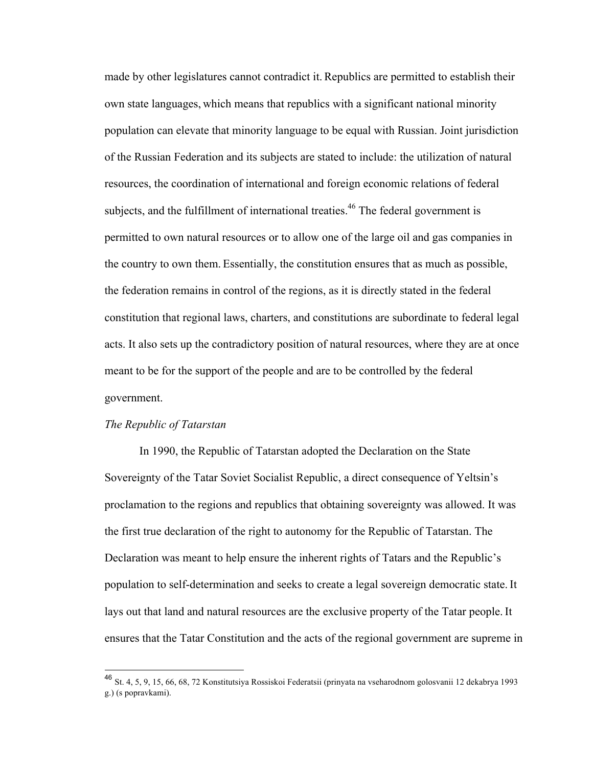made by other legislatures cannot contradict it. Republics are permitted to establish their own state languages, which means that republics with a significant national minority population can elevate that minority language to be equal with Russian. Joint jurisdiction of the Russian Federation and its subjects are stated to include: the utilization of natural resources, the coordination of international and foreign economic relations of federal subjects, and the fulfillment of international treaties.[46] The federal government is permitted to own natural resources or to allow one of the large oil and gas companies in the country to own them. Essentially, the constitution ensures that as much as possible, the federation remains in control of the regions, as it is directly stated in the federal constitution that regional laws, charters, and constitutions are subordinate to federal legal acts. It also sets up the contradictory position of natural resources, where they are at once meant to be for the support of the people and are to be controlled by the federal government.

*The Republic of Tatarstan*

In 1990, the Republic of Tatarstan adopted the Declaration on the State Sovereignty of the Tatar Soviet Socialist Republic, a direct consequence of Yeltsin's proclamation to the regions and republics that obtaining sovereignty was allowed. It was the first true declaration of the right to autonomy for the Republic of Tatarstan. The Declaration was meant to help ensure the inherent rights of Tatars and the Republic's population to self-determination and seeks to create a legal sovereign democratic state. It lays out that land and natural resources are the exclusive property of the Tatar people. It ensures that the Tatar Constitution and the acts of the regional government are supreme in

---

[46] St. 4, 5, 9, 15, 66, 68, 72 Konstitutsiya Rossiskoi Federatsii (prinyata na vseharodnom golosvanii 12 dekabrya 1993 g.) (s popravkami).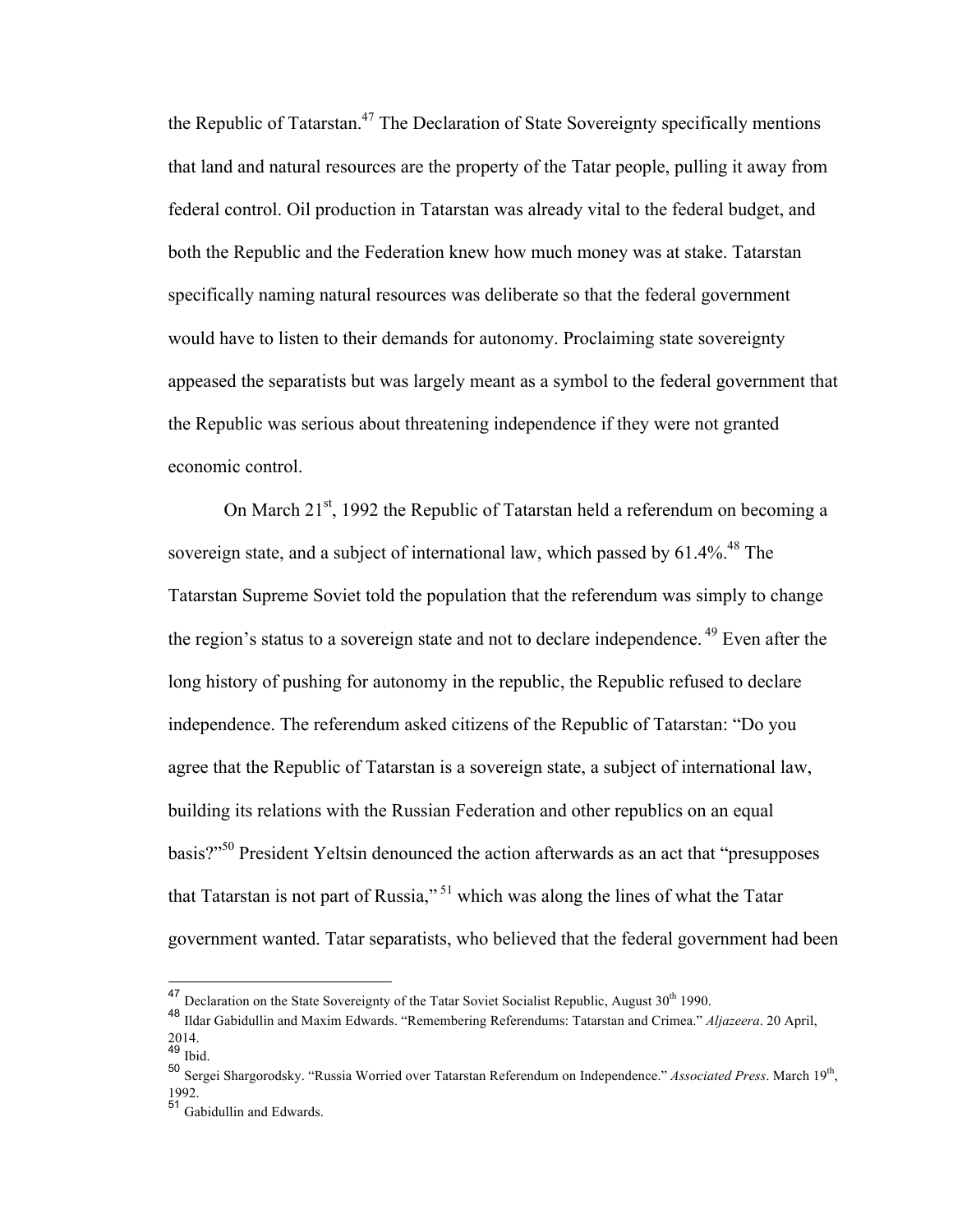the Republic of Tatarstan.[47] The Declaration of State Sovereignty specifically mentions that land and natural resources are the property of the Tatar people, pulling it away from federal control. Oil production in Tatarstan was already vital to the federal budget, and both the Republic and the Federation knew how much money was at stake. Tatarstan specifically naming natural resources was deliberate so that the federal government would have to listen to their demands for autonomy. Proclaiming state sovereignty appeased the separatists but was largely meant as a symbol to the federal government that the Republic was serious about threatening independence if they were not granted economic control.

On March 21st, 1992 the Republic of Tatarstan held a referendum on becoming a sovereign state, and a subject of international law, which passed by 61.4%.[48] The Tatarstan Supreme Soviet told the population that the referendum was simply to change the region's status to a sovereign state and not to declare independence.[49] Even after the long history of pushing for autonomy in the republic, the Republic refused to declare independence. The referendum asked citizens of the Republic of Tatarstan: "Do you agree that the Republic of Tatarstan is a sovereign state, a subject of international law, building its relations with the Russian Federation and other republics on an equal basis?"[50] President Yeltsin denounced the action afterwards as an act that "presupposes that Tatarstan is not part of Russia,"[51] which was along the lines of what the Tatar government wanted. Tatar separatists, who believed that the federal government had been

---

[47] Declaration on the State Sovereignty of the Tatar Soviet Socialist Republic, August 30th 1990.

[48] Ildar Gabidullin and Maxim Edwards. "Remembering Referendums: Tatarstan and Crimea." *Aljazeera*. 20 April, 2014.

[49] Ibid.

[50] Sergei Shargorodsky. "Russia Worried over Tatarstan Referendum on Independence." *Associated Press*. March 19th, 1992.

[51] Gabidullin and Edwards.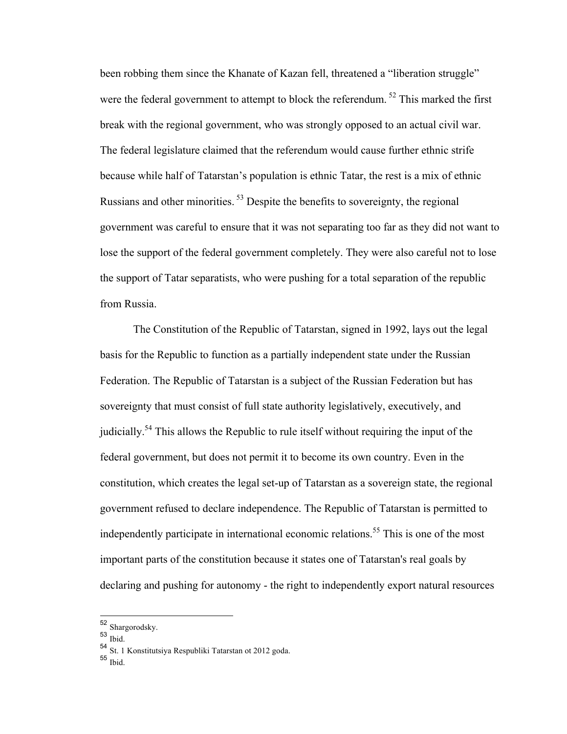been robbing them since the Khanate of Kazan fell, threatened a "liberation struggle" were the federal government to attempt to block the referendum. [52] This marked the first break with the regional government, who was strongly opposed to an actual civil war. The federal legislature claimed that the referendum would cause further ethnic strife because while half of Tatarstan's population is ethnic Tatar, the rest is a mix of ethnic Russians and other minorities. [53] Despite the benefits to sovereignty, the regional government was careful to ensure that it was not separating too far as they did not want to lose the support of the federal government completely. They were also careful not to lose the support of Tatar separatists, who were pushing for a total separation of the republic from Russia.

The Constitution of the Republic of Tatarstan, signed in 1992, lays out the legal basis for the Republic to function as a partially independent state under the Russian Federation. The Republic of Tatarstan is a subject of the Russian Federation but has sovereignty that must consist of full state authority legislatively, executively, and judicially.[54] This allows the Republic to rule itself without requiring the input of the federal government, but does not permit it to become its own country. Even in the constitution, which creates the legal set-up of Tatarstan as a sovereign state, the regional government refused to declare independence. The Republic of Tatarstan is permitted to independently participate in international economic relations.[55] This is one of the most important parts of the constitution because it states one of Tatarstan's real goals by declaring and pushing for autonomy - the right to independently export natural resources

---

[52] Shargorodsky.
[53] Ibid.
[54] St. 1 Konstitutsiya Respubliki Tatarstan ot 2012 goda.
[55] Ibid.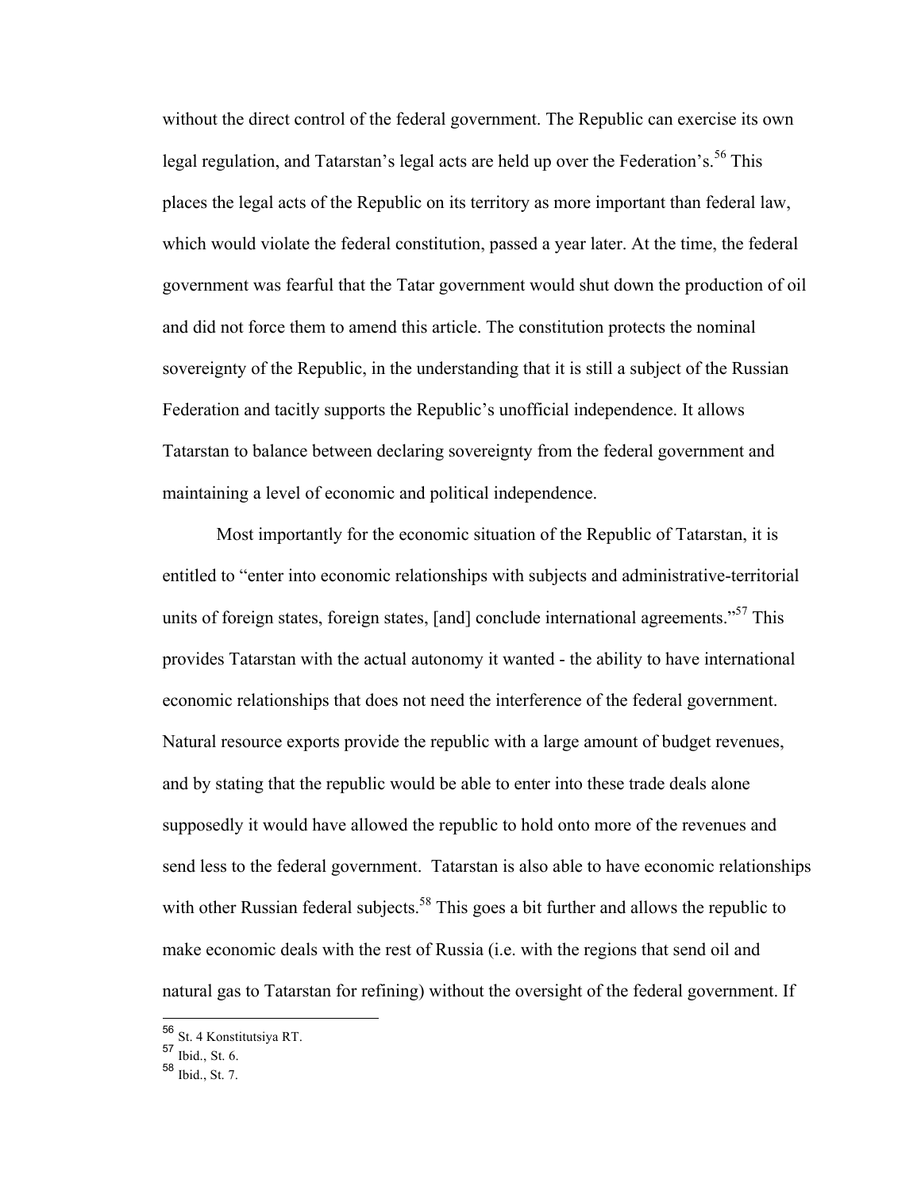without the direct control of the federal government. The Republic can exercise its own legal regulation, and Tatarstan's legal acts are held up over the Federation's.[56] This places the legal acts of the Republic on its territory as more important than federal law, which would violate the federal constitution, passed a year later. At the time, the federal government was fearful that the Tatar government would shut down the production of oil and did not force them to amend this article. The constitution protects the nominal sovereignty of the Republic, in the understanding that it is still a subject of the Russian Federation and tacitly supports the Republic's unofficial independence. It allows Tatarstan to balance between declaring sovereignty from the federal government and maintaining a level of economic and political independence.

Most importantly for the economic situation of the Republic of Tatarstan, it is entitled to "enter into economic relationships with subjects and administrative-territorial units of foreign states, foreign states, [and] conclude international agreements."[57] This provides Tatarstan with the actual autonomy it wanted - the ability to have international economic relationships that does not need the interference of the federal government. Natural resource exports provide the republic with a large amount of budget revenues, and by stating that the republic would be able to enter into these trade deals alone supposedly it would have allowed the republic to hold onto more of the revenues and send less to the federal government. Tatarstan is also able to have economic relationships with other Russian federal subjects.[58] This goes a bit further and allows the republic to make economic deals with the rest of Russia (i.e. with the regions that send oil and natural gas to Tatarstan for refining) without the oversight of the federal government. If

---

[56] St. 4 Konstitutsiya RT.

[57] Ibid., St. 6.

[58] Ibid., St. 7.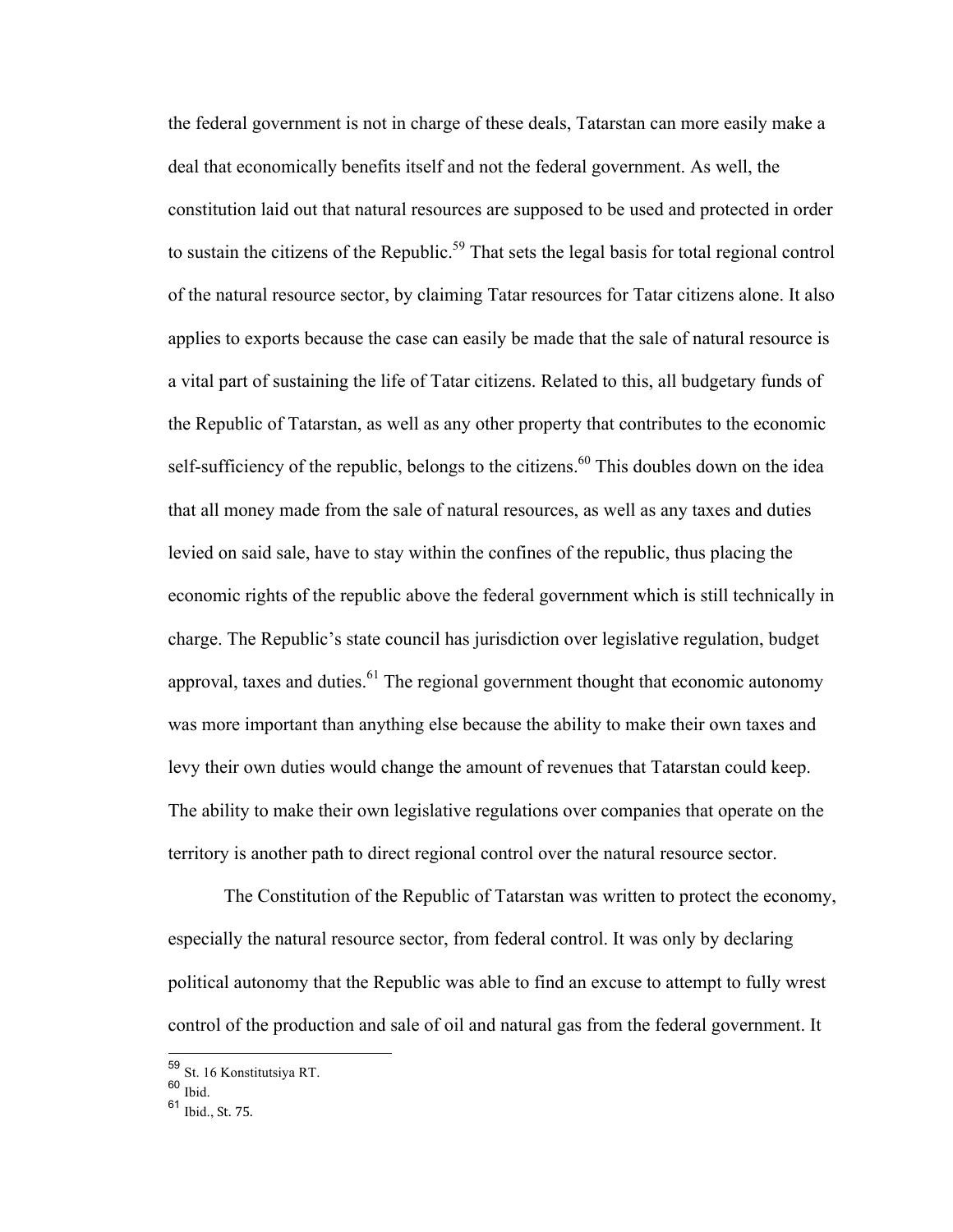the federal government is not in charge of these deals, Tatarstan can more easily make a deal that economically benefits itself and not the federal government. As well, the constitution laid out that natural resources are supposed to be used and protected in order to sustain the citizens of the Republic.[59] That sets the legal basis for total regional control of the natural resource sector, by claiming Tatar resources for Tatar citizens alone. It also applies to exports because the case can easily be made that the sale of natural resource is a vital part of sustaining the life of Tatar citizens. Related to this, all budgetary funds of the Republic of Tatarstan, as well as any other property that contributes to the economic self-sufficiency of the republic, belongs to the citizens.[60] This doubles down on the idea that all money made from the sale of natural resources, as well as any taxes and duties levied on said sale, have to stay within the confines of the republic, thus placing the economic rights of the republic above the federal government which is still technically in charge. The Republic's state council has jurisdiction over legislative regulation, budget approval, taxes and duties.[61] The regional government thought that economic autonomy was more important than anything else because the ability to make their own taxes and levy their own duties would change the amount of revenues that Tatarstan could keep. The ability to make their own legislative regulations over companies that operate on the territory is another path to direct regional control over the natural resource sector.

The Constitution of the Republic of Tatarstan was written to protect the economy, especially the natural resource sector, from federal control. It was only by declaring political autonomy that the Republic was able to find an excuse to attempt to fully wrest control of the production and sale of oil and natural gas from the federal government. It

---

[59] St. 16 Konstitutsiya RT.

[60] Ibid.

[61] Ibid., St. 75.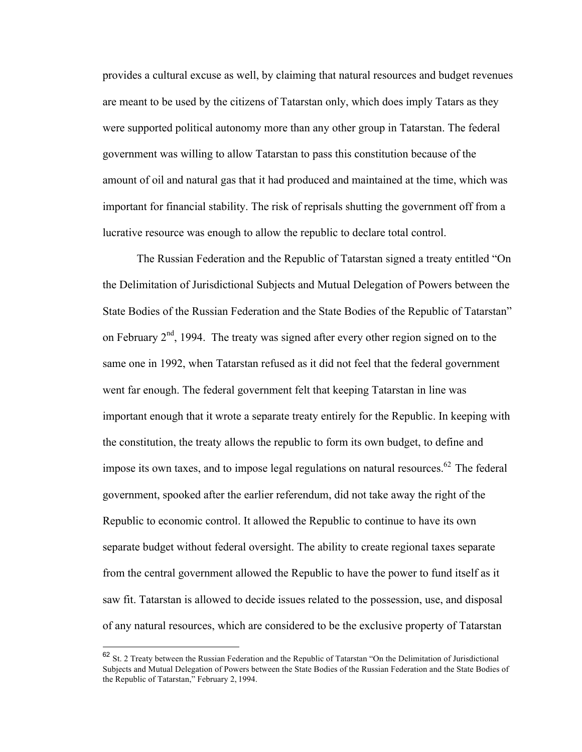provides a cultural excuse as well, by claiming that natural resources and budget revenues are meant to be used by the citizens of Tatarstan only, which does imply Tatars as they were supported political autonomy more than any other group in Tatarstan. The federal government was willing to allow Tatarstan to pass this constitution because of the amount of oil and natural gas that it had produced and maintained at the time, which was important for financial stability. The risk of reprisals shutting the government off from a lucrative resource was enough to allow the republic to declare total control.

The Russian Federation and the Republic of Tatarstan signed a treaty entitled "On the Delimitation of Jurisdictional Subjects and Mutual Delegation of Powers between the State Bodies of the Russian Federation and the State Bodies of the Republic of Tatarstan" on February 2nd, 1994. The treaty was signed after every other region signed on to the same one in 1992, when Tatarstan refused as it did not feel that the federal government went far enough. The federal government felt that keeping Tatarstan in line was important enough that it wrote a separate treaty entirely for the Republic. In keeping with the constitution, the treaty allows the republic to form its own budget, to define and impose its own taxes, and to impose legal regulations on natural resources.[62] The federal government, spooked after the earlier referendum, did not take away the right of the Republic to economic control. It allowed the Republic to continue to have its own separate budget without federal oversight. The ability to create regional taxes separate from the central government allowed the Republic to have the power to fund itself as it saw fit. Tatarstan is allowed to decide issues related to the possession, use, and disposal of any natural resources, which are considered to be the exclusive property of Tatarstan

---

[62] St. 2 Treaty between the Russian Federation and the Republic of Tatarstan "On the Delimitation of Jurisdictional Subjects and Mutual Delegation of Powers between the State Bodies of the Russian Federation and the State Bodies of the Republic of Tatarstan," February 2, 1994.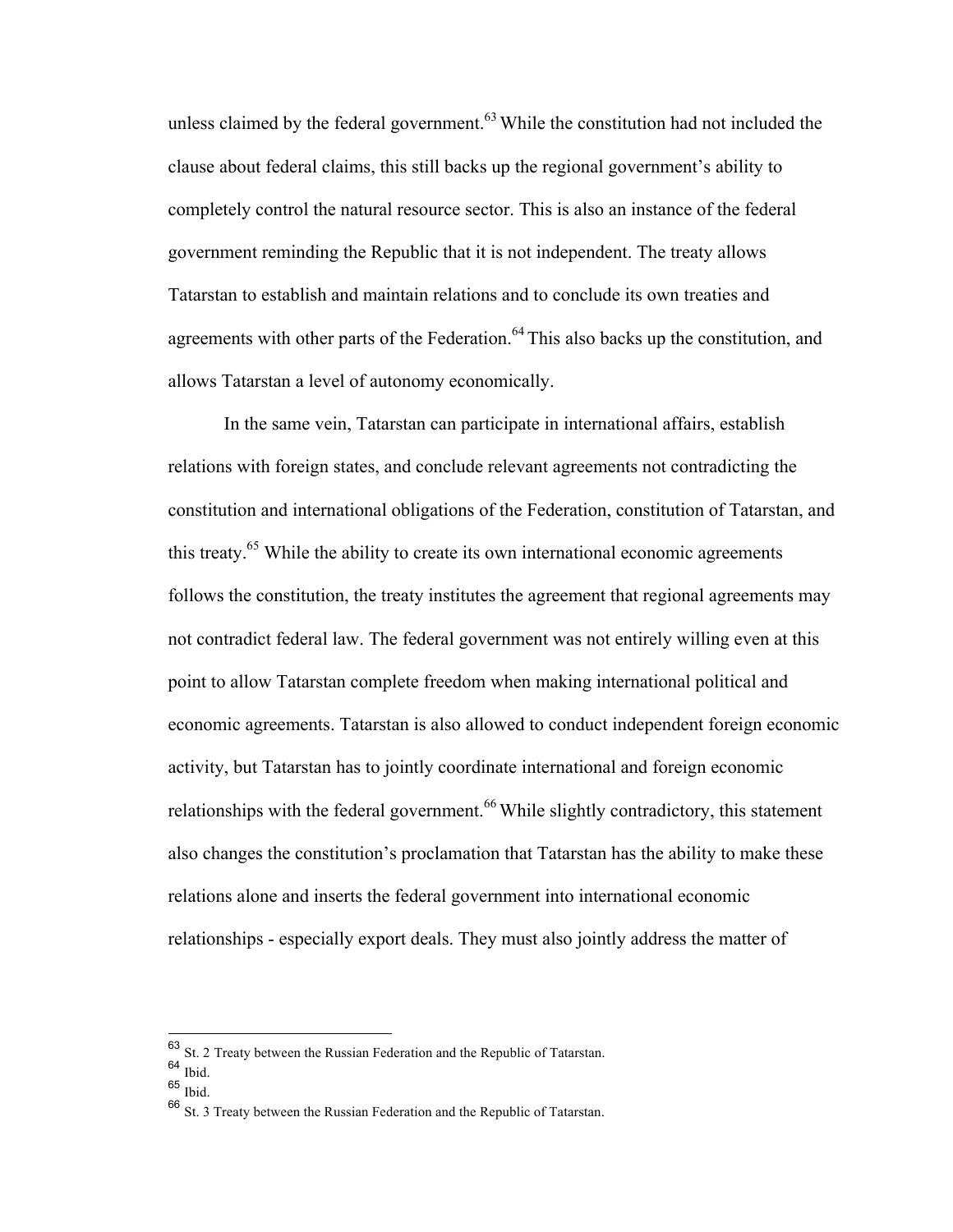unless claimed by the federal government.[63] While the constitution had not included the clause about federal claims, this still backs up the regional government's ability to completely control the natural resource sector. This is also an instance of the federal government reminding the Republic that it is not independent. The treaty allows Tatarstan to establish and maintain relations and to conclude its own treaties and agreements with other parts of the Federation.[64] This also backs up the constitution, and allows Tatarstan a level of autonomy economically.

In the same vein, Tatarstan can participate in international affairs, establish relations with foreign states, and conclude relevant agreements not contradicting the constitution and international obligations of the Federation, constitution of Tatarstan, and this treaty.[65] While the ability to create its own international economic agreements follows the constitution, the treaty institutes the agreement that regional agreements may not contradict federal law. The federal government was not entirely willing even at this point to allow Tatarstan complete freedom when making international political and economic agreements. Tatarstan is also allowed to conduct independent foreign economic activity, but Tatarstan has to jointly coordinate international and foreign economic relationships with the federal government.[66] While slightly contradictory, this statement also changes the constitution's proclamation that Tatarstan has the ability to make these relations alone and inserts the federal government into international economic relationships - especially export deals. They must also jointly address the matter of

---

[63] St. 2 Treaty between the Russian Federation and the Republic of Tatarstan.

[64] Ibid.

[65] Ibid.

[66] St. 3 Treaty between the Russian Federation and the Republic of Tatarstan.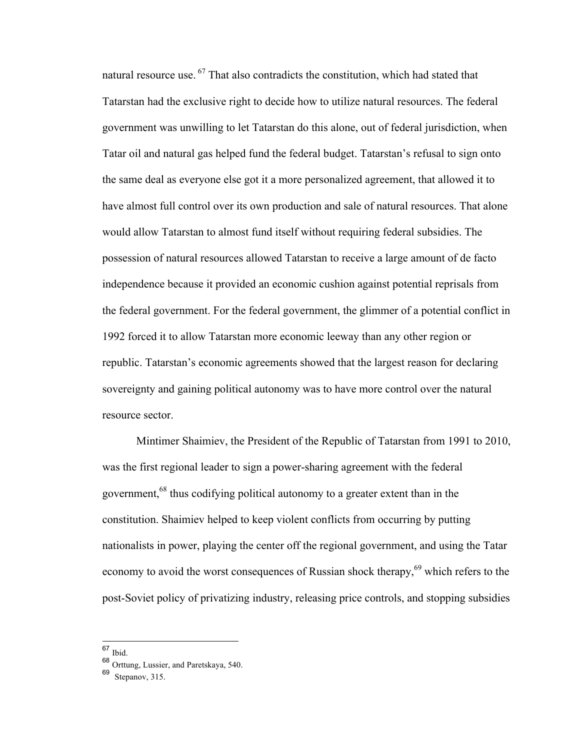natural resource use.[67] That also contradicts the constitution, which had stated that Tatarstan had the exclusive right to decide how to utilize natural resources. The federal government was unwilling to let Tatarstan do this alone, out of federal jurisdiction, when Tatar oil and natural gas helped fund the federal budget. Tatarstan's refusal to sign onto the same deal as everyone else got it a more personalized agreement, that allowed it to have almost full control over its own production and sale of natural resources. That alone would allow Tatarstan to almost fund itself without requiring federal subsidies. The possession of natural resources allowed Tatarstan to receive a large amount of de facto independence because it provided an economic cushion against potential reprisals from the federal government. For the federal government, the glimmer of a potential conflict in 1992 forced it to allow Tatarstan more economic leeway than any other region or republic. Tatarstan's economic agreements showed that the largest reason for declaring sovereignty and gaining political autonomy was to have more control over the natural resource sector.

Mintimer Shaimiev, the President of the Republic of Tatarstan from 1991 to 2010, was the first regional leader to sign a power-sharing agreement with the federal government,[68] thus codifying political autonomy to a greater extent than in the constitution. Shaimiev helped to keep violent conflicts from occurring by putting nationalists in power, playing the center off the regional government, and using the Tatar economy to avoid the worst consequences of Russian shock therapy,[69] which refers to the post-Soviet policy of privatizing industry, releasing price controls, and stopping subsidies

---

[67] Ibid.

[68] Orttung, Lussier, and Paretskaya, 540.

[69] Stepanov, 315.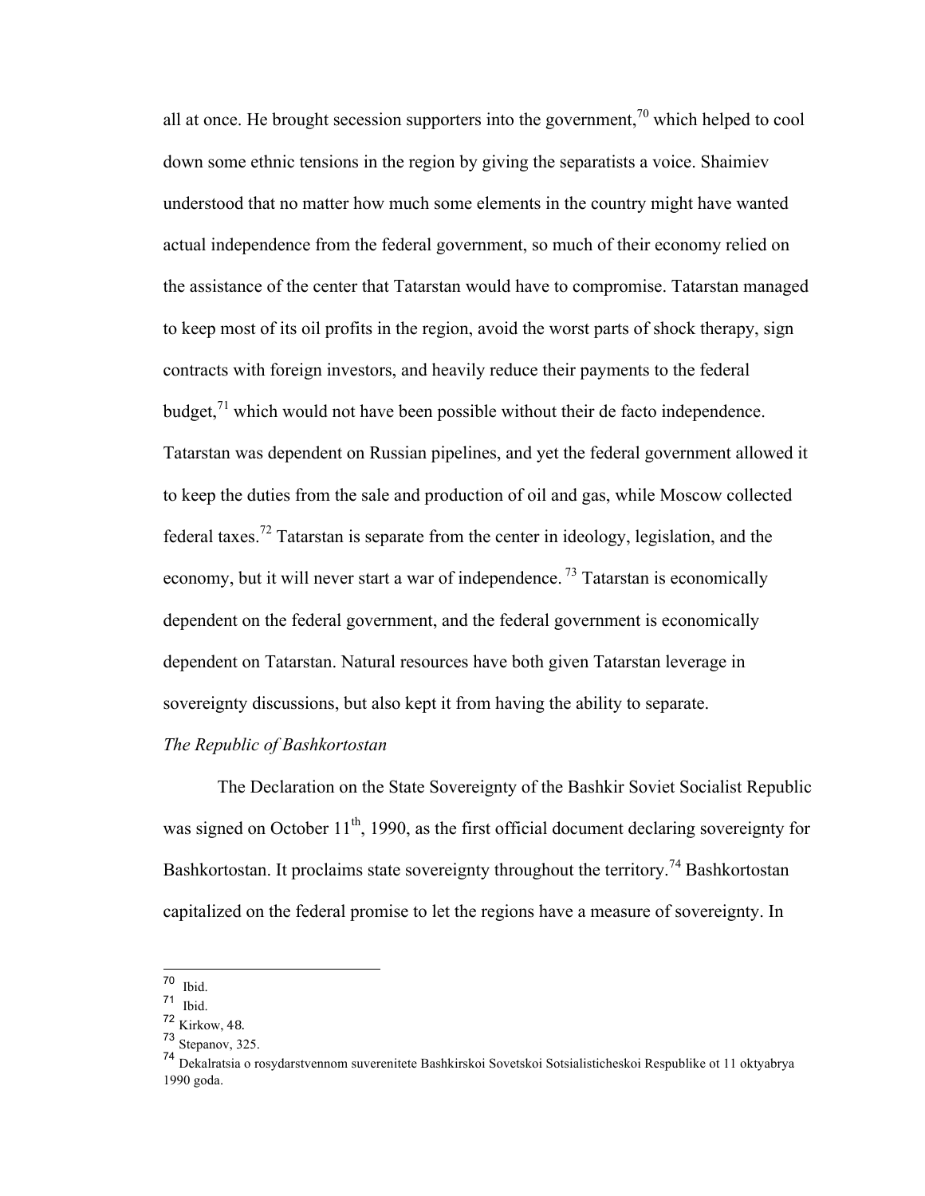all at once. He brought secession supporters into the government,[70] which helped to cool down some ethnic tensions in the region by giving the separatists a voice. Shaimiev understood that no matter how much some elements in the country might have wanted actual independence from the federal government, so much of their economy relied on the assistance of the center that Tatarstan would have to compromise. Tatarstan managed to keep most of its oil profits in the region, avoid the worst parts of shock therapy, sign contracts with foreign investors, and heavily reduce their payments to the federal budget,[71] which would not have been possible without their de facto independence. Tatarstan was dependent on Russian pipelines, and yet the federal government allowed it to keep the duties from the sale and production of oil and gas, while Moscow collected federal taxes.[72] Tatarstan is separate from the center in ideology, legislation, and the economy, but it will never start a war of independence. [73] Tatarstan is economically dependent on the federal government, and the federal government is economically dependent on Tatarstan. Natural resources have both given Tatarstan leverage in sovereignty discussions, but also kept it from having the ability to separate.

*The Republic of Bashkortostan*

The Declaration on the State Sovereignty of the Bashkir Soviet Socialist Republic was signed on October 11th, 1990, as the first official document declaring sovereignty for Bashkortostan. It proclaims state sovereignty throughout the territory.[74] Bashkortostan capitalized on the federal promise to let the regions have a measure of sovereignty. In

---

[70] Ibid.

[71] Ibid.

[72] Kirkow, 48.

[73] Stepanov, 325.

[74] Dekalratsia o rosydarstvennom suverenitete Bashkirskoi Sovetskoi Sotsialisticheskoi Respublike ot 11 oktyabrya 1990 goda.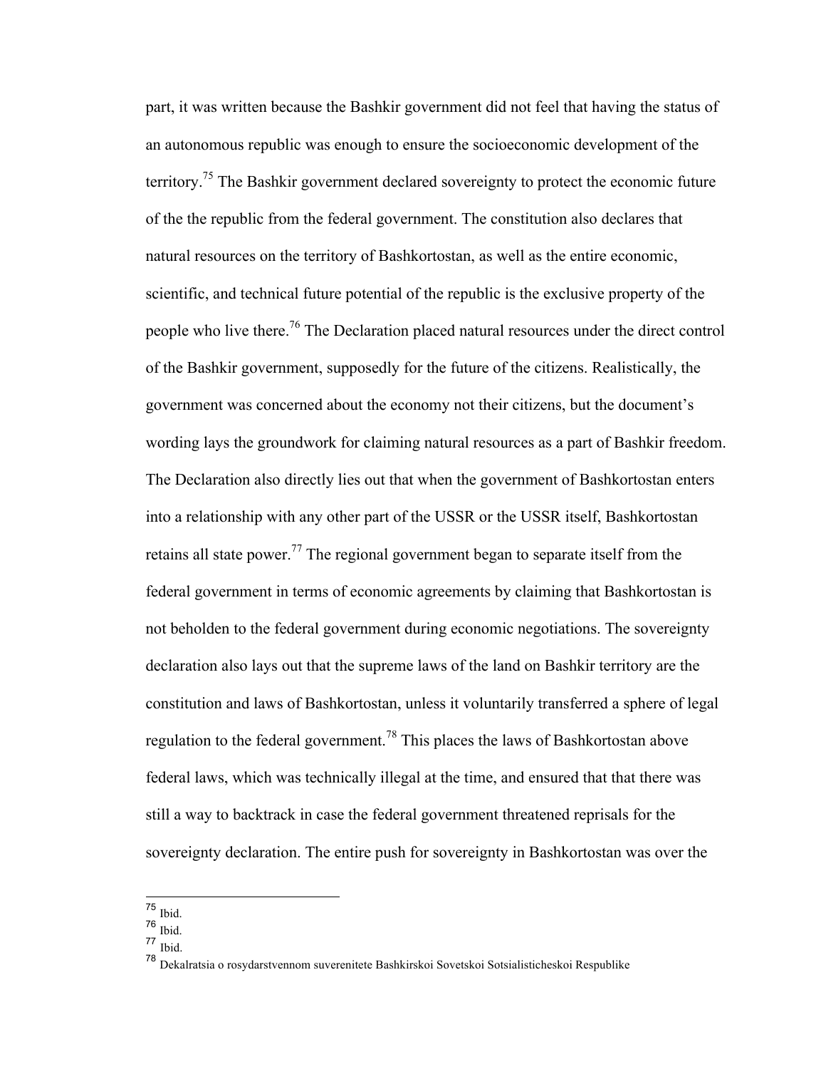part, it was written because the Bashkir government did not feel that having the status of an autonomous republic was enough to ensure the socioeconomic development of the territory.[75] The Bashkir government declared sovereignty to protect the economic future of the the republic from the federal government. The constitution also declares that natural resources on the territory of Bashkortostan, as well as the entire economic, scientific, and technical future potential of the republic is the exclusive property of the people who live there.[76] The Declaration placed natural resources under the direct control of the Bashkir government, supposedly for the future of the citizens. Realistically, the government was concerned about the economy not their citizens, but the document's wording lays the groundwork for claiming natural resources as a part of Bashkir freedom. The Declaration also directly lies out that when the government of Bashkortostan enters into a relationship with any other part of the USSR or the USSR itself, Bashkortostan retains all state power.[77] The regional government began to separate itself from the federal government in terms of economic agreements by claiming that Bashkortostan is not beholden to the federal government during economic negotiations. The sovereignty declaration also lays out that the supreme laws of the land on Bashkir territory are the constitution and laws of Bashkortostan, unless it voluntarily transferred a sphere of legal regulation to the federal government.[78] This places the laws of Bashkortostan above federal laws, which was technically illegal at the time, and ensured that that there was still a way to backtrack in case the federal government threatened reprisals for the sovereignty declaration. The entire push for sovereignty in Bashkortostan was over the

---

[75] Ibid.

[76] Ibid.

[77] Ibid.

[78] Dekalratsia o rosydarstvennom suverenitete Bashkirskoi Sovetskoi Sotsialisticheskoi Respublike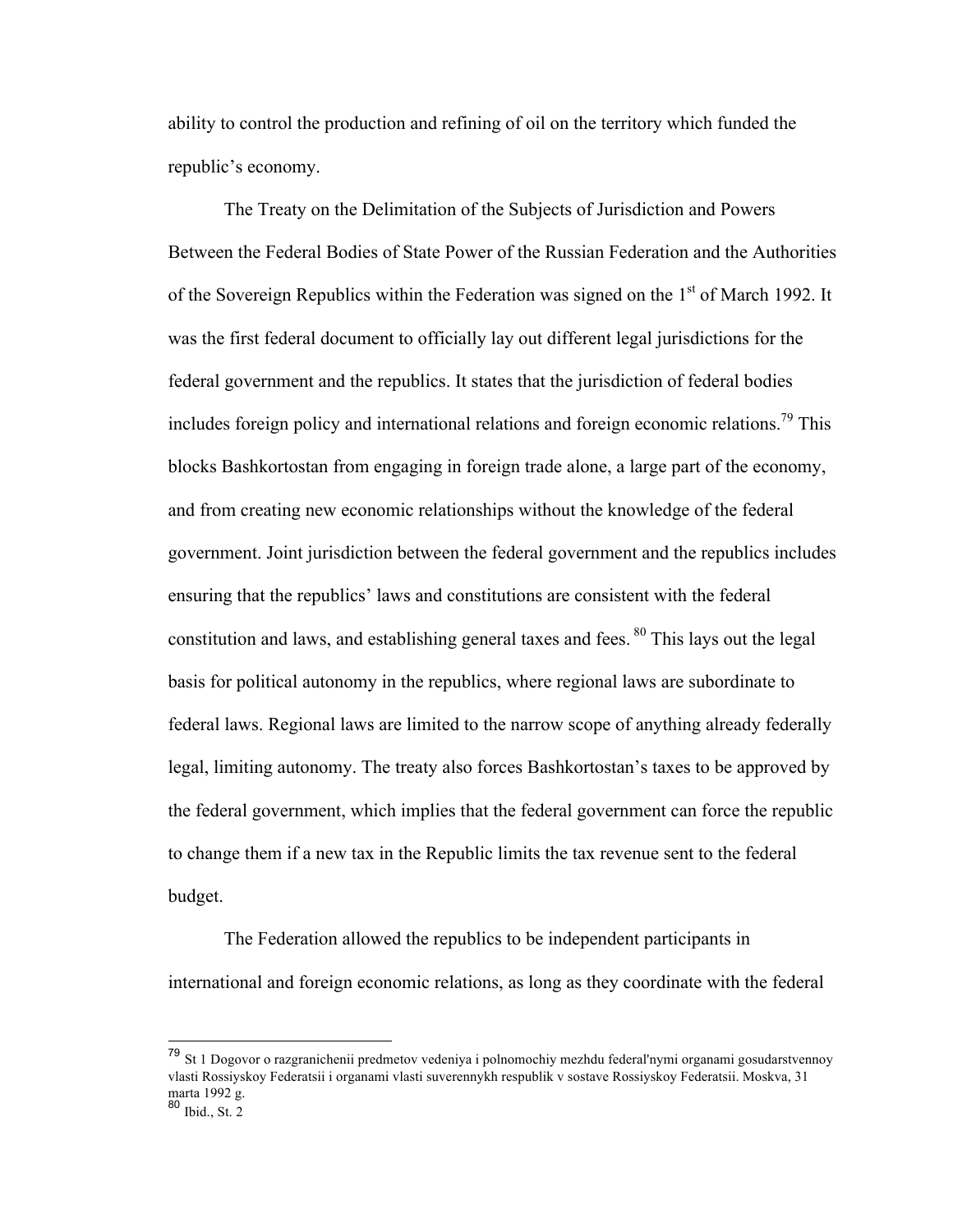ability to control the production and refining of oil on the territory which funded the republic's economy.

The Treaty on the Delimitation of the Subjects of Jurisdiction and Powers Between the Federal Bodies of State Power of the Russian Federation and the Authorities of the Sovereign Republics within the Federation was signed on the 1st of March 1992. It was the first federal document to officially lay out different legal jurisdictions for the federal government and the republics. It states that the jurisdiction of federal bodies includes foreign policy and international relations and foreign economic relations.[79] This blocks Bashkortostan from engaging in foreign trade alone, a large part of the economy, and from creating new economic relationships without the knowledge of the federal government. Joint jurisdiction between the federal government and the republics includes ensuring that the republics' laws and constitutions are consistent with the federal constitution and laws, and establishing general taxes and fees. [80] This lays out the legal basis for political autonomy in the republics, where regional laws are subordinate to federal laws. Regional laws are limited to the narrow scope of anything already federally legal, limiting autonomy. The treaty also forces Bashkortostan's taxes to be approved by the federal government, which implies that the federal government can force the republic to change them if a new tax in the Republic limits the tax revenue sent to the federal budget.

The Federation allowed the republics to be independent participants in international and foreign economic relations, as long as they coordinate with the federal

---

[79] St 1 Dogovor o razgranichenii predmetov vedeniya i polnomochiy mezhdu federal'nymi organami gosudarstvennoy vlasti Rossiyskoy Federatsii i organami vlasti suverennykh respublik v sostave Rossiyskoy Federatsii. Moskva, 31 marta 1992 g.

[80] Ibid., St. 2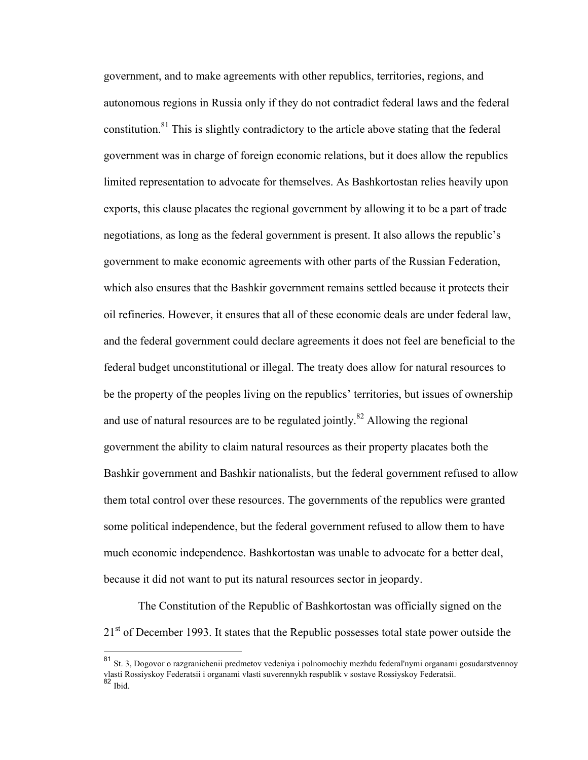government, and to make agreements with other republics, territories, regions, and autonomous regions in Russia only if they do not contradict federal laws and the federal constitution.[81] This is slightly contradictory to the article above stating that the federal government was in charge of foreign economic relations, but it does allow the republics limited representation to advocate for themselves. As Bashkortostan relies heavily upon exports, this clause placates the regional government by allowing it to be a part of trade negotiations, as long as the federal government is present. It also allows the republic's government to make economic agreements with other parts of the Russian Federation, which also ensures that the Bashkir government remains settled because it protects their oil refineries. However, it ensures that all of these economic deals are under federal law, and the federal government could declare agreements it does not feel are beneficial to the federal budget unconstitutional or illegal. The treaty does allow for natural resources to be the property of the peoples living on the republics' territories, but issues of ownership and use of natural resources are to be regulated jointly.[82] Allowing the regional government the ability to claim natural resources as their property placates both the Bashkir government and Bashkir nationalists, but the federal government refused to allow them total control over these resources. The governments of the republics were granted some political independence, but the federal government refused to allow them to have much economic independence. Bashkortostan was unable to advocate for a better deal, because it did not want to put its natural resources sector in jeopardy.

The Constitution of the Republic of Bashkortostan was officially signed on the 21st of December 1993. It states that the Republic possesses total state power outside the

---

[81] St. 3, Dogovor o razgranichenii predmetov vedeniya i polnomochiy mezhdu federal'nymi organami gosudarstvennoy vlasti Rossiyskoy Federatsii i organami vlasti suverennykh respublik v sostave Rossiyskoy Federatsii.

[82] Ibid.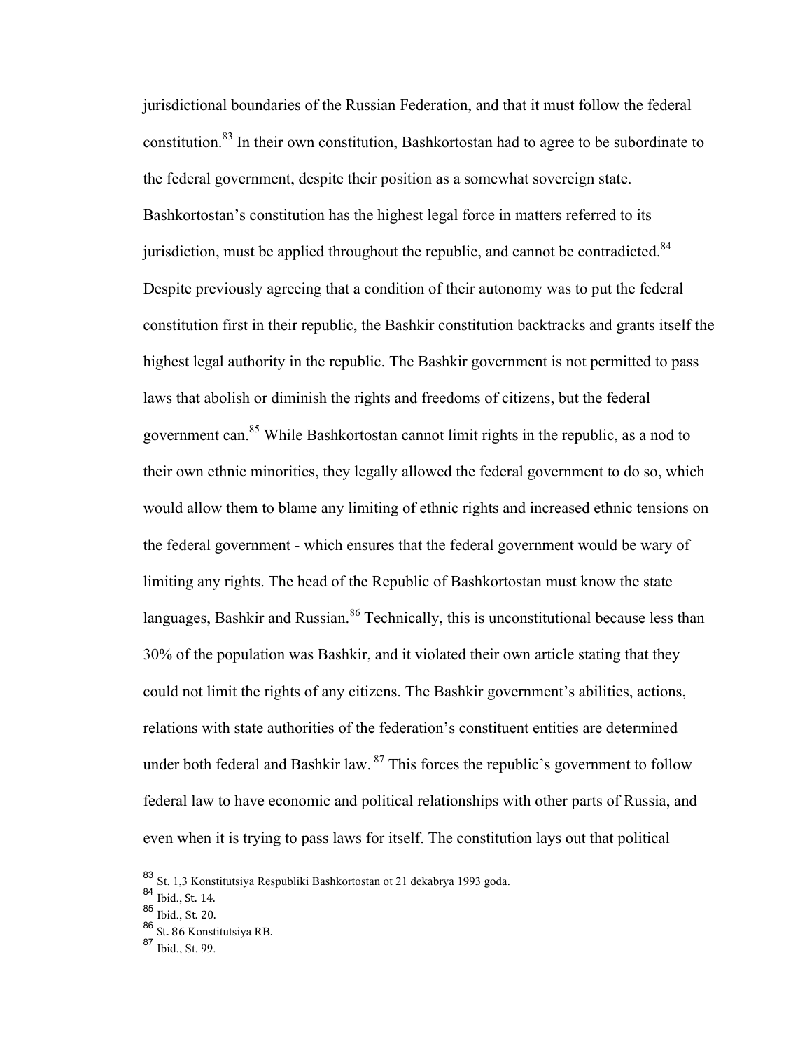jurisdictional boundaries of the Russian Federation, and that it must follow the federal constitution.[83] In their own constitution, Bashkortostan had to agree to be subordinate to the federal government, despite their position as a somewhat sovereign state. Bashkortostan's constitution has the highest legal force in matters referred to its jurisdiction, must be applied throughout the republic, and cannot be contradicted.[84] Despite previously agreeing that a condition of their autonomy was to put the federal constitution first in their republic, the Bashkir constitution backtracks and grants itself the highest legal authority in the republic. The Bashkir government is not permitted to pass laws that abolish or diminish the rights and freedoms of citizens, but the federal government can.[85] While Bashkortostan cannot limit rights in the republic, as a nod to their own ethnic minorities, they legally allowed the federal government to do so, which would allow them to blame any limiting of ethnic rights and increased ethnic tensions on the federal government - which ensures that the federal government would be wary of limiting any rights. The head of the Republic of Bashkortostan must know the state languages, Bashkir and Russian.[86] Technically, this is unconstitutional because less than 30% of the population was Bashkir, and it violated their own article stating that they could not limit the rights of any citizens. The Bashkir government's abilities, actions, relations with state authorities of the federation's constituent entities are determined under both federal and Bashkir law.[87] This forces the republic's government to follow federal law to have economic and political relationships with other parts of Russia, and even when it is trying to pass laws for itself. The constitution lays out that political

---

[83] St. 1,3 Konstitutsiya Respubliki Bashkortostan ot 21 dekabrya 1993 goda.

[84] Ibid., St. 14.

[85] Ibid., St. 20.

[86] St. 86 Konstitutsiya RB.

[87] Ibid., St. 99.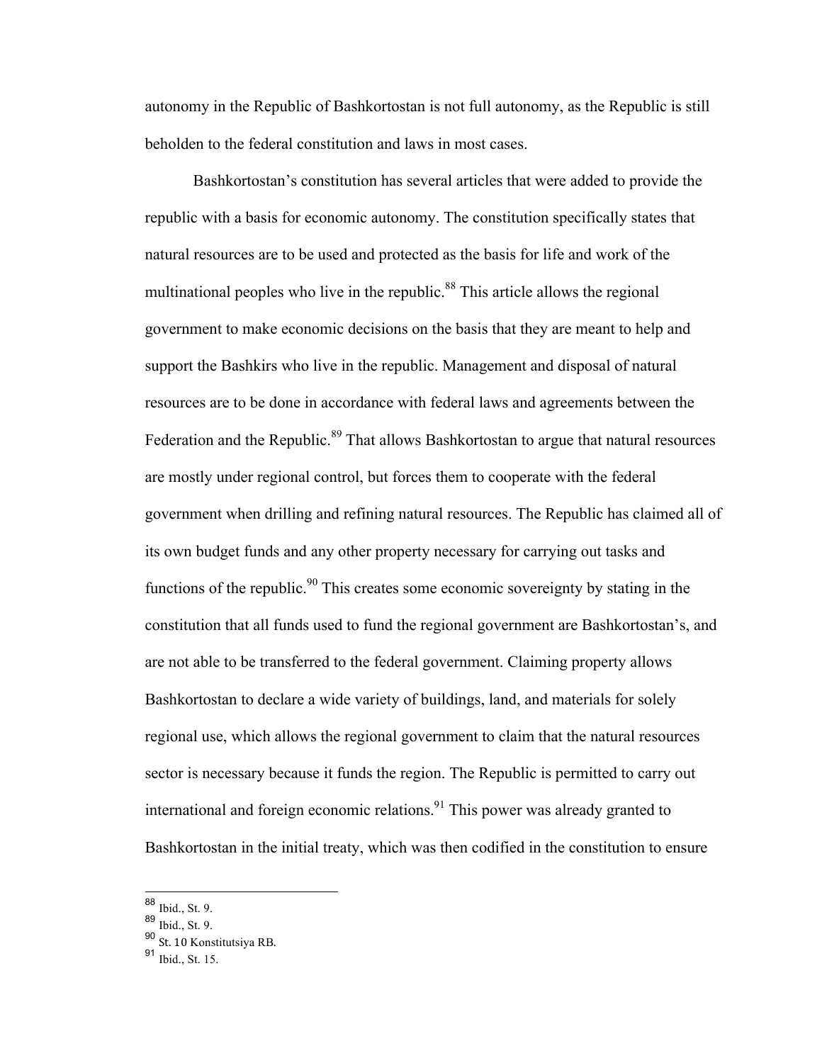autonomy in the Republic of Bashkortostan is not full autonomy, as the Republic is still beholden to the federal constitution and laws in most cases.

Bashkortostan's constitution has several articles that were added to provide the republic with a basis for economic autonomy. The constitution specifically states that natural resources are to be used and protected as the basis for life and work of the multinational peoples who live in the republic.[88] This article allows the regional government to make economic decisions on the basis that they are meant to help and support the Bashkirs who live in the republic. Management and disposal of natural resources are to be done in accordance with federal laws and agreements between the Federation and the Republic.[89] That allows Bashkortostan to argue that natural resources are mostly under regional control, but forces them to cooperate with the federal government when drilling and refining natural resources. The Republic has claimed all of its own budget funds and any other property necessary for carrying out tasks and functions of the republic.[90] This creates some economic sovereignty by stating in the constitution that all funds used to fund the regional government are Bashkortostan's, and are not able to be transferred to the federal government. Claiming property allows Bashkortostan to declare a wide variety of buildings, land, and materials for solely regional use, which allows the regional government to claim that the natural resources sector is necessary because it funds the region. The Republic is permitted to carry out international and foreign economic relations.[91] This power was already granted to Bashkortostan in the initial treaty, which was then codified in the constitution to ensure

---

[88] Ibid., St. 9.
[89] Ibid., St. 9.
[90] St. 10 Konstitutsiya RB.
[91] Ibid., St. 15.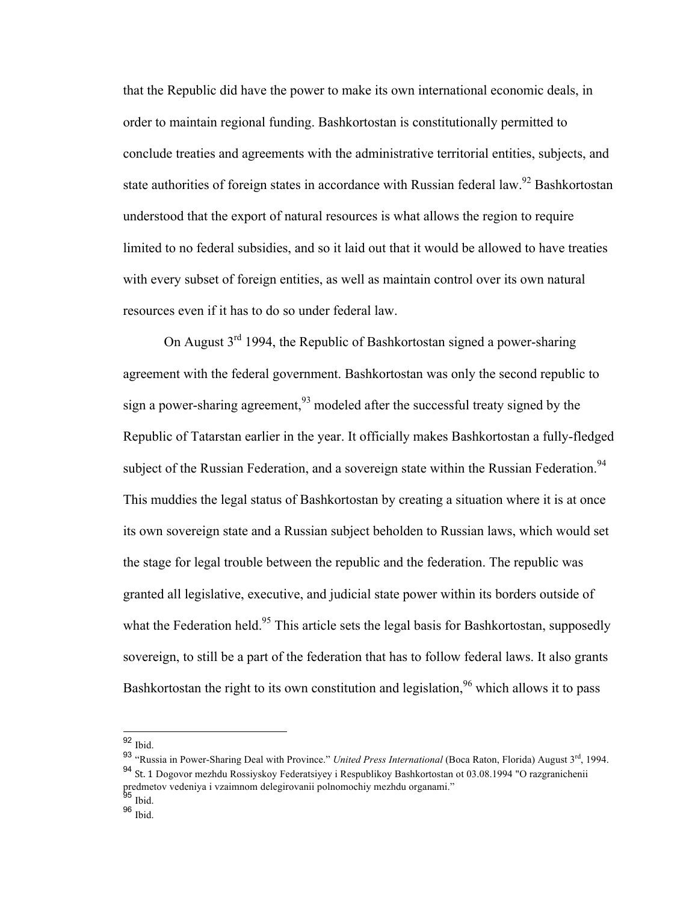that the Republic did have the power to make its own international economic deals, in order to maintain regional funding. Bashkortostan is constitutionally permitted to conclude treaties and agreements with the administrative territorial entities, subjects, and state authorities of foreign states in accordance with Russian federal law.[92] Bashkortostan understood that the export of natural resources is what allows the region to require limited to no federal subsidies, and so it laid out that it would be allowed to have treaties with every subset of foreign entities, as well as maintain control over its own natural resources even if it has to do so under federal law.

On August 3rd 1994, the Republic of Bashkortostan signed a power-sharing agreement with the federal government. Bashkortostan was only the second republic to sign a power-sharing agreement,[93] modeled after the successful treaty signed by the Republic of Tatarstan earlier in the year. It officially makes Bashkortostan a fully-fledged subject of the Russian Federation, and a sovereign state within the Russian Federation.[94] This muddies the legal status of Bashkortostan by creating a situation where it is at once its own sovereign state and a Russian subject beholden to Russian laws, which would set the stage for legal trouble between the republic and the federation. The republic was granted all legislative, executive, and judicial state power within its borders outside of what the Federation held.[95] This article sets the legal basis for Bashkortostan, supposedly sovereign, to still be a part of the federation that has to follow federal laws. It also grants Bashkortostan the right to its own constitution and legislation,[96] which allows it to pass

---

[92] Ibid.

[93] "Russia in Power-Sharing Deal with Province." *United Press International* (Boca Raton, Florida) August 3rd, 1994.

[94] St. 1 Dogovor mezhdu Rossiyskoy Federatsiyey i Respublikoy Bashkortostan ot 03.08.1994 "O razgranichenii predmetov vedeniya i vzaimnom delegirovanii polnomochiy mezhdu organami."

[95] Ibid.

[96] Ibid.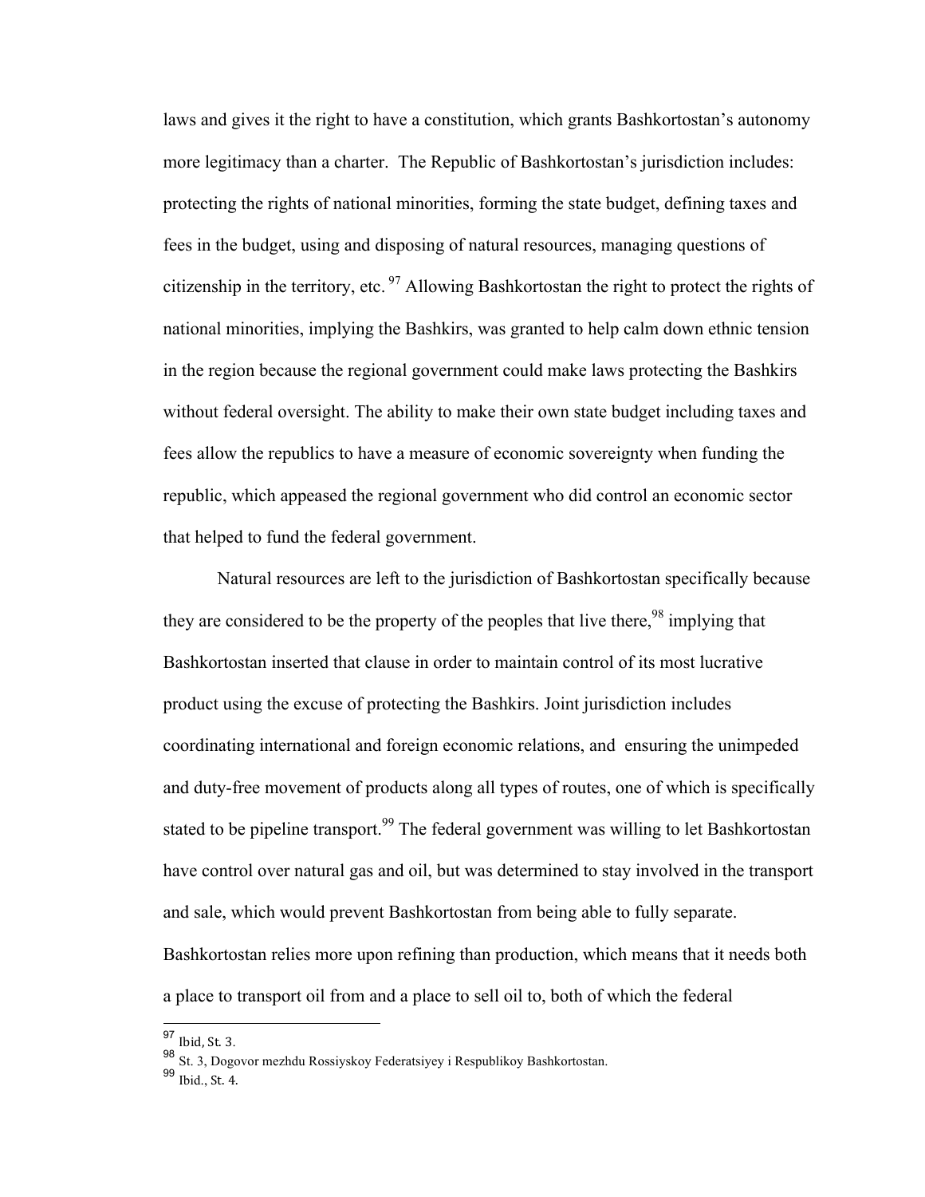laws and gives it the right to have a constitution, which grants Bashkortostan's autonomy more legitimacy than a charter. The Republic of Bashkortostan's jurisdiction includes: protecting the rights of national minorities, forming the state budget, defining taxes and fees in the budget, using and disposing of natural resources, managing questions of citizenship in the territory, etc. [97] Allowing Bashkortostan the right to protect the rights of national minorities, implying the Bashkirs, was granted to help calm down ethnic tension in the region because the regional government could make laws protecting the Bashkirs without federal oversight. The ability to make their own state budget including taxes and fees allow the republics to have a measure of economic sovereignty when funding the republic, which appeased the regional government who did control an economic sector that helped to fund the federal government.

Natural resources are left to the jurisdiction of Bashkortostan specifically because they are considered to be the property of the peoples that live there,[98] implying that Bashkortostan inserted that clause in order to maintain control of its most lucrative product using the excuse of protecting the Bashkirs. Joint jurisdiction includes coordinating international and foreign economic relations, and ensuring the unimpeded and duty-free movement of products along all types of routes, one of which is specifically stated to be pipeline transport.[99] The federal government was willing to let Bashkortostan have control over natural gas and oil, but was determined to stay involved in the transport and sale, which would prevent Bashkortostan from being able to fully separate. Bashkortostan relies more upon refining than production, which means that it needs both a place to transport oil from and a place to sell oil to, both of which the federal

---

[97] Ibid, St. 3.

[98] St. 3, Dogovor mezhdu Rossiyskoy Federatsiyey i Respublikoy Bashkortostan.

[99] Ibid., St. 4.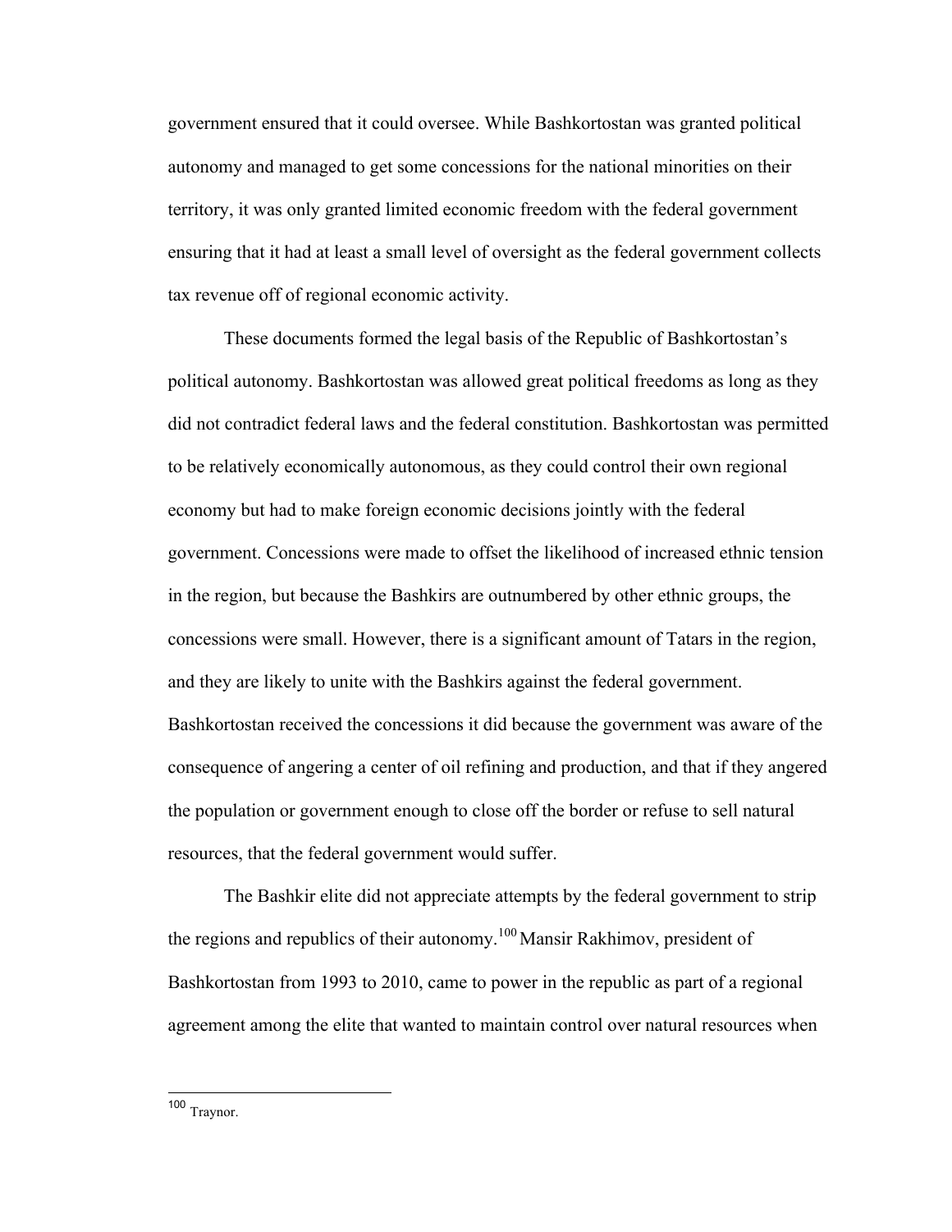government ensured that it could oversee. While Bashkortostan was granted political autonomy and managed to get some concessions for the national minorities on their territory, it was only granted limited economic freedom with the federal government ensuring that it had at least a small level of oversight as the federal government collects tax revenue off of regional economic activity.

These documents formed the legal basis of the Republic of Bashkortostan's political autonomy. Bashkortostan was allowed great political freedoms as long as they did not contradict federal laws and the federal constitution. Bashkortostan was permitted to be relatively economically autonomous, as they could control their own regional economy but had to make foreign economic decisions jointly with the federal government. Concessions were made to offset the likelihood of increased ethnic tension in the region, but because the Bashkirs are outnumbered by other ethnic groups, the concessions were small. However, there is a significant amount of Tatars in the region, and they are likely to unite with the Bashkirs against the federal government. Bashkortostan received the concessions it did because the government was aware of the consequence of angering a center of oil refining and production, and that if they angered the population or government enough to close off the border or refuse to sell natural resources, that the federal government would suffer.

The Bashkir elite did not appreciate attempts by the federal government to strip the regions and republics of their autonomy.[100] Mansir Rakhimov, president of Bashkortostan from 1993 to 2010, came to power in the republic as part of a regional agreement among the elite that wanted to maintain control over natural resources when

---

[100] Traynor.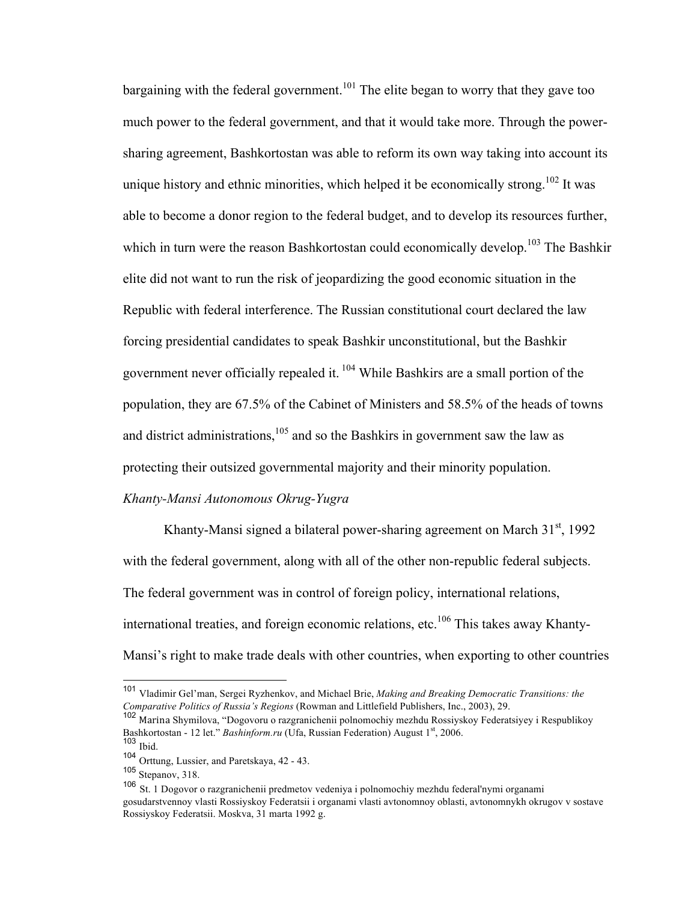bargaining with the federal government.[101] The elite began to worry that they gave too much power to the federal government, and that it would take more. Through the power-sharing agreement, Bashkortostan was able to reform its own way taking into account its unique history and ethnic minorities, which helped it be economically strong.[102] It was able to become a donor region to the federal budget, and to develop its resources further, which in turn were the reason Bashkortostan could economically develop.[103] The Bashkir elite did not want to run the risk of jeopardizing the good economic situation in the Republic with federal interference. The Russian constitutional court declared the law forcing presidential candidates to speak Bashkir unconstitutional, but the Bashkir government never officially repealed it. [104] While Bashkirs are a small portion of the population, they are 67.5% of the Cabinet of Ministers and 58.5% of the heads of towns and district administrations,[105] and so the Bashkirs in government saw the law as protecting their outsized governmental majority and their minority population.

*Khanty-Mansi Autonomous Okrug-Yugra*

Khanty-Mansi signed a bilateral power-sharing agreement on March 31st, 1992 with the federal government, along with all of the other non-republic federal subjects. The federal government was in control of foreign policy, international relations, international treaties, and foreign economic relations, etc.[106] This takes away Khanty-Mansi's right to make trade deals with other countries, when exporting to other countries

---

[101] Vladimir Gel'man, Sergei Ryzhenkov, and Michael Brie, *Making and Breaking Democratic Transitions: the Comparative Politics of Russia's Regions* (Rowman and Littlefield Publishers, Inc., 2003), 29.

[102] Marina Shymilova, "Dogovoru o razgranichenii polnomochiy mezhdu Rossiyskoy Federatsiyey i Respublikoy Bashkortostan - 12 let." *Bashinform.ru* (Ufa, Russian Federation) August 1st, 2006.

[103] Ibid.

[104] Orttung, Lussier, and Paretskaya, 42 - 43.

[105] Stepanov, 318.

[106] St. 1 Dogovor o razgranichenii predmetov vedeniya i polnomochiy mezhdu federal'nymi organami gosudarstvennoy vlasti Rossiyskoy Federatsii i organami vlasti avtonomnoy oblasti, avtonomnykh okrugov v sostave Rossiyskoy Federatsii. Moskva, 31 marta 1992 g.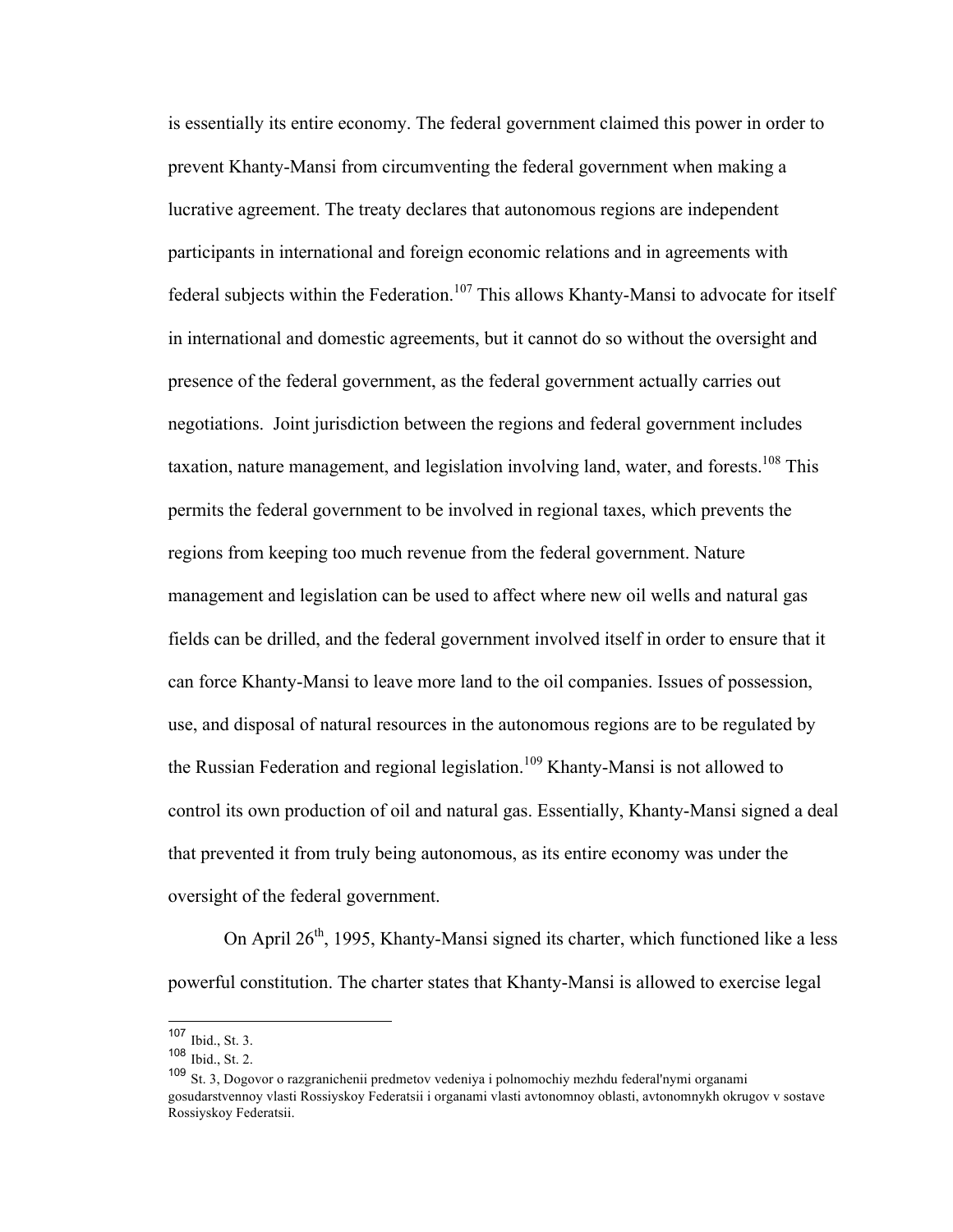is essentially its entire economy. The federal government claimed this power in order to prevent Khanty-Mansi from circumventing the federal government when making a lucrative agreement. The treaty declares that autonomous regions are independent participants in international and foreign economic relations and in agreements with federal subjects within the Federation.[107] This allows Khanty-Mansi to advocate for itself in international and domestic agreements, but it cannot do so without the oversight and presence of the federal government, as the federal government actually carries out negotiations. Joint jurisdiction between the regions and federal government includes taxation, nature management, and legislation involving land, water, and forests.[108] This permits the federal government to be involved in regional taxes, which prevents the regions from keeping too much revenue from the federal government. Nature management and legislation can be used to affect where new oil wells and natural gas fields can be drilled, and the federal government involved itself in order to ensure that it can force Khanty-Mansi to leave more land to the oil companies. Issues of possession, use, and disposal of natural resources in the autonomous regions are to be regulated by the Russian Federation and regional legislation.[109] Khanty-Mansi is not allowed to control its own production of oil and natural gas. Essentially, Khanty-Mansi signed a deal that prevented it from truly being autonomous, as its entire economy was under the oversight of the federal government.

On April 26th, 1995, Khanty-Mansi signed its charter, which functioned like a less powerful constitution. The charter states that Khanty-Mansi is allowed to exercise legal

---

[107] Ibid., St. 3.

[108] Ibid., St. 2.

[109] St. 3, Dogovor o razgranichenii predmetov vedeniya i polnomochiy mezhdu federal'nymi organami gosudarstvennoy vlasti Rossiyskoy Federatsii i organami vlasti avtonomnoy oblasti, avtonomnykh okrugov v sostave Rossiyskoy Federatsii.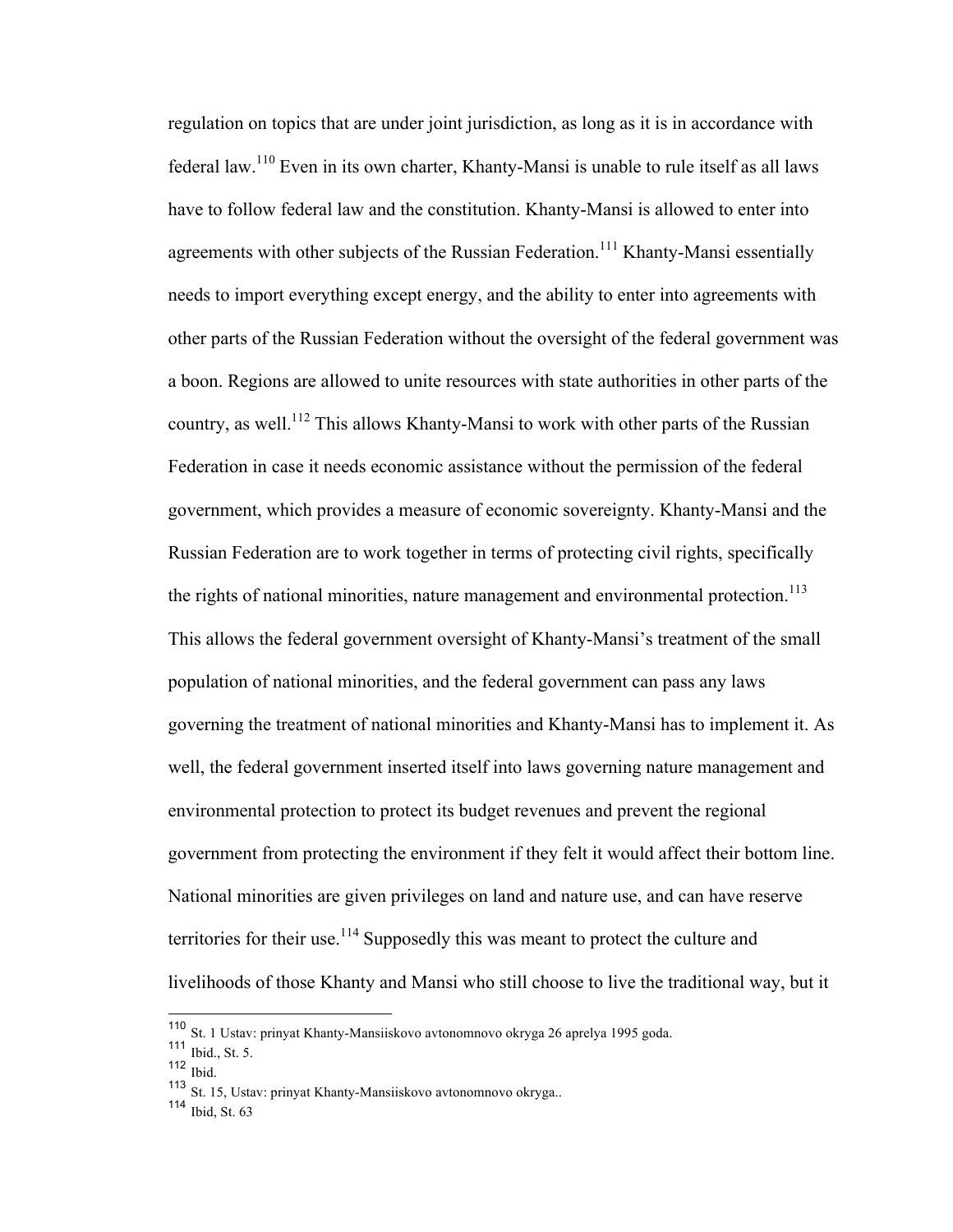regulation on topics that are under joint jurisdiction, as long as it is in accordance with federal law.[110] Even in its own charter, Khanty-Mansi is unable to rule itself as all laws have to follow federal law and the constitution. Khanty-Mansi is allowed to enter into agreements with other subjects of the Russian Federation.[111] Khanty-Mansi essentially needs to import everything except energy, and the ability to enter into agreements with other parts of the Russian Federation without the oversight of the federal government was a boon. Regions are allowed to unite resources with state authorities in other parts of the country, as well.[112] This allows Khanty-Mansi to work with other parts of the Russian Federation in case it needs economic assistance without the permission of the federal government, which provides a measure of economic sovereignty. Khanty-Mansi and the Russian Federation are to work together in terms of protecting civil rights, specifically the rights of national minorities, nature management and environmental protection.[113] This allows the federal government oversight of Khanty-Mansi's treatment of the small population of national minorities, and the federal government can pass any laws governing the treatment of national minorities and Khanty-Mansi has to implement it. As well, the federal government inserted itself into laws governing nature management and environmental protection to protect its budget revenues and prevent the regional government from protecting the environment if they felt it would affect their bottom line. National minorities are given privileges on land and nature use, and can have reserve territories for their use.[114] Supposedly this was meant to protect the culture and livelihoods of those Khanty and Mansi who still choose to live the traditional way, but it

---

[110] St. 1 Ustav: prinyat Khanty-Mansiiskovo avtonomnovo okryga 26 aprelya 1995 goda.

[111] Ibid., St. 5.

[112] Ibid.

[113] St. 15, Ustav: prinyat Khanty-Mansiiskovo avtonomnovo okryga..

[114] Ibid, St. 63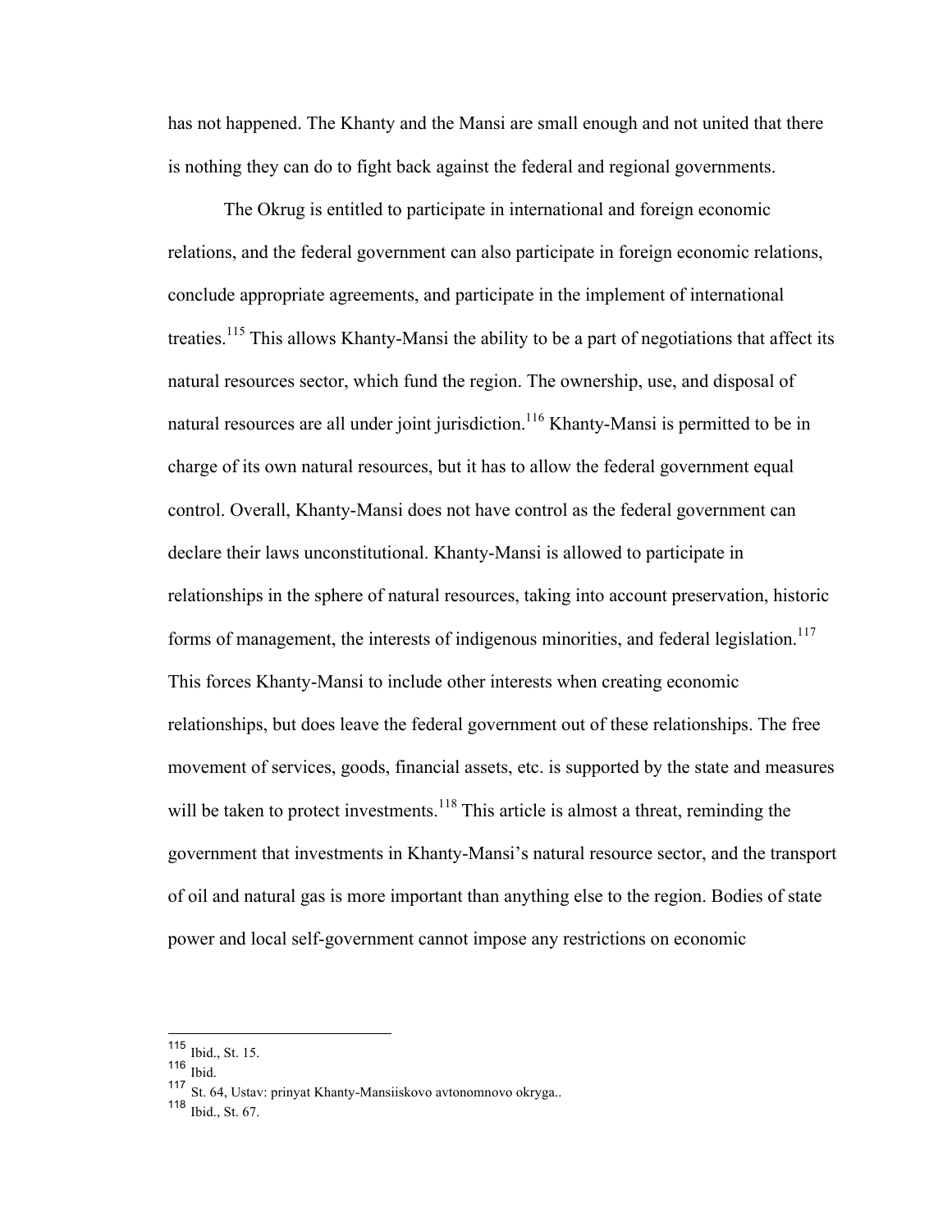has not happened. The Khanty and the Mansi are small enough and not united that there is nothing they can do to fight back against the federal and regional governments.

The Okrug is entitled to participate in international and foreign economic relations, and the federal government can also participate in foreign economic relations, conclude appropriate agreements, and participate in the implement of international treaties.[115] This allows Khanty-Mansi the ability to be a part of negotiations that affect its natural resources sector, which fund the region. The ownership, use, and disposal of natural resources are all under joint jurisdiction.[116] Khanty-Mansi is permitted to be in charge of its own natural resources, but it has to allow the federal government equal control. Overall, Khanty-Mansi does not have control as the federal government can declare their laws unconstitutional. Khanty-Mansi is allowed to participate in relationships in the sphere of natural resources, taking into account preservation, historic forms of management, the interests of indigenous minorities, and federal legislation.[117] This forces Khanty-Mansi to include other interests when creating economic relationships, but does leave the federal government out of these relationships. The free movement of services, goods, financial assets, etc. is supported by the state and measures will be taken to protect investments.[118] This article is almost a threat, reminding the government that investments in Khanty-Mansi's natural resource sector, and the transport of oil and natural gas is more important than anything else to the region. Bodies of state power and local self-government cannot impose any restrictions on economic

---

[115] Ibid., St. 15.

[116] Ibid.

[117] St. 64, Ustav: prinyat Khanty-Mansiiskovo avtonomnovo okryga..

[118] Ibid., St. 67.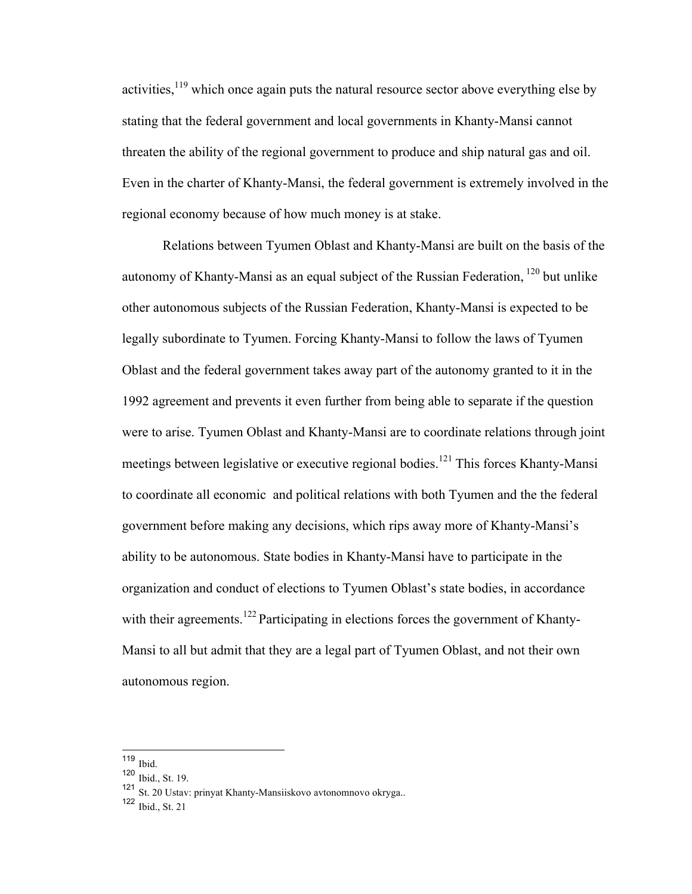activities,[119] which once again puts the natural resource sector above everything else by stating that the federal government and local governments in Khanty-Mansi cannot threaten the ability of the regional government to produce and ship natural gas and oil. Even in the charter of Khanty-Mansi, the federal government is extremely involved in the regional economy because of how much money is at stake.

Relations between Tyumen Oblast and Khanty-Mansi are built on the basis of the autonomy of Khanty-Mansi as an equal subject of the Russian Federation, [120] but unlike other autonomous subjects of the Russian Federation, Khanty-Mansi is expected to be legally subordinate to Tyumen. Forcing Khanty-Mansi to follow the laws of Tyumen Oblast and the federal government takes away part of the autonomy granted to it in the 1992 agreement and prevents it even further from being able to separate if the question were to arise. Tyumen Oblast and Khanty-Mansi are to coordinate relations through joint meetings between legislative or executive regional bodies.[121] This forces Khanty-Mansi to coordinate all economic and political relations with both Tyumen and the the federal government before making any decisions, which rips away more of Khanty-Mansi's ability to be autonomous. State bodies in Khanty-Mansi have to participate in the organization and conduct of elections to Tyumen Oblast's state bodies, in accordance with their agreements.[122] Participating in elections forces the government of Khanty-Mansi to all but admit that they are a legal part of Tyumen Oblast, and not their own autonomous region.

---

[119] Ibid.

[120] Ibid., St. 19.

[121] St. 20 Ustav: prinyat Khanty-Mansiiskovo avtonomnovo okryga..

[122] Ibid., St. 21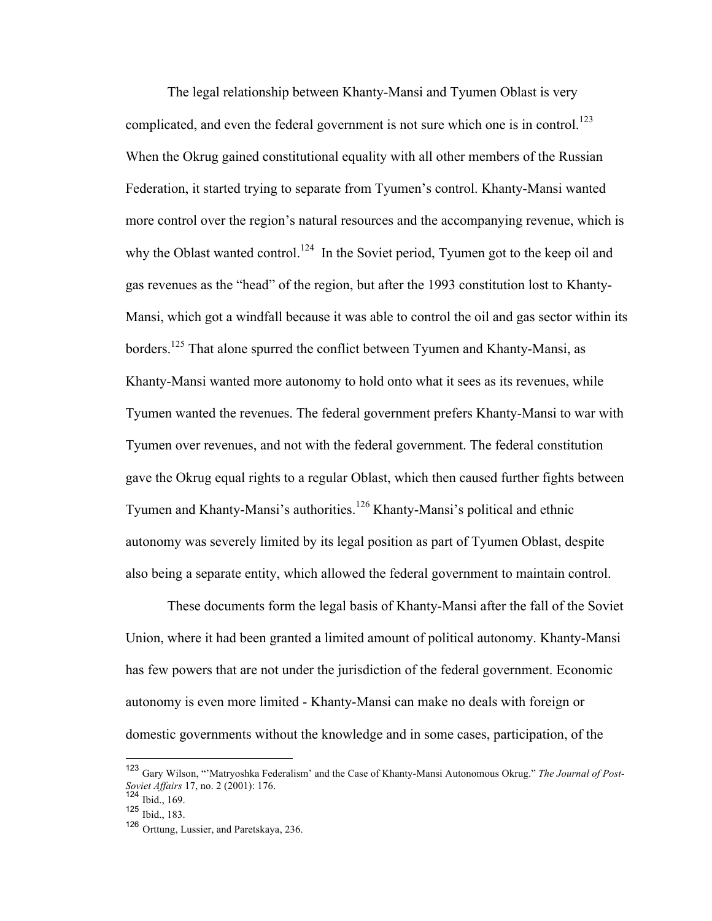The legal relationship between Khanty-Mansi and Tyumen Oblast is very complicated, and even the federal government is not sure which one is in control.[123] When the Okrug gained constitutional equality with all other members of the Russian Federation, it started trying to separate from Tyumen's control. Khanty-Mansi wanted more control over the region's natural resources and the accompanying revenue, which is why the Oblast wanted control.[124] In the Soviet period, Tyumen got to the keep oil and gas revenues as the "head" of the region, but after the 1993 constitution lost to Khanty-Mansi, which got a windfall because it was able to control the oil and gas sector within its borders.[125] That alone spurred the conflict between Tyumen and Khanty-Mansi, as Khanty-Mansi wanted more autonomy to hold onto what it sees as its revenues, while Tyumen wanted the revenues. The federal government prefers Khanty-Mansi to war with Tyumen over revenues, and not with the federal government. The federal constitution gave the Okrug equal rights to a regular Oblast, which then caused further fights between Tyumen and Khanty-Mansi's authorities.[126] Khanty-Mansi's political and ethnic autonomy was severely limited by its legal position as part of Tyumen Oblast, despite also being a separate entity, which allowed the federal government to maintain control.

These documents form the legal basis of Khanty-Mansi after the fall of the Soviet Union, where it had been granted a limited amount of political autonomy. Khanty-Mansi has few powers that are not under the jurisdiction of the federal government. Economic autonomy is even more limited - Khanty-Mansi can make no deals with foreign or domestic governments without the knowledge and in some cases, participation, of the

---

[123] Gary Wilson, "'Matryoshka Federalism' and the Case of Khanty-Mansi Autonomous Okrug." *The Journal of Post-Soviet Affairs* 17, no. 2 (2001): 176.

[124] Ibid., 169.

[125] Ibid., 183.

[126] Orttung, Lussier, and Paretskaya, 236.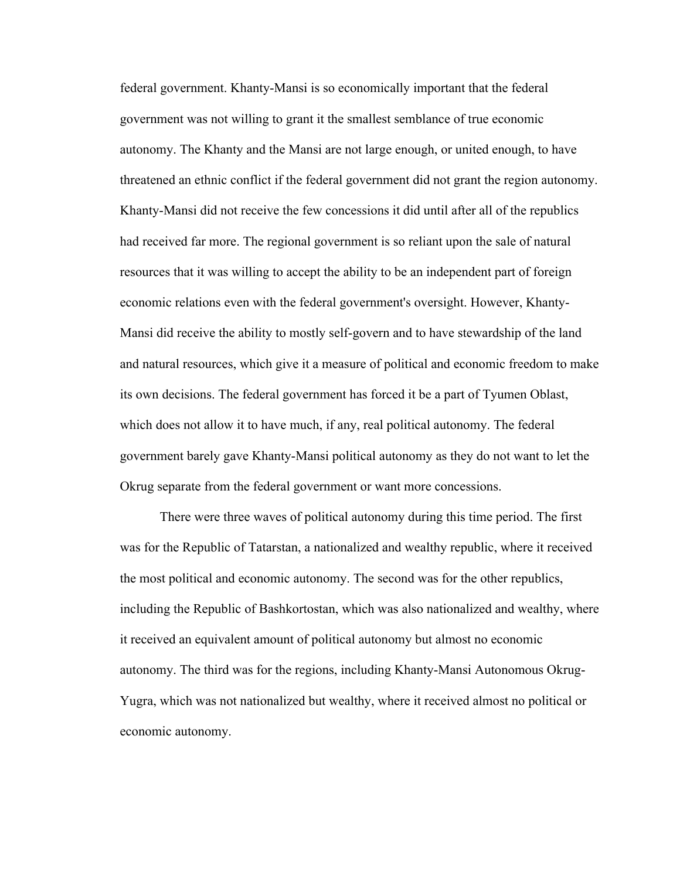federal government. Khanty-Mansi is so economically important that the federal government was not willing to grant it the smallest semblance of true economic autonomy. The Khanty and the Mansi are not large enough, or united enough, to have threatened an ethnic conflict if the federal government did not grant the region autonomy. Khanty-Mansi did not receive the few concessions it did until after all of the republics had received far more. The regional government is so reliant upon the sale of natural resources that it was willing to accept the ability to be an independent part of foreign economic relations even with the federal government's oversight. However, Khanty-Mansi did receive the ability to mostly self-govern and to have stewardship of the land and natural resources, which give it a measure of political and economic freedom to make its own decisions. The federal government has forced it be a part of Tyumen Oblast, which does not allow it to have much, if any, real political autonomy. The federal government barely gave Khanty-Mansi political autonomy as they do not want to let the Okrug separate from the federal government or want more concessions.

There were three waves of political autonomy during this time period. The first was for the Republic of Tatarstan, a nationalized and wealthy republic, where it received the most political and economic autonomy. The second was for the other republics, including the Republic of Bashkortostan, which was also nationalized and wealthy, where it received an equivalent amount of political autonomy but almost no economic autonomy. The third was for the regions, including Khanty-Mansi Autonomous Okrug-Yugra, which was not nationalized but wealthy, where it received almost no political or economic autonomy.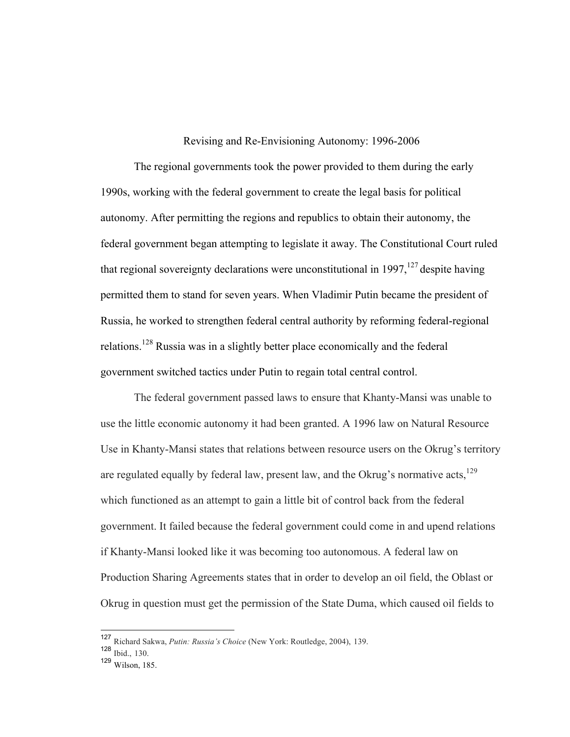## Revising and Re-Envisioning Autonomy: 1996-2006

The regional governments took the power provided to them during the early 1990s, working with the federal government to create the legal basis for political autonomy. After permitting the regions and republics to obtain their autonomy, the federal government began attempting to legislate it away. The Constitutional Court ruled that regional sovereignty declarations were unconstitutional in 1997,[127] despite having permitted them to stand for seven years. When Vladimir Putin became the president of Russia, he worked to strengthen federal central authority by reforming federal-regional relations.[128] Russia was in a slightly better place economically and the federal government switched tactics under Putin to regain total central control.

The federal government passed laws to ensure that Khanty-Mansi was unable to use the little economic autonomy it had been granted. A 1996 law on Natural Resource Use in Khanty-Mansi states that relations between resource users on the Okrug's territory are regulated equally by federal law, present law, and the Okrug's normative acts,[129] which functioned as an attempt to gain a little bit of control back from the federal government. It failed because the federal government could come in and upend relations if Khanty-Mansi looked like it was becoming too autonomous. A federal law on Production Sharing Agreements states that in order to develop an oil field, the Oblast or Okrug in question must get the permission of the State Duma, which caused oil fields to

---

127 Richard Sakwa, *Putin: Russia's Choice* (New York: Routledge, 2004), 139.

128 Ibid., 130.

129 Wilson, 185.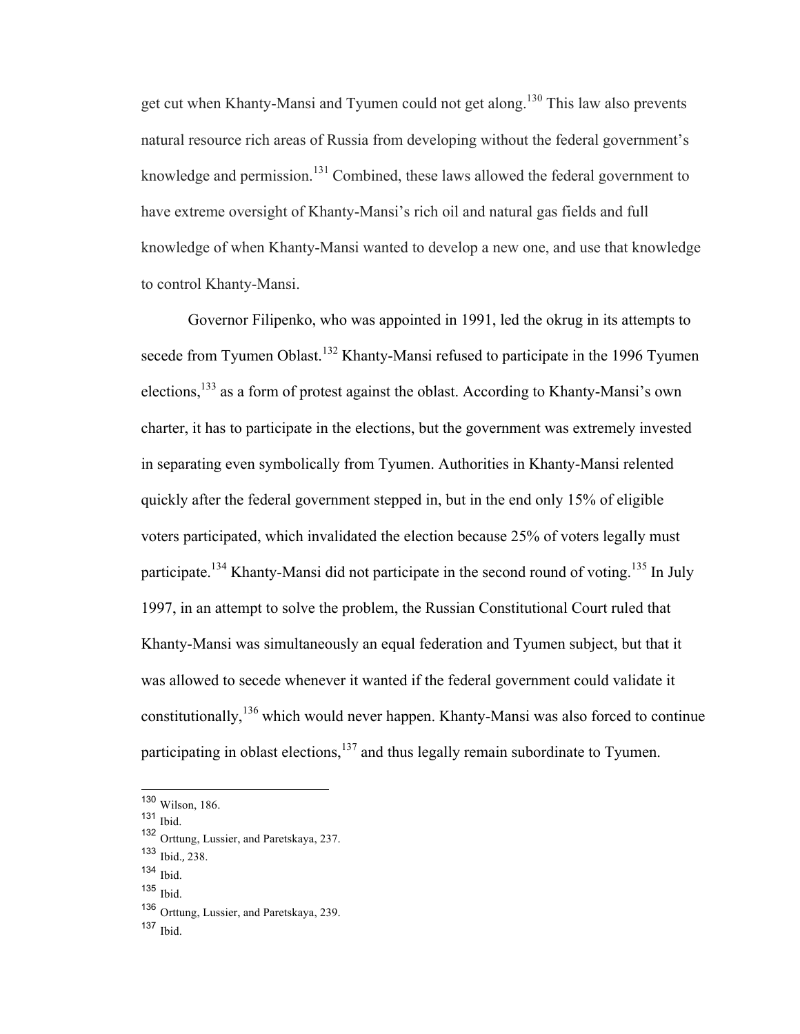get cut when Khanty-Mansi and Tyumen could not get along.[130] This law also prevents natural resource rich areas of Russia from developing without the federal government's knowledge and permission.[131] Combined, these laws allowed the federal government to have extreme oversight of Khanty-Mansi's rich oil and natural gas fields and full knowledge of when Khanty-Mansi wanted to develop a new one, and use that knowledge to control Khanty-Mansi.

Governor Filipenko, who was appointed in 1991, led the okrug in its attempts to secede from Tyumen Oblast.[132] Khanty-Mansi refused to participate in the 1996 Tyumen elections,[133] as a form of protest against the oblast. According to Khanty-Mansi's own charter, it has to participate in the elections, but the government was extremely invested in separating even symbolically from Tyumen. Authorities in Khanty-Mansi relented quickly after the federal government stepped in, but in the end only 15% of eligible voters participated, which invalidated the election because 25% of voters legally must participate.[134] Khanty-Mansi did not participate in the second round of voting.[135] In July 1997, in an attempt to solve the problem, the Russian Constitutional Court ruled that Khanty-Mansi was simultaneously an equal federation and Tyumen subject, but that it was allowed to secede whenever it wanted if the federal government could validate it constitutionally,[136] which would never happen. Khanty-Mansi was also forced to continue participating in oblast elections,[137] and thus legally remain subordinate to Tyumen.

---

[130] Wilson, 186.
[131] Ibid.
[132] Orttung, Lussier, and Paretskaya, 237.
[133] Ibid., 238.
[134] Ibid.
[135] Ibid.
[136] Orttung, Lussier, and Paretskaya, 239.
[137] Ibid.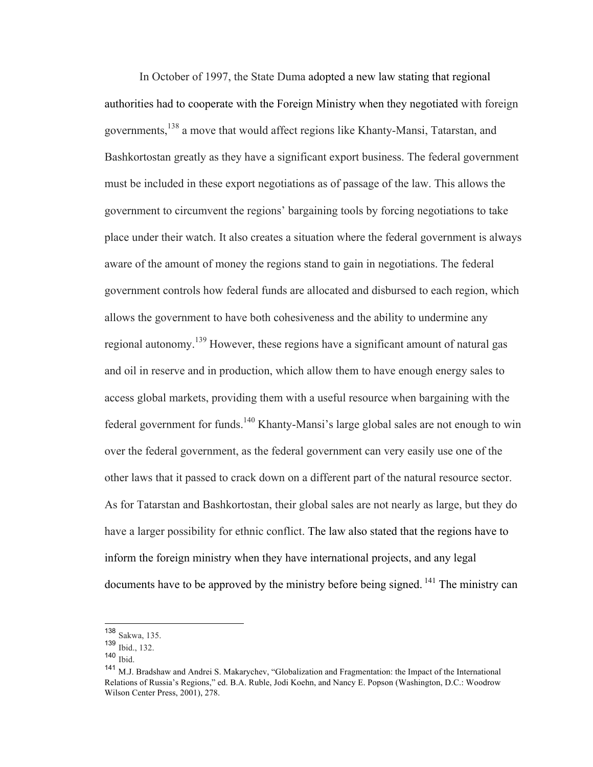In October of 1997, the State Duma adopted a new law stating that regional authorities had to cooperate with the Foreign Ministry when they negotiated with foreign governments,[138] a move that would affect regions like Khanty-Mansi, Tatarstan, and Bashkortostan greatly as they have a significant export business. The federal government must be included in these export negotiations as of passage of the law. This allows the government to circumvent the regions' bargaining tools by forcing negotiations to take place under their watch. It also creates a situation where the federal government is always aware of the amount of money the regions stand to gain in negotiations. The federal government controls how federal funds are allocated and disbursed to each region, which allows the government to have both cohesiveness and the ability to undermine any regional autonomy.[139] However, these regions have a significant amount of natural gas and oil in reserve and in production, which allow them to have enough energy sales to access global markets, providing them with a useful resource when bargaining with the federal government for funds.[140] Khanty-Mansi's large global sales are not enough to win over the federal government, as the federal government can very easily use one of the other laws that it passed to crack down on a different part of the natural resource sector. As for Tatarstan and Bashkortostan, their global sales are not nearly as large, but they do have a larger possibility for ethnic conflict. The law also stated that the regions have to inform the foreign ministry when they have international projects, and any legal documents have to be approved by the ministry before being signed. [141] The ministry can

---

[138] Sakwa, 135.
[139] Ibid., 132.
[140] Ibid.
[141] M.J. Bradshaw and Andrei S. Makarychev, "Globalization and Fragmentation: the Impact of the International Relations of Russia's Regions," ed. B.A. Ruble, Jodi Koehn, and Nancy E. Popson (Washington, D.C.: Woodrow Wilson Center Press, 2001), 278.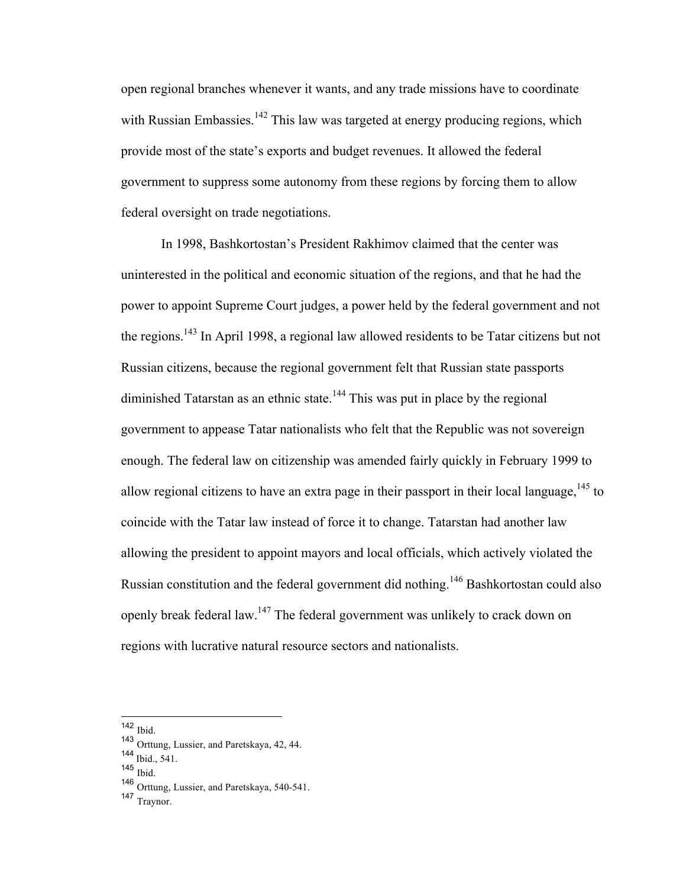open regional branches whenever it wants, and any trade missions have to coordinate with Russian Embassies.[142] This law was targeted at energy producing regions, which provide most of the state's exports and budget revenues. It allowed the federal government to suppress some autonomy from these regions by forcing them to allow federal oversight on trade negotiations.

In 1998, Bashkortostan's President Rakhimov claimed that the center was uninterested in the political and economic situation of the regions, and that he had the power to appoint Supreme Court judges, a power held by the federal government and not the regions.[143] In April 1998, a regional law allowed residents to be Tatar citizens but not Russian citizens, because the regional government felt that Russian state passports diminished Tatarstan as an ethnic state.[144] This was put in place by the regional government to appease Tatar nationalists who felt that the Republic was not sovereign enough. The federal law on citizenship was amended fairly quickly in February 1999 to allow regional citizens to have an extra page in their passport in their local language,[145] to coincide with the Tatar law instead of force it to change. Tatarstan had another law allowing the president to appoint mayors and local officials, which actively violated the Russian constitution and the federal government did nothing.[146] Bashkortostan could also openly break federal law.[147] The federal government was unlikely to crack down on regions with lucrative natural resource sectors and nationalists.

---

[142] Ibid.
[143] Orttung, Lussier, and Paretskaya, 42, 44.
[144] Ibid., 541.
[145] Ibid.
[146] Orttung, Lussier, and Paretskaya, 540-541.
[147] Traynor.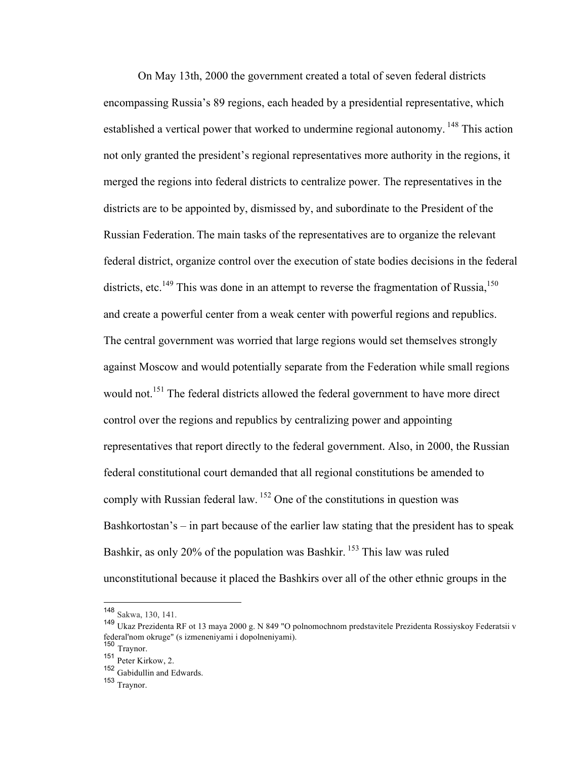On May 13th, 2000 the government created a total of seven federal districts encompassing Russia's 89 regions, each headed by a presidential representative, which established a vertical power that worked to undermine regional autonomy. [148] This action not only granted the president's regional representatives more authority in the regions, it merged the regions into federal districts to centralize power. The representatives in the districts are to be appointed by, dismissed by, and subordinate to the President of the Russian Federation. The main tasks of the representatives are to organize the relevant federal district, organize control over the execution of state bodies decisions in the federal districts, etc.[149] This was done in an attempt to reverse the fragmentation of Russia,[150] and create a powerful center from a weak center with powerful regions and republics. The central government was worried that large regions would set themselves strongly against Moscow and would potentially separate from the Federation while small regions would not.[151] The federal districts allowed the federal government to have more direct control over the regions and republics by centralizing power and appointing representatives that report directly to the federal government. Also, in 2000, the Russian federal constitutional court demanded that all regional constitutions be amended to comply with Russian federal law. [152] One of the constitutions in question was Bashkortostan's – in part because of the earlier law stating that the president has to speak Bashkir, as only 20% of the population was Bashkir. [153] This law was ruled unconstitutional because it placed the Bashkirs over all of the other ethnic groups in the

---

[148] Sakwa, 130, 141.

[149] Ukaz Prezidenta RF ot 13 maya 2000 g. N 849 "O polnomochnom predstavitele Prezidenta Rossiyskoy Federatsii v federal'nom okruge" (s izmeneniyami i dopolneniyami).

[150] Traynor.

[151] Peter Kirkow, 2.

[152] Gabidullin and Edwards.

[153] Traynor.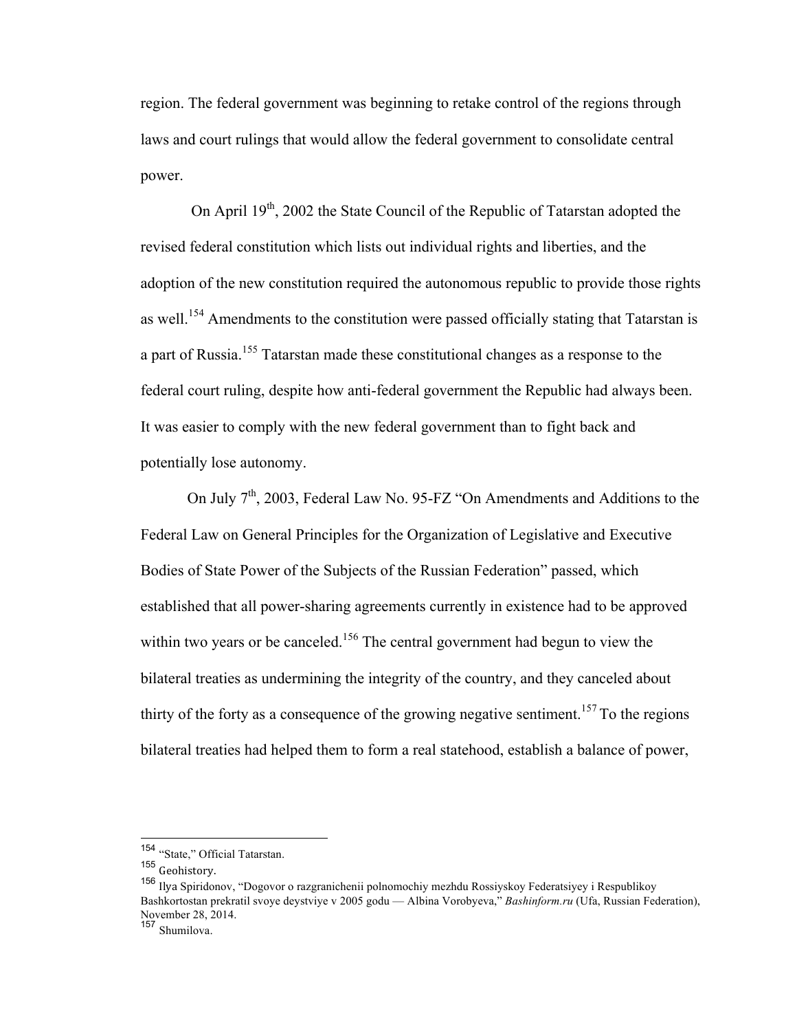region. The federal government was beginning to retake control of the regions through laws and court rulings that would allow the federal government to consolidate central power.

On April 19th, 2002 the State Council of the Republic of Tatarstan adopted the revised federal constitution which lists out individual rights and liberties, and the adoption of the new constitution required the autonomous republic to provide those rights as well.[154] Amendments to the constitution were passed officially stating that Tatarstan is a part of Russia.[155] Tatarstan made these constitutional changes as a response to the federal court ruling, despite how anti-federal government the Republic had always been. It was easier to comply with the new federal government than to fight back and potentially lose autonomy.

On July 7th, 2003, Federal Law No. 95-FZ "On Amendments and Additions to the Federal Law on General Principles for the Organization of Legislative and Executive Bodies of State Power of the Subjects of the Russian Federation" passed, which established that all power-sharing agreements currently in existence had to be approved within two years or be canceled.[156] The central government had begun to view the bilateral treaties as undermining the integrity of the country, and they canceled about thirty of the forty as a consequence of the growing negative sentiment.[157] To the regions bilateral treaties had helped them to form a real statehood, establish a balance of power,

---

[154] "State," Official Tatarstan.

[155] Geohistory.

[156] Ilya Spiridonov, "Dogovor o razgranichenii polnomochiy mezhdu Rossiyskoy Federatsiyey i Respublikoy Bashkortostan prekratil svoye deystviye v 2005 godu — Albina Vorobyeva," *Bashinform.ru* (Ufa, Russian Federation), November 28, 2014.

[157] Shumilova.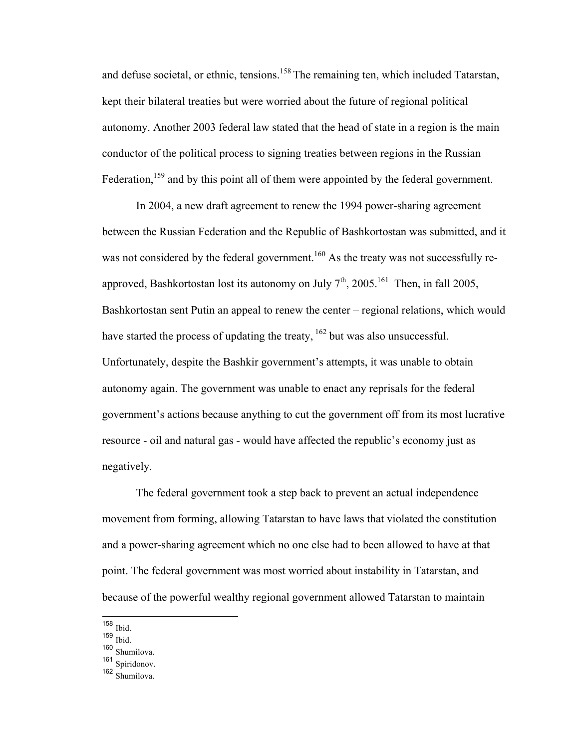and defuse societal, or ethnic, tensions.[158] The remaining ten, which included Tatarstan, kept their bilateral treaties but were worried about the future of regional political autonomy. Another 2003 federal law stated that the head of state in a region is the main conductor of the political process to signing treaties between regions in the Russian Federation,[159] and by this point all of them were appointed by the federal government.

In 2004, a new draft agreement to renew the 1994 power-sharing agreement between the Russian Federation and the Republic of Bashkortostan was submitted, and it was not considered by the federal government.[160] As the treaty was not successfully re-approved, Bashkortostan lost its autonomy on July 7th, 2005.[161] Then, in fall 2005, Bashkortostan sent Putin an appeal to renew the center – regional relations, which would have started the process of updating the treaty, [162] but was also unsuccessful. Unfortunately, despite the Bashkir government's attempts, it was unable to obtain autonomy again. The government was unable to enact any reprisals for the federal government's actions because anything to cut the government off from its most lucrative resource - oil and natural gas - would have affected the republic's economy just as negatively.

The federal government took a step back to prevent an actual independence movement from forming, allowing Tatarstan to have laws that violated the constitution and a power-sharing agreement which no one else had to been allowed to have at that point. The federal government was most worried about instability in Tatarstan, and because of the powerful wealthy regional government allowed Tatarstan to maintain

[158] Ibid.
[159] Ibid.
[160] Shumilova.
[161] Spiridonov.
[162] Shumilova.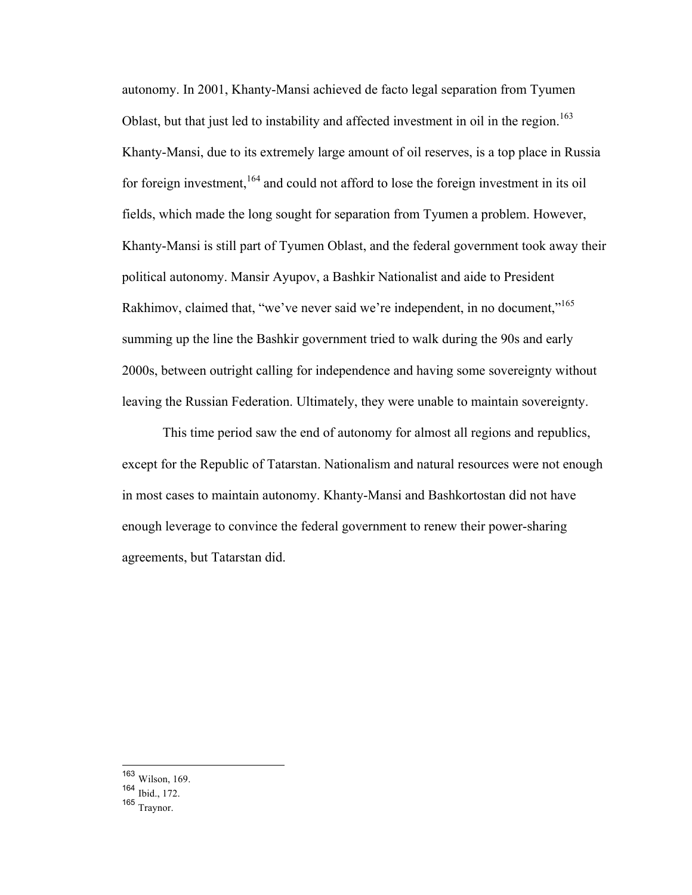autonomy. In 2001, Khanty-Mansi achieved de facto legal separation from Tyumen Oblast, but that just led to instability and affected investment in oil in the region.[163] Khanty-Mansi, due to its extremely large amount of oil reserves, is a top place in Russia for foreign investment,[164] and could not afford to lose the foreign investment in its oil fields, which made the long sought for separation from Tyumen a problem. However, Khanty-Mansi is still part of Tyumen Oblast, and the federal government took away their political autonomy. Mansir Ayupov, a Bashkir Nationalist and aide to President Rakhimov, claimed that, "we've never said we're independent, in no document,"[165] summing up the line the Bashkir government tried to walk during the 90s and early 2000s, between outright calling for independence and having some sovereignty without leaving the Russian Federation. Ultimately, they were unable to maintain sovereignty.

This time period saw the end of autonomy for almost all regions and republics, except for the Republic of Tatarstan. Nationalism and natural resources were not enough in most cases to maintain autonomy. Khanty-Mansi and Bashkortostan did not have enough leverage to convince the federal government to renew their power-sharing agreements, but Tatarstan did.

---

[163] Wilson, 169.
[164] Ibid., 172.
[165] Traynor.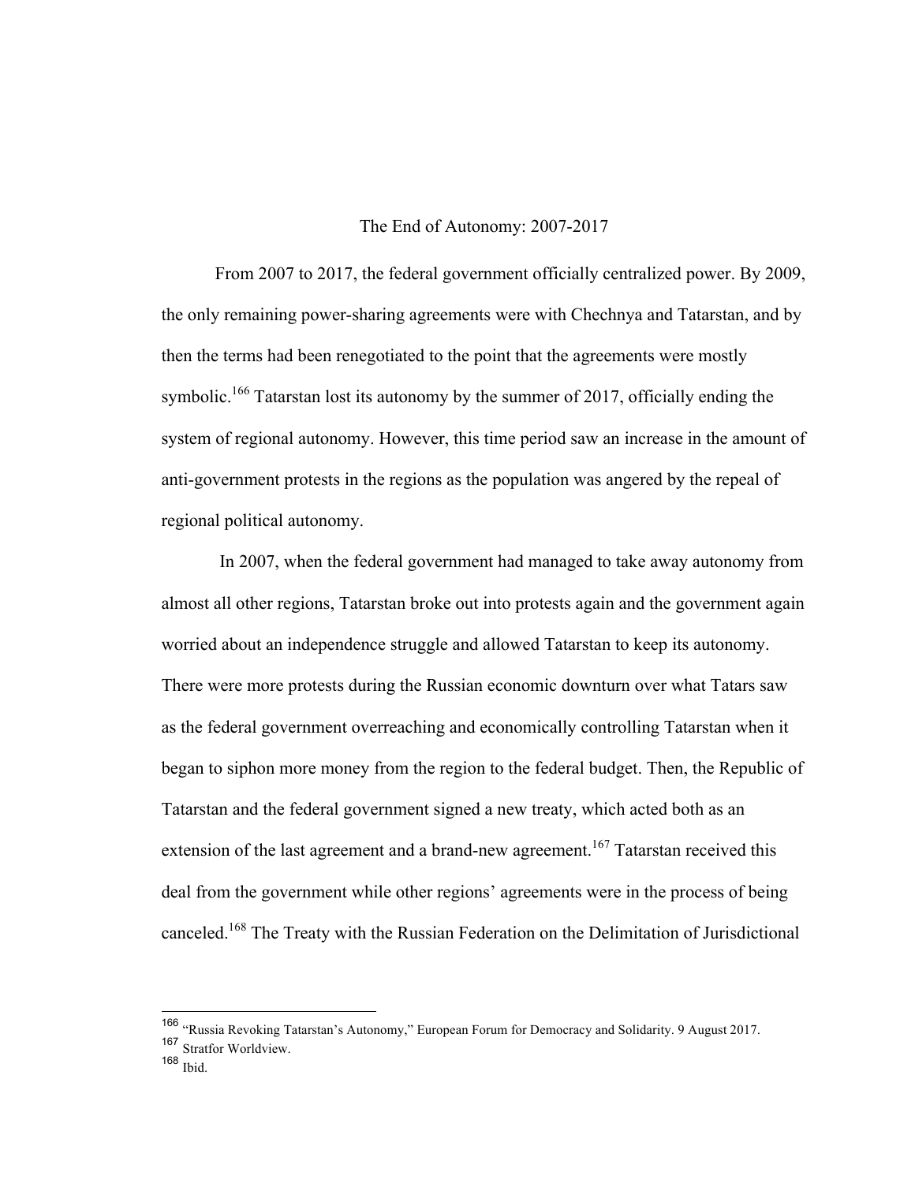## The End of Autonomy: 2007-2017

From 2007 to 2017, the federal government officially centralized power. By 2009, the only remaining power-sharing agreements were with Chechnya and Tatarstan, and by then the terms had been renegotiated to the point that the agreements were mostly symbolic.[166] Tatarstan lost its autonomy by the summer of 2017, officially ending the system of regional autonomy. However, this time period saw an increase in the amount of anti-government protests in the regions as the population was angered by the repeal of regional political autonomy.

In 2007, when the federal government had managed to take away autonomy from almost all other regions, Tatarstan broke out into protests again and the government again worried about an independence struggle and allowed Tatarstan to keep its autonomy. There were more protests during the Russian economic downturn over what Tatars saw as the federal government overreaching and economically controlling Tatarstan when it began to siphon more money from the region to the federal budget. Then, the Republic of Tatarstan and the federal government signed a new treaty, which acted both as an extension of the last agreement and a brand-new agreement.[167] Tatarstan received this deal from the government while other regions' agreements were in the process of being canceled.[168] The Treaty with the Russian Federation on the Delimitation of Jurisdictional

---

[166] "Russia Revoking Tatarstan's Autonomy," European Forum for Democracy and Solidarity. 9 August 2017.

[167] Stratfor Worldview.

[168] Ibid.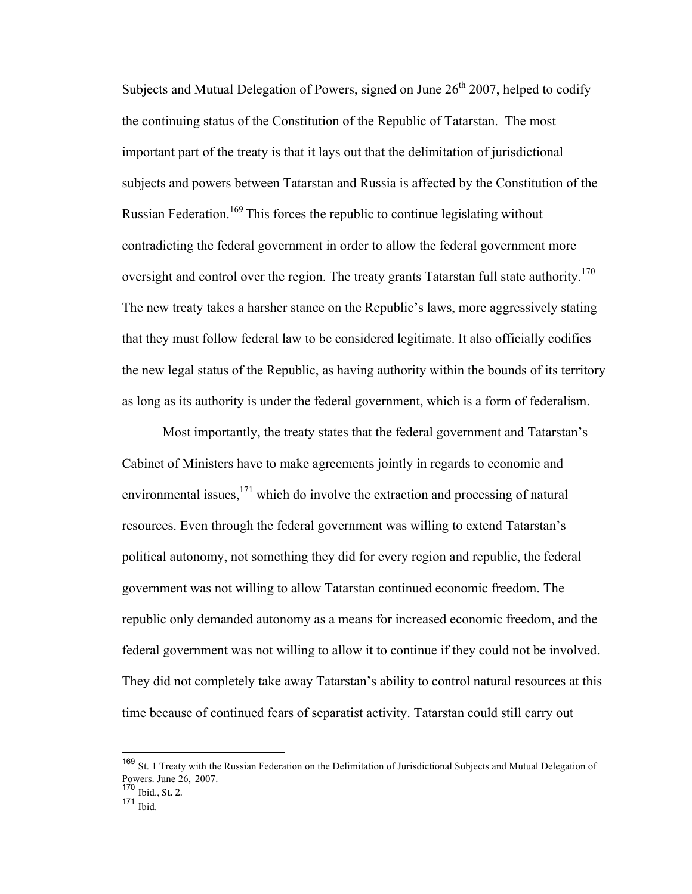Subjects and Mutual Delegation of Powers, signed on June 26th 2007, helped to codify the continuing status of the Constitution of the Republic of Tatarstan. The most important part of the treaty is that it lays out that the delimitation of jurisdictional subjects and powers between Tatarstan and Russia is affected by the Constitution of the Russian Federation.[169] This forces the republic to continue legislating without contradicting the federal government in order to allow the federal government more oversight and control over the region. The treaty grants Tatarstan full state authority.[170] The new treaty takes a harsher stance on the Republic's laws, more aggressively stating that they must follow federal law to be considered legitimate. It also officially codifies the new legal status of the Republic, as having authority within the bounds of its territory as long as its authority is under the federal government, which is a form of federalism.

Most importantly, the treaty states that the federal government and Tatarstan's Cabinet of Ministers have to make agreements jointly in regards to economic and environmental issues,[171] which do involve the extraction and processing of natural resources. Even through the federal government was willing to extend Tatarstan's political autonomy, not something they did for every region and republic, the federal government was not willing to allow Tatarstan continued economic freedom. The republic only demanded autonomy as a means for increased economic freedom, and the federal government was not willing to allow it to continue if they could not be involved. They did not completely take away Tatarstan's ability to control natural resources at this time because of continued fears of separatist activity. Tatarstan could still carry out

---

[169] St. 1 Treaty with the Russian Federation on the Delimitation of Jurisdictional Subjects and Mutual Delegation of Powers. June 26, 2007.

[170] Ibid., St. 2.

[171] Ibid.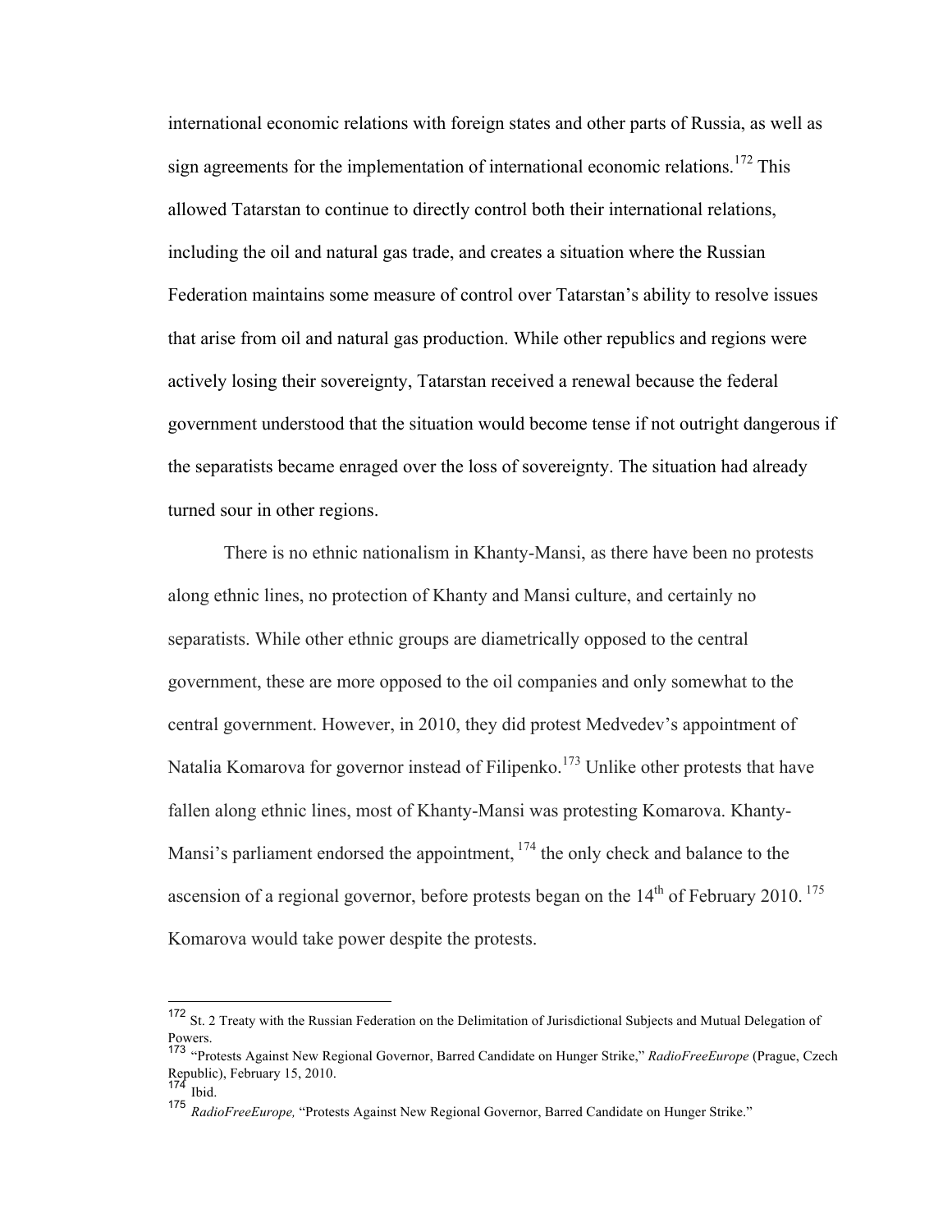international economic relations with foreign states and other parts of Russia, as well as sign agreements for the implementation of international economic relations.[172] This allowed Tatarstan to continue to directly control both their international relations, including the oil and natural gas trade, and creates a situation where the Russian Federation maintains some measure of control over Tatarstan's ability to resolve issues that arise from oil and natural gas production. While other republics and regions were actively losing their sovereignty, Tatarstan received a renewal because the federal government understood that the situation would become tense if not outright dangerous if the separatists became enraged over the loss of sovereignty. The situation had already turned sour in other regions.

There is no ethnic nationalism in Khanty-Mansi, as there have been no protests along ethnic lines, no protection of Khanty and Mansi culture, and certainly no separatists. While other ethnic groups are diametrically opposed to the central government, these are more opposed to the oil companies and only somewhat to the central government. However, in 2010, they did protest Medvedev's appointment of Natalia Komarova for governor instead of Filipenko.[173] Unlike other protests that have fallen along ethnic lines, most of Khanty-Mansi was protesting Komarova. Khanty-Mansi's parliament endorsed the appointment, [174] the only check and balance to the ascension of a regional governor, before protests began on the 14th of February 2010. [175] Komarova would take power despite the protests.

---

[172] St. 2 Treaty with the Russian Federation on the Delimitation of Jurisdictional Subjects and Mutual Delegation of Powers.

[173] "Protests Against New Regional Governor, Barred Candidate on Hunger Strike," *RadioFreeEurope* (Prague, Czech Republic), February 15, 2010.

[174] Ibid.

[175] *RadioFreeEurope,* "Protests Against New Regional Governor, Barred Candidate on Hunger Strike."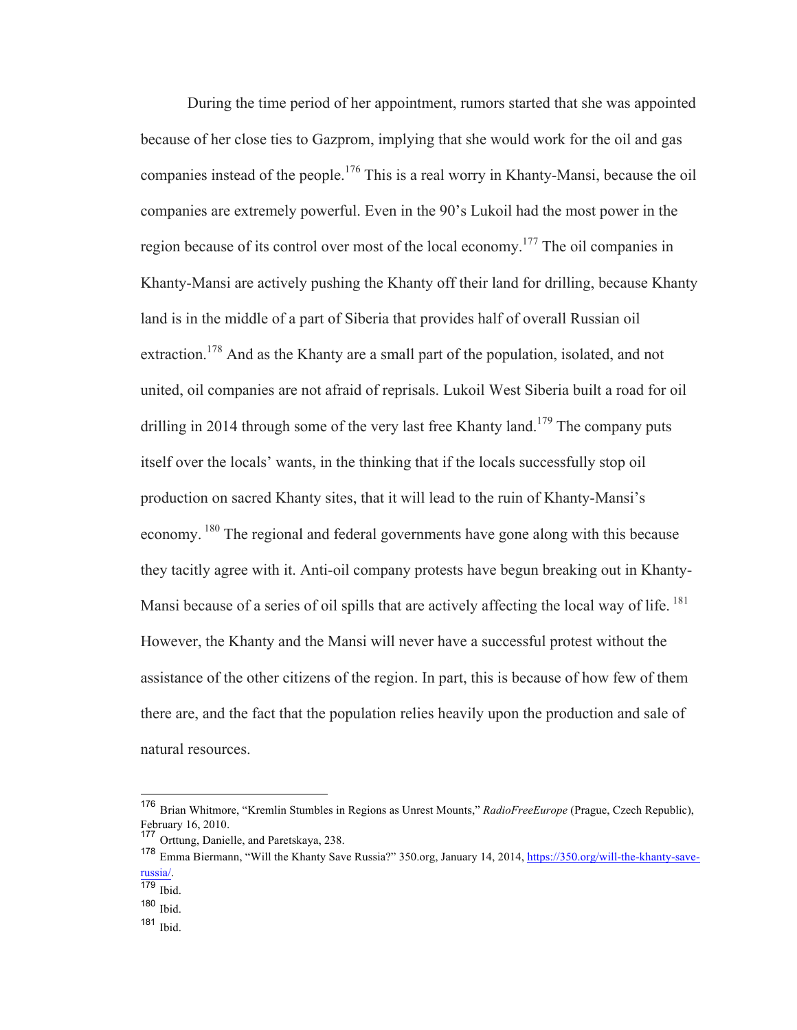During the time period of her appointment, rumors started that she was appointed because of her close ties to Gazprom, implying that she would work for the oil and gas companies instead of the people.[176] This is a real worry in Khanty-Mansi, because the oil companies are extremely powerful. Even in the 90's Lukoil had the most power in the region because of its control over most of the local economy.[177] The oil companies in Khanty-Mansi are actively pushing the Khanty off their land for drilling, because Khanty land is in the middle of a part of Siberia that provides half of overall Russian oil extraction.[178] And as the Khanty are a small part of the population, isolated, and not united, oil companies are not afraid of reprisals. Lukoil West Siberia built a road for oil drilling in 2014 through some of the very last free Khanty land.[179] The company puts itself over the locals' wants, in the thinking that if the locals successfully stop oil production on sacred Khanty sites, that it will lead to the ruin of Khanty-Mansi's economy. [180] The regional and federal governments have gone along with this because they tacitly agree with it. Anti-oil company protests have begun breaking out in Khanty-Mansi because of a series of oil spills that are actively affecting the local way of life. [181] However, the Khanty and the Mansi will never have a successful protest without the assistance of the other citizens of the region. In part, this is because of how few of them there are, and the fact that the population relies heavily upon the production and sale of natural resources.

---

[176] Brian Whitmore, "Kremlin Stumbles in Regions as Unrest Mounts," *RadioFreeEurope* (Prague, Czech Republic), February 16, 2010.

[177] Orttung, Danielle, and Paretskaya, 238.

[178] Emma Biermann, "Will the Khanty Save Russia?" 350.org, January 14, 2014, https://350.org/will-the-khanty-save-russia/.

[179] Ibid.

[180] Ibid.

[181] Ibid.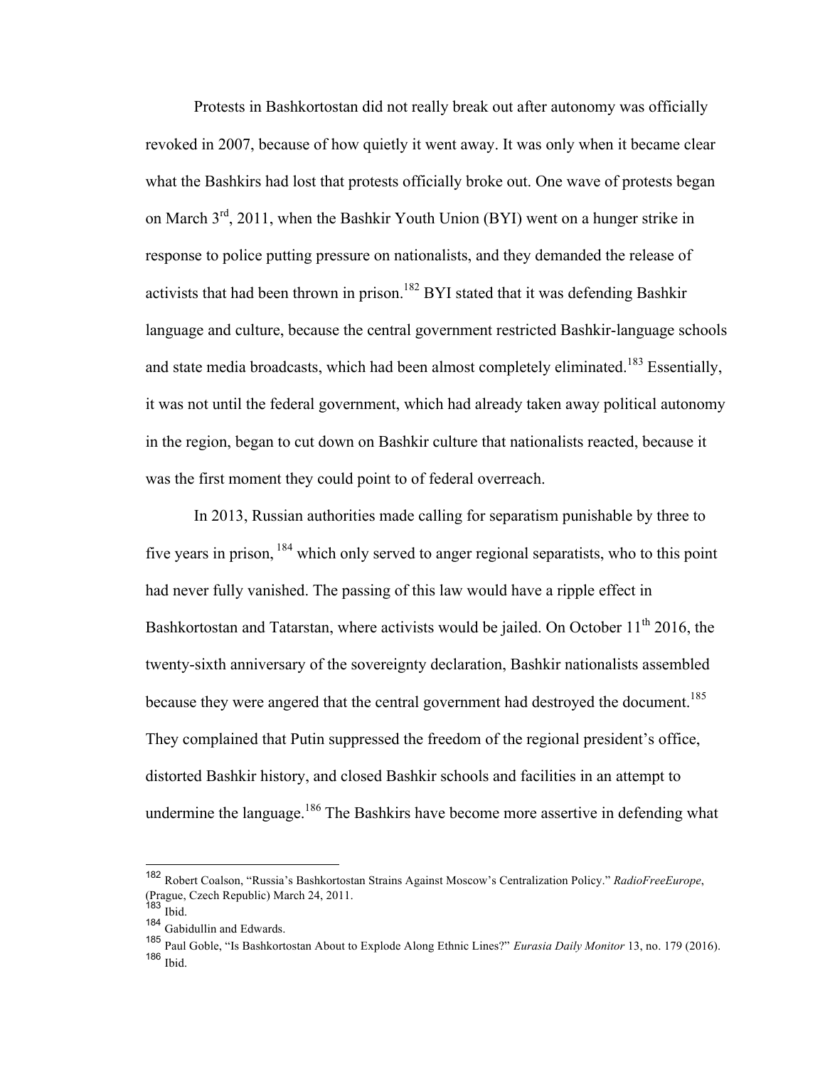Protests in Bashkortostan did not really break out after autonomy was officially revoked in 2007, because of how quietly it went away. It was only when it became clear what the Bashkirs had lost that protests officially broke out. One wave of protests began on March 3rd, 2011, when the Bashkir Youth Union (BYI) went on a hunger strike in response to police putting pressure on nationalists, and they demanded the release of activists that had been thrown in prison.[182] BYI stated that it was defending Bashkir language and culture, because the central government restricted Bashkir-language schools and state media broadcasts, which had been almost completely eliminated.[183] Essentially, it was not until the federal government, which had already taken away political autonomy in the region, began to cut down on Bashkir culture that nationalists reacted, because it was the first moment they could point to of federal overreach.

In 2013, Russian authorities made calling for separatism punishable by three to five years in prison,[184] which only served to anger regional separatists, who to this point had never fully vanished. The passing of this law would have a ripple effect in Bashkortostan and Tatarstan, where activists would be jailed. On October 11th 2016, the twenty-sixth anniversary of the sovereignty declaration, Bashkir nationalists assembled because they were angered that the central government had destroyed the document.[185] They complained that Putin suppressed the freedom of the regional president's office, distorted Bashkir history, and closed Bashkir schools and facilities in an attempt to undermine the language.[186] The Bashkirs have become more assertive in defending what

---

[182] Robert Coalson, "Russia's Bashkortostan Strains Against Moscow's Centralization Policy." *RadioFreeEurope*, (Prague, Czech Republic) March 24, 2011.

[183] Ibid.

[184] Gabidullin and Edwards.

[185] Paul Goble, "Is Bashkortostan About to Explode Along Ethnic Lines?" *Eurasia Daily Monitor* 13, no. 179 (2016).

[186] Ibid.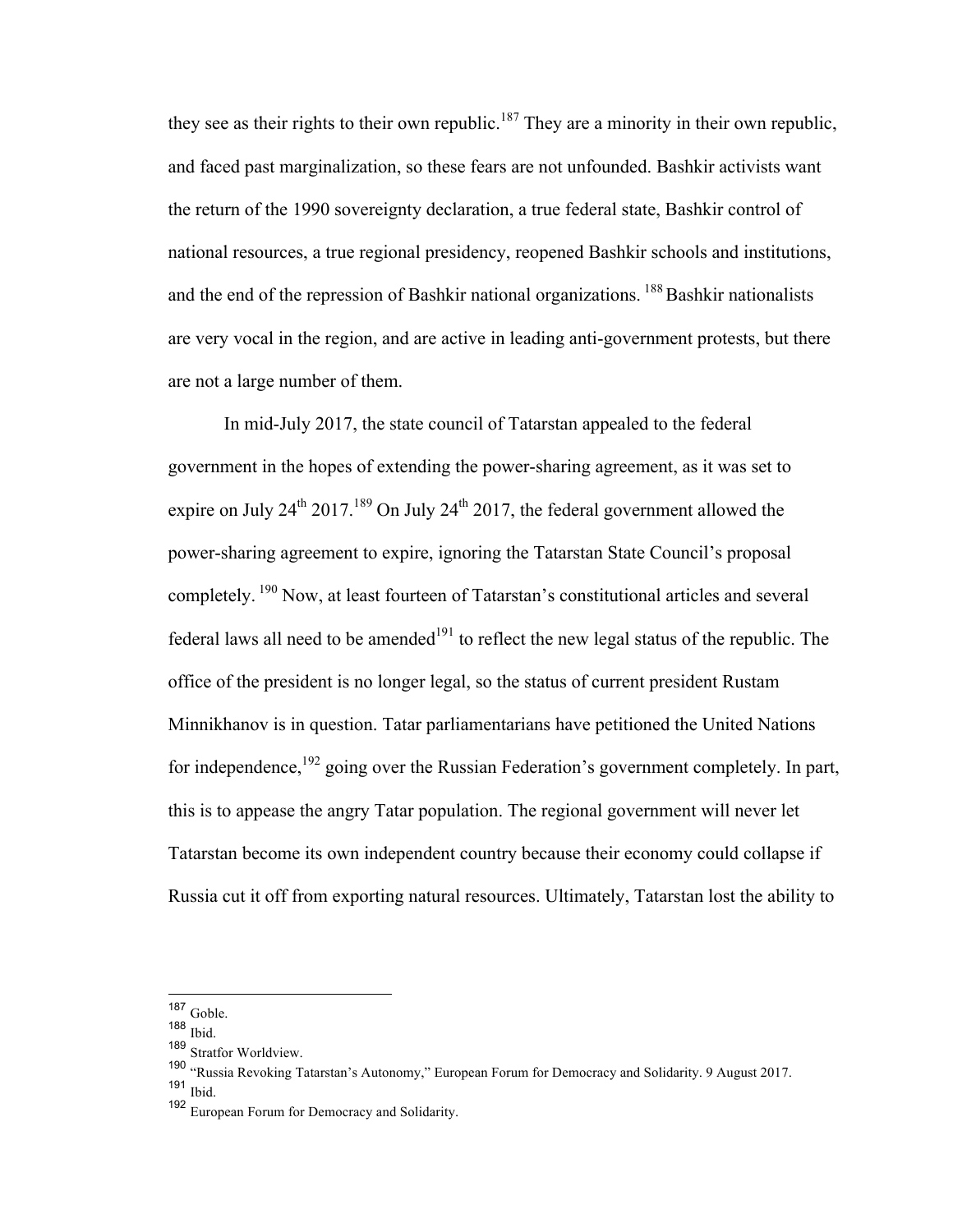they see as their rights to their own republic.[187] They are a minority in their own republic, and faced past marginalization, so these fears are not unfounded. Bashkir activists want the return of the 1990 sovereignty declaration, a true federal state, Bashkir control of national resources, a true regional presidency, reopened Bashkir schools and institutions, and the end of the repression of Bashkir national organizations.[188] Bashkir nationalists are very vocal in the region, and are active in leading anti-government protests, but there are not a large number of them.

In mid-July 2017, the state council of Tatarstan appealed to the federal government in the hopes of extending the power-sharing agreement, as it was set to expire on July 24th 2017.[189] On July 24th 2017, the federal government allowed the power-sharing agreement to expire, ignoring the Tatarstan State Council's proposal completely.[190] Now, at least fourteen of Tatarstan's constitutional articles and several federal laws all need to be amended[191] to reflect the new legal status of the republic. The office of the president is no longer legal, so the status of current president Rustam Minnikhanov is in question. Tatar parliamentarians have petitioned the United Nations for independence,[192] going over the Russian Federation's government completely. In part, this is to appease the angry Tatar population. The regional government will never let Tatarstan become its own independent country because their economy could collapse if Russia cut it off from exporting natural resources. Ultimately, Tatarstan lost the ability to

---

[187] Goble.

[188] Ibid.

[189] Stratfor Worldview.

[190] "Russia Revoking Tatarstan's Autonomy," European Forum for Democracy and Solidarity. 9 August 2017.

[191] Ibid.

[192] European Forum for Democracy and Solidarity.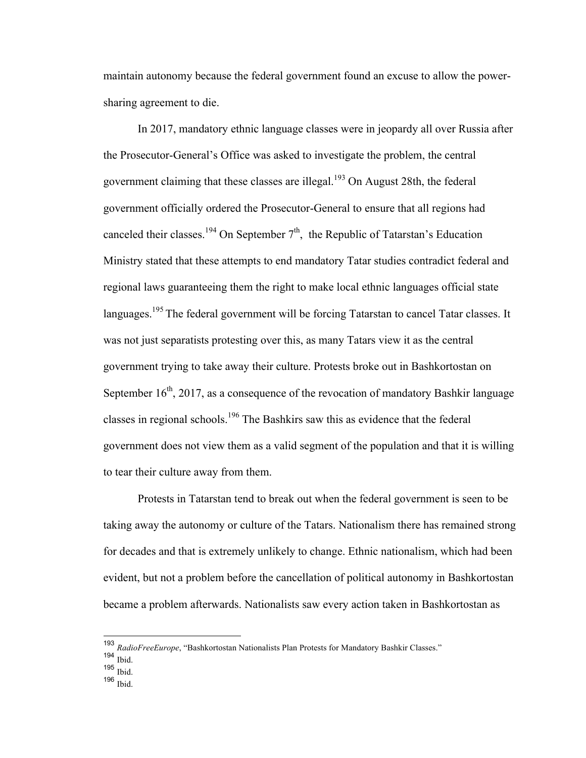maintain autonomy because the federal government found an excuse to allow the power-sharing agreement to die.

In 2017, mandatory ethnic language classes were in jeopardy all over Russia after the Prosecutor-General's Office was asked to investigate the problem, the central government claiming that these classes are illegal.[193] On August 28th, the federal government officially ordered the Prosecutor-General to ensure that all regions had canceled their classes.[194] On September 7th, the Republic of Tatarstan's Education Ministry stated that these attempts to end mandatory Tatar studies contradict federal and regional laws guaranteeing them the right to make local ethnic languages official state languages.[195] The federal government will be forcing Tatarstan to cancel Tatar classes. It was not just separatists protesting over this, as many Tatars view it as the central government trying to take away their culture. Protests broke out in Bashkortostan on September 16th, 2017, as a consequence of the revocation of mandatory Bashkir language classes in regional schools.[196] The Bashkirs saw this as evidence that the federal government does not view them as a valid segment of the population and that it is willing to tear their culture away from them.

Protests in Tatarstan tend to break out when the federal government is seen to be taking away the autonomy or culture of the Tatars. Nationalism there has remained strong for decades and that is extremely unlikely to change. Ethnic nationalism, which had been evident, but not a problem before the cancellation of political autonomy in Bashkortostan became a problem afterwards. Nationalists saw every action taken in Bashkortostan as

---

[193] *RadioFreeEurope*, "Bashkortostan Nationalists Plan Protests for Mandatory Bashkir Classes."

[194] Ibid.

[195] Ibid.

[196] Ibid.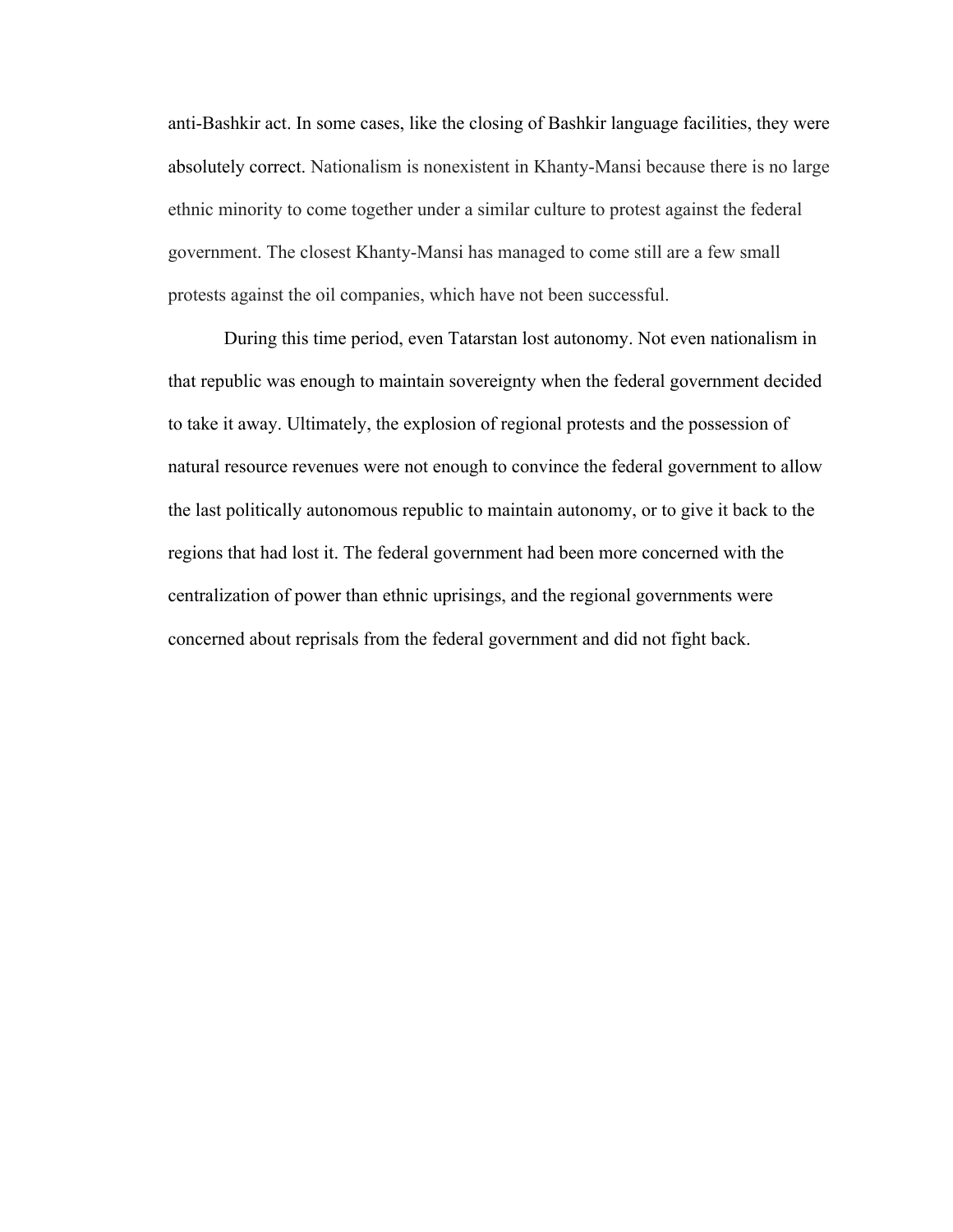anti-Bashkir act. In some cases, like the closing of Bashkir language facilities, they were absolutely correct. Nationalism is nonexistent in Khanty-Mansi because there is no large ethnic minority to come together under a similar culture to protest against the federal government. The closest Khanty-Mansi has managed to come still are a few small protests against the oil companies, which have not been successful.

During this time period, even Tatarstan lost autonomy. Not even nationalism in that republic was enough to maintain sovereignty when the federal government decided to take it away. Ultimately, the explosion of regional protests and the possession of natural resource revenues were not enough to convince the federal government to allow the last politically autonomous republic to maintain autonomy, or to give it back to the regions that had lost it. The federal government had been more concerned with the centralization of power than ethnic uprisings, and the regional governments were concerned about reprisals from the federal government and did not fight back.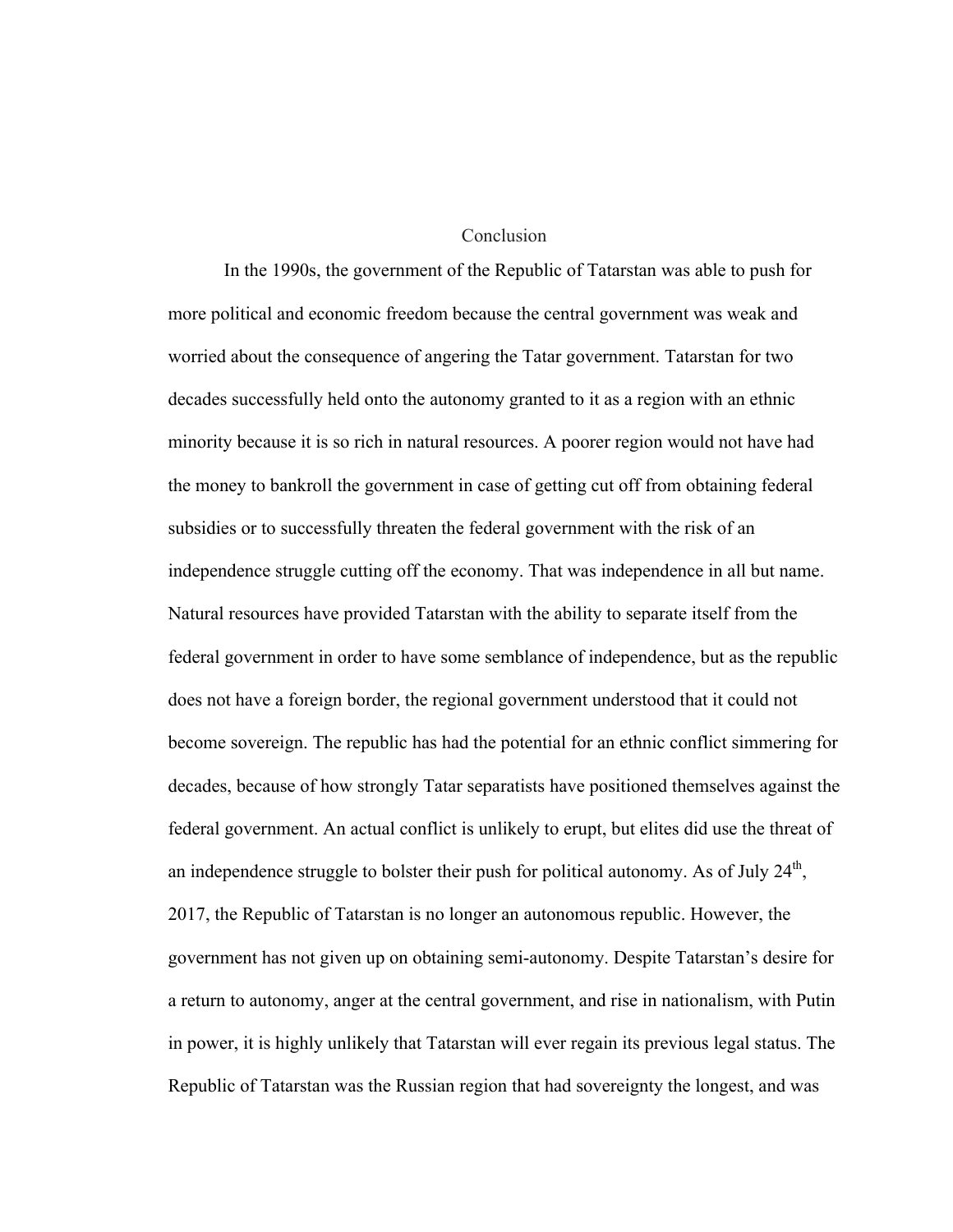# Conclusion

In the 1990s, the government of the Republic of Tatarstan was able to push for more political and economic freedom because the central government was weak and worried about the consequence of angering the Tatar government. Tatarstan for two decades successfully held onto the autonomy granted to it as a region with an ethnic minority because it is so rich in natural resources. A poorer region would not have had the money to bankroll the government in case of getting cut off from obtaining federal subsidies or to successfully threaten the federal government with the risk of an independence struggle cutting off the economy. That was independence in all but name. Natural resources have provided Tatarstan with the ability to separate itself from the federal government in order to have some semblance of independence, but as the republic does not have a foreign border, the regional government understood that it could not become sovereign. The republic has had the potential for an ethnic conflict simmering for decades, because of how strongly Tatar separatists have positioned themselves against the federal government. An actual conflict is unlikely to erupt, but elites did use the threat of an independence struggle to bolster their push for political autonomy. As of July 24th, 2017, the Republic of Tatarstan is no longer an autonomous republic. However, the government has not given up on obtaining semi-autonomy. Despite Tatarstan's desire for a return to autonomy, anger at the central government, and rise in nationalism, with Putin in power, it is highly unlikely that Tatarstan will ever regain its previous legal status. The Republic of Tatarstan was the Russian region that had sovereignty the longest, and was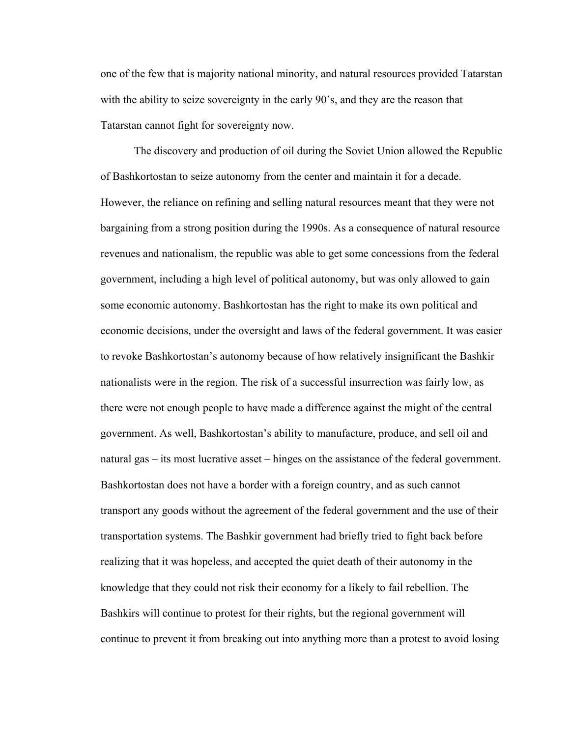one of the few that is majority national minority, and natural resources provided Tatarstan with the ability to seize sovereignty in the early 90's, and they are the reason that Tatarstan cannot fight for sovereignty now.

The discovery and production of oil during the Soviet Union allowed the Republic of Bashkortostan to seize autonomy from the center and maintain it for a decade. However, the reliance on refining and selling natural resources meant that they were not bargaining from a strong position during the 1990s. As a consequence of natural resource revenues and nationalism, the republic was able to get some concessions from the federal government, including a high level of political autonomy, but was only allowed to gain some economic autonomy. Bashkortostan has the right to make its own political and economic decisions, under the oversight and laws of the federal government. It was easier to revoke Bashkortostan's autonomy because of how relatively insignificant the Bashkir nationalists were in the region. The risk of a successful insurrection was fairly low, as there were not enough people to have made a difference against the might of the central government. As well, Bashkortostan's ability to manufacture, produce, and sell oil and natural gas – its most lucrative asset – hinges on the assistance of the federal government. Bashkortostan does not have a border with a foreign country, and as such cannot transport any goods without the agreement of the federal government and the use of their transportation systems. The Bashkir government had briefly tried to fight back before realizing that it was hopeless, and accepted the quiet death of their autonomy in the knowledge that they could not risk their economy for a likely to fail rebellion. The Bashkirs will continue to protest for their rights, but the regional government will continue to prevent it from breaking out into anything more than a protest to avoid losing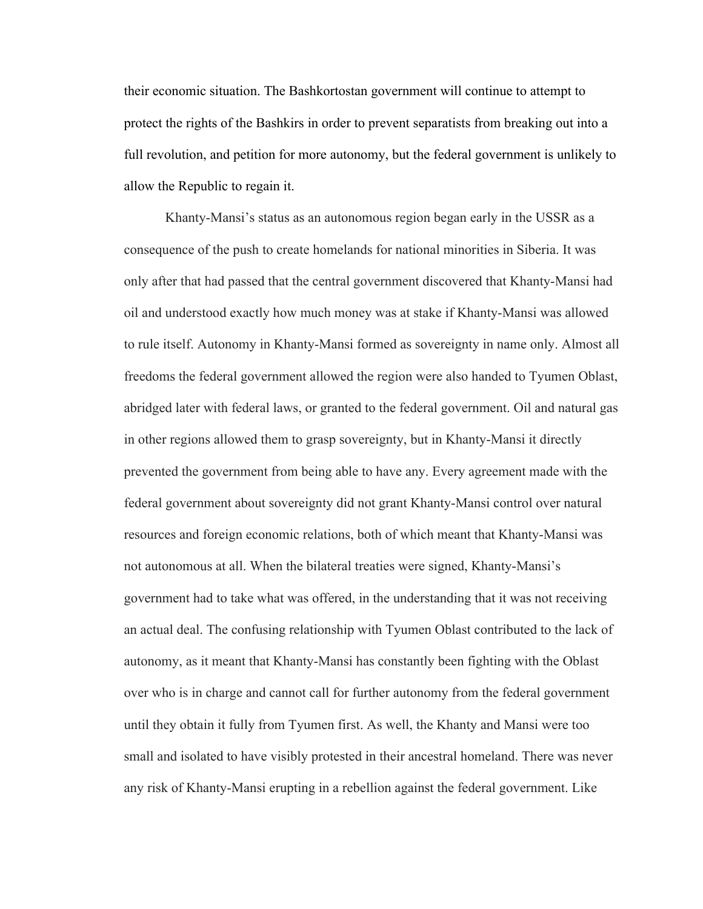their economic situation. The Bashkortostan government will continue to attempt to protect the rights of the Bashkirs in order to prevent separatists from breaking out into a full revolution, and petition for more autonomy, but the federal government is unlikely to allow the Republic to regain it.

Khanty-Mansi's status as an autonomous region began early in the USSR as a consequence of the push to create homelands for national minorities in Siberia. It was only after that had passed that the central government discovered that Khanty-Mansi had oil and understood exactly how much money was at stake if Khanty-Mansi was allowed to rule itself. Autonomy in Khanty-Mansi formed as sovereignty in name only. Almost all freedoms the federal government allowed the region were also handed to Tyumen Oblast, abridged later with federal laws, or granted to the federal government. Oil and natural gas in other regions allowed them to grasp sovereignty, but in Khanty-Mansi it directly prevented the government from being able to have any. Every agreement made with the federal government about sovereignty did not grant Khanty-Mansi control over natural resources and foreign economic relations, both of which meant that Khanty-Mansi was not autonomous at all. When the bilateral treaties were signed, Khanty-Mansi's government had to take what was offered, in the understanding that it was not receiving an actual deal. The confusing relationship with Tyumen Oblast contributed to the lack of autonomy, as it meant that Khanty-Mansi has constantly been fighting with the Oblast over who is in charge and cannot call for further autonomy from the federal government until they obtain it fully from Tyumen first. As well, the Khanty and Mansi were too small and isolated to have visibly protested in their ancestral homeland. There was never any risk of Khanty-Mansi erupting in a rebellion against the federal government. Like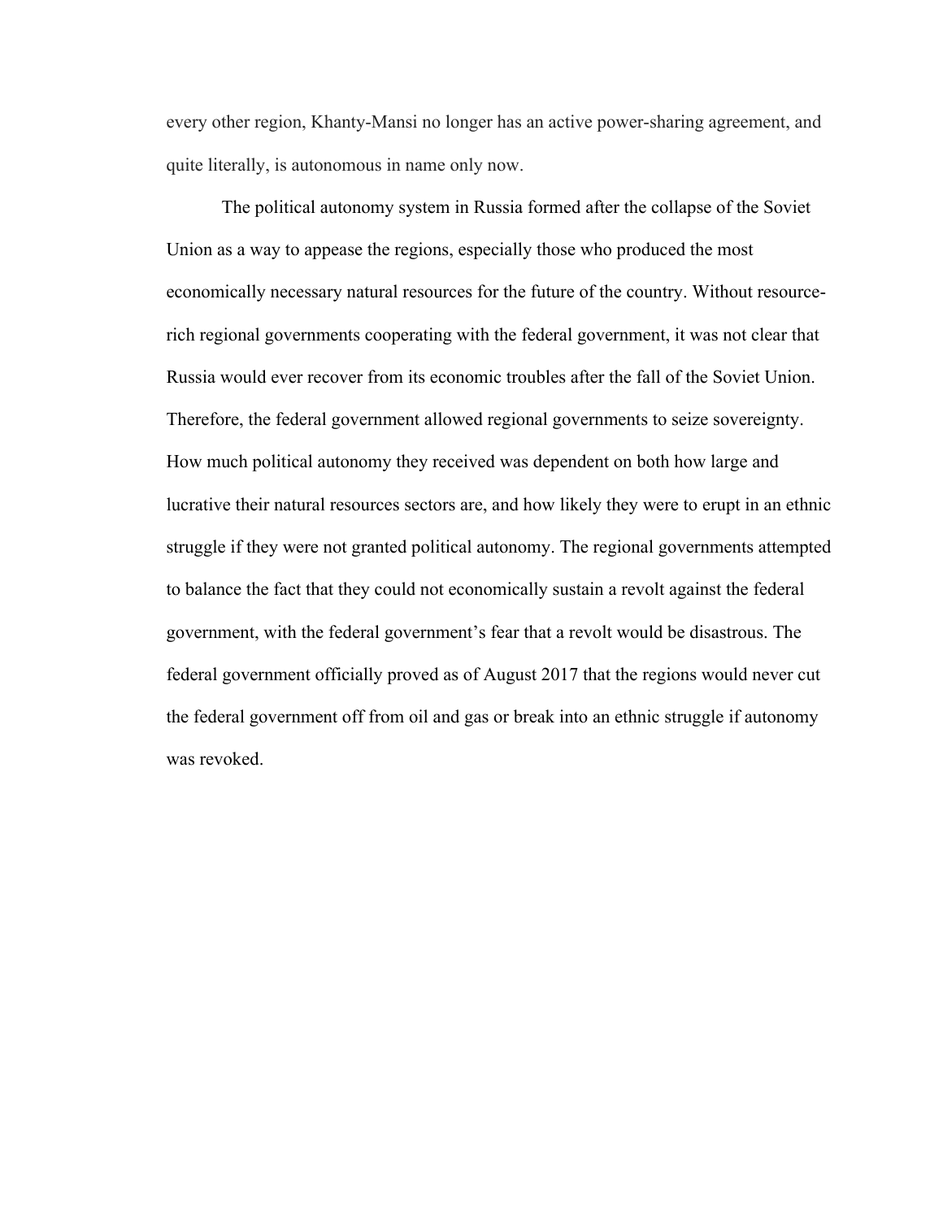every other region, Khanty-Mansi no longer has an active power-sharing agreement, and quite literally, is autonomous in name only now.

The political autonomy system in Russia formed after the collapse of the Soviet Union as a way to appease the regions, especially those who produced the most economically necessary natural resources for the future of the country. Without resource-rich regional governments cooperating with the federal government, it was not clear that Russia would ever recover from its economic troubles after the fall of the Soviet Union. Therefore, the federal government allowed regional governments to seize sovereignty. How much political autonomy they received was dependent on both how large and lucrative their natural resources sectors are, and how likely they were to erupt in an ethnic struggle if they were not granted political autonomy. The regional governments attempted to balance the fact that they could not economically sustain a revolt against the federal government, with the federal government's fear that a revolt would be disastrous. The federal government officially proved as of August 2017 that the regions would never cut the federal government off from oil and gas or break into an ethnic struggle if autonomy was revoked.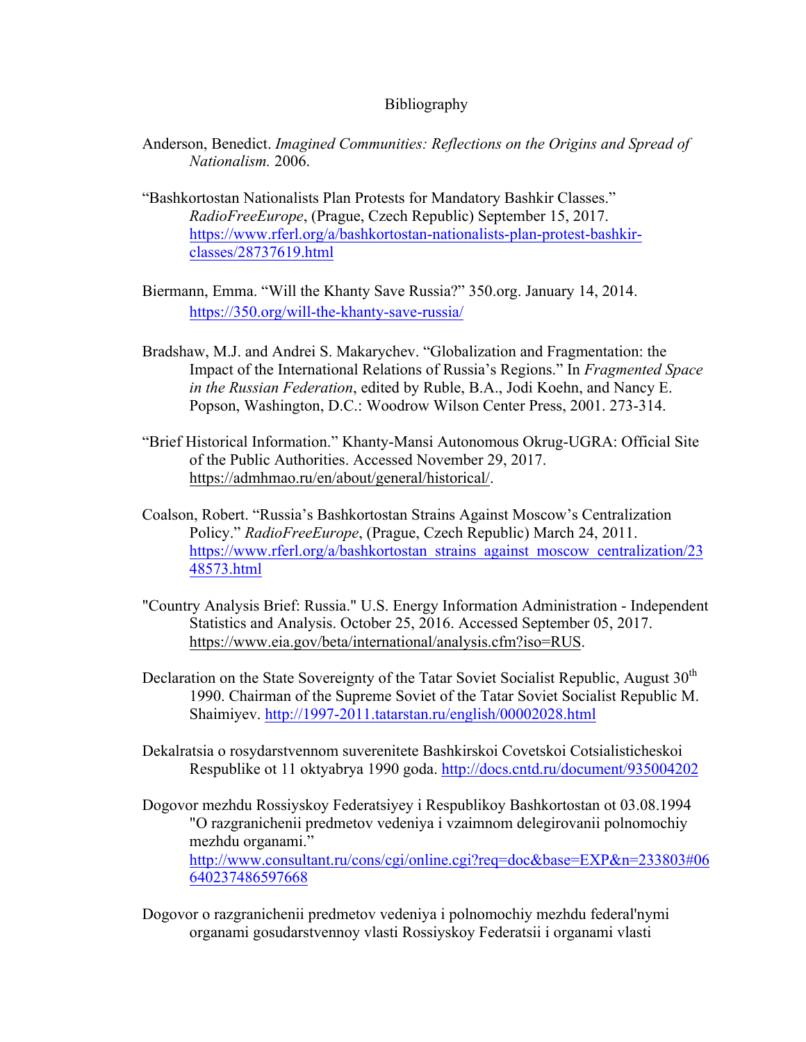# Bibliography

Anderson, Benedict. *Imagined Communities: Reflections on the Origins and Spread of Nationalism.* 2006.

"Bashkortostan Nationalists Plan Protests for Mandatory Bashkir Classes." *RadioFreeEurope*, (Prague, Czech Republic) September 15, 2017. https://www.rferl.org/a/bashkortostan-nationalists-plan-protest-bashkir-classes/28737619.html

Biermann, Emma. "Will the Khanty Save Russia?" 350.org. January 14, 2014. https://350.org/will-the-khanty-save-russia/

Bradshaw, M.J. and Andrei S. Makarychev. "Globalization and Fragmentation: the Impact of the International Relations of Russia's Regions." In *Fragmented Space in the Russian Federation*, edited by Ruble, B.A., Jodi Koehn, and Nancy E. Popson, Washington, D.C.: Woodrow Wilson Center Press, 2001. 273-314.

"Brief Historical Information." Khanty-Mansi Autonomous Okrug-UGRA: Official Site of the Public Authorities. Accessed November 29, 2017. https://admhmao.ru/en/about/general/historical/.

Coalson, Robert. "Russia's Bashkortostan Strains Against Moscow's Centralization Policy." *RadioFreeEurope*, (Prague, Czech Republic) March 24, 2011. https://www.rferl.org/a/bashkortostan_strains_against_moscow_centralization/2348573.html

"Country Analysis Brief: Russia." U.S. Energy Information Administration - Independent Statistics and Analysis. October 25, 2016. Accessed September 05, 2017. https://www.eia.gov/beta/international/analysis.cfm?iso=RUS.

Declaration on the State Sovereignty of the Tatar Soviet Socialist Republic, August 30th 1990. Chairman of the Supreme Soviet of the Tatar Soviet Socialist Republic M. Shaimiyev. http://1997-2011.tatarstan.ru/english/00002028.html

Dekalratsia o rosydarstvennom suverenitete Bashkirskoi Covetskoi Cotsialisticheskoi Respublike ot 11 oktyabrya 1990 goda. http://docs.cntd.ru/document/935004202

Dogovor mezhdu Rossiyskoy Federatsiyey i Respublikoy Bashkortostan ot 03.08.1994 "O razgranichenii predmetov vedeniya i vzaimnom delegirovanii polnomochiy mezhdu organami." http://www.consultant.ru/cons/cgi/online.cgi?req=doc&base=EXP&n=233803#06640237486597668

Dogovor o razgranichenii predmetov vedeniya i polnomochiy mezhdu federal'nymi organami gosudarstvennoy vlasti Rossiyskoy Federatsii i organami vlasti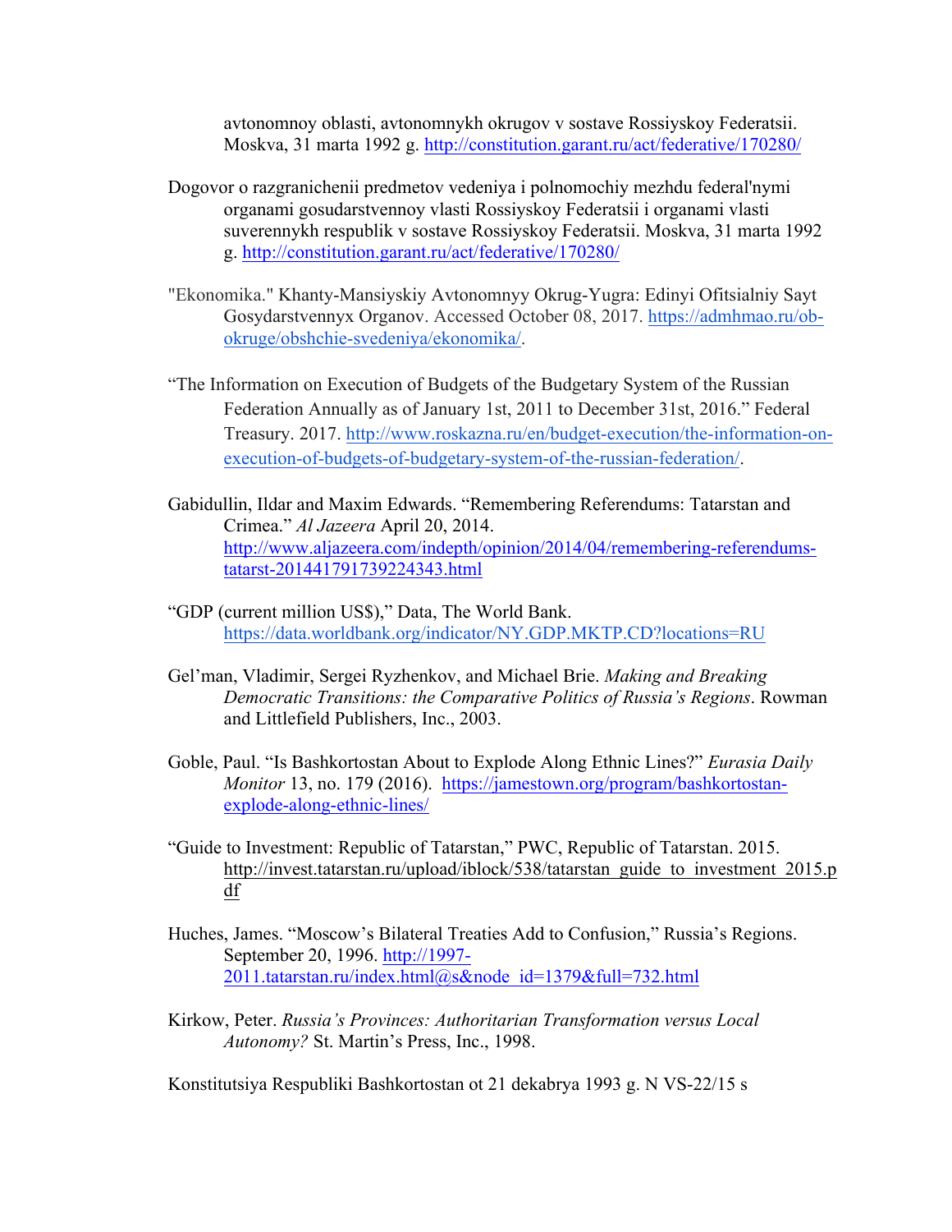avtonomnoy oblasti, avtonomnykh okrugov v sostave Rossiyskoy Federatsii. Moskva, 31 marta 1992 g. http://constitution.garant.ru/act/federative/170280/

Dogovor o razgranichenii predmetov vedeniya i polnomochiy mezhdu federal'nymi organami gosudarstvennoy vlasti Rossiyskoy Federatsii i organami vlasti suverennykh respublik v sostave Rossiyskoy Federatsii. Moskva, 31 marta 1992 g. http://constitution.garant.ru/act/federative/170280/

"Ekonomika." Khanty-Mansiyskiy Avtonomnyy Okrug-Yugra: Edinyi Ofitsialniy Sayt Gosydarstvennyx Organov. Accessed October 08, 2017. https://admhmao.ru/ob-okruge/obshchie-svedeniya/ekonomika/.

"The Information on Execution of Budgets of the Budgetary System of the Russian Federation Annually as of January 1st, 2011 to December 31st, 2016." Federal Treasury. 2017. http://www.roskazna.ru/en/budget-execution/the-information-on-execution-of-budgets-of-budgetary-system-of-the-russian-federation/.

Gabidullin, Ildar and Maxim Edwards. "Remembering Referendums: Tatarstan and Crimea." *Al Jazeera* April 20, 2014. http://www.aljazeera.com/indepth/opinion/2014/04/remembering-referendums-tatarst-201441791739224343.html

"GDP (current million US$)," Data, The World Bank. https://data.worldbank.org/indicator/NY.GDP.MKTP.CD?locations=RU

Gel'man, Vladimir, Sergei Ryzhenkov, and Michael Brie. *Making and Breaking Democratic Transitions: the Comparative Politics of Russia's Regions*. Rowman and Littlefield Publishers, Inc., 2003.

Goble, Paul. "Is Bashkortostan About to Explode Along Ethnic Lines?" *Eurasia Daily Monitor* 13, no. 179 (2016). https://jamestown.org/program/bashkortostan-explode-along-ethnic-lines/

"Guide to Investment: Republic of Tatarstan," PWC, Republic of Tatarstan. 2015. http://invest.tatarstan.ru/upload/iblock/538/tatarstan_guide_to_investment_2015.pdf

Huches, James. "Moscow's Bilateral Treaties Add to Confusion," Russia's Regions. September 20, 1996. http://1997-2011.tatarstan.ru/index.html@s&node_id=1379&full=732.html

Kirkow, Peter. *Russia's Provinces: Authoritarian Transformation versus Local Autonomy?* St. Martin's Press, Inc., 1998.

Konstitutsiya Respubliki Bashkortostan ot 21 dekabrya 1993 g. N VS-22/15 s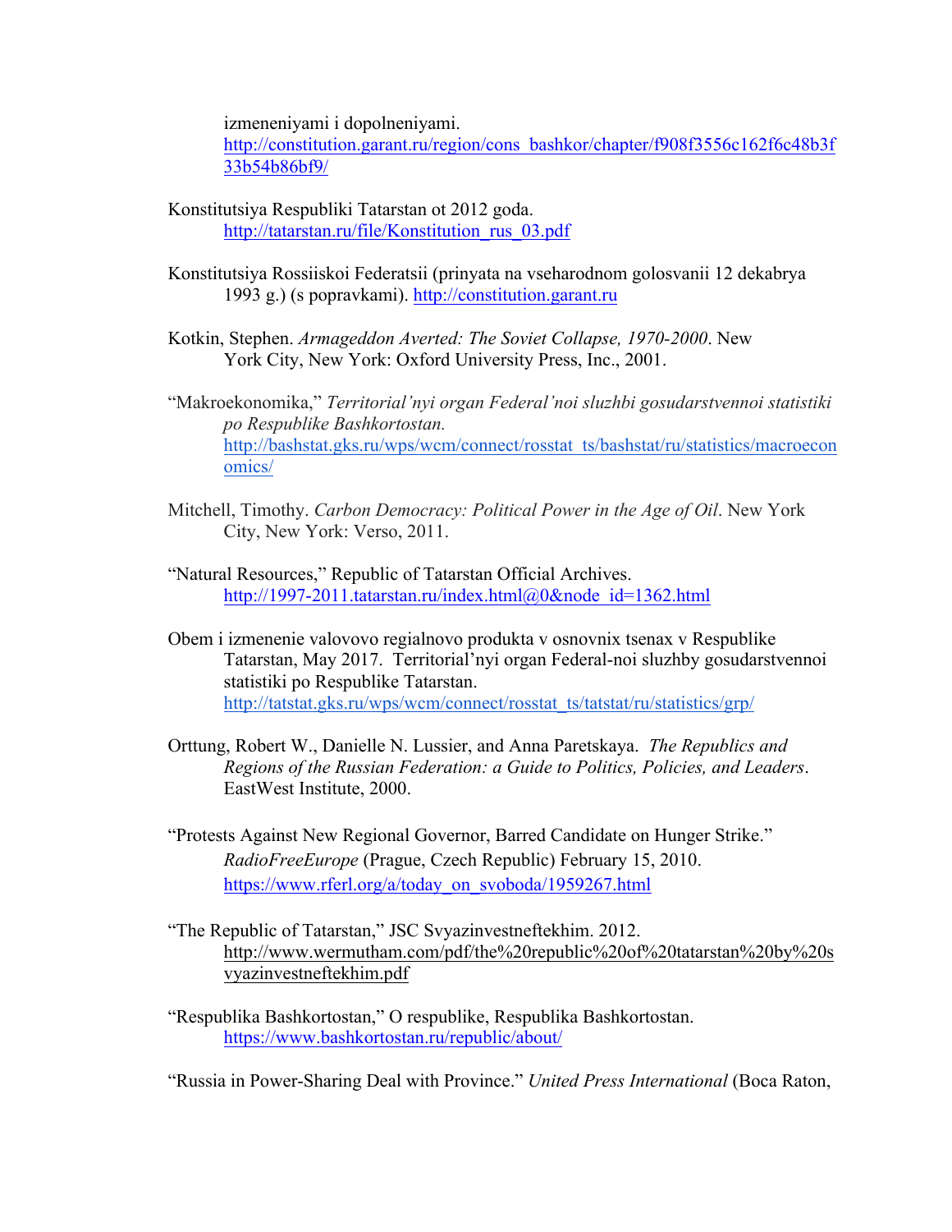izmeneniyami i dopolneniyami. http://constitution.garant.ru/region/cons_bashkor/chapter/f908f3556c162f6c48b3f33b54b86bf9/

Konstitutsiya Respubliki Tatarstan ot 2012 goda. http://tatarstan.ru/file/Konstitution_rus_03.pdf

Konstitutsiya Rossiiskoi Federatsii (prinyata na vseharodnom golosvanii 12 dekabrya 1993 g.) (s popravkami). http://constitution.garant.ru

Kotkin, Stephen. *Armageddon Averted: The Soviet Collapse, 1970-2000*. New York City, New York: Oxford University Press, Inc., 2001.

"Makroekonomika," *Territorial'nyi organ Federal'noi sluzhbi gosudarstvennoi statistiki po Respublike Bashkortostan.* http://bashstat.gks.ru/wps/wcm/connect/rosstat_ts/bashstat/ru/statistics/macroeconomics/

Mitchell, Timothy. *Carbon Democracy: Political Power in the Age of Oil*. New York City, New York: Verso, 2011.

"Natural Resources," Republic of Tatarstan Official Archives. http://1997-2011.tatarstan.ru/index.html@0&node_id=1362.html

Obem i izmenenie valovovo regialnovo produkta v osnovnix tsenax v Respublike Tatarstan, May 2017. Territorial'nyi organ Federal-noi sluzhby gosudarstvennoi statistiki po Respublike Tatarstan. http://tatstat.gks.ru/wps/wcm/connect/rosstat_ts/tatstat/ru/statistics/grp/

Orttung, Robert W., Danielle N. Lussier, and Anna Paretskaya. *The Republics and Regions of the Russian Federation: a Guide to Politics, Policies, and Leaders*. EastWest Institute, 2000.

"Protests Against New Regional Governor, Barred Candidate on Hunger Strike." *RadioFreeEurope* (Prague, Czech Republic) February 15, 2010. https://www.rferl.org/a/today_on_svoboda/1959267.html

"The Republic of Tatarstan," JSC Svyazinvestneftekhim. 2012. http://www.wermutham.com/pdf/the%20republic%20of%20tatarstan%20by%20svyazinvestneftekhim.pdf

"Respublika Bashkortostan," O respublike, Respublika Bashkortostan. https://www.bashkortostan.ru/republic/about/

"Russia in Power-Sharing Deal with Province." *United Press International* (Boca Raton,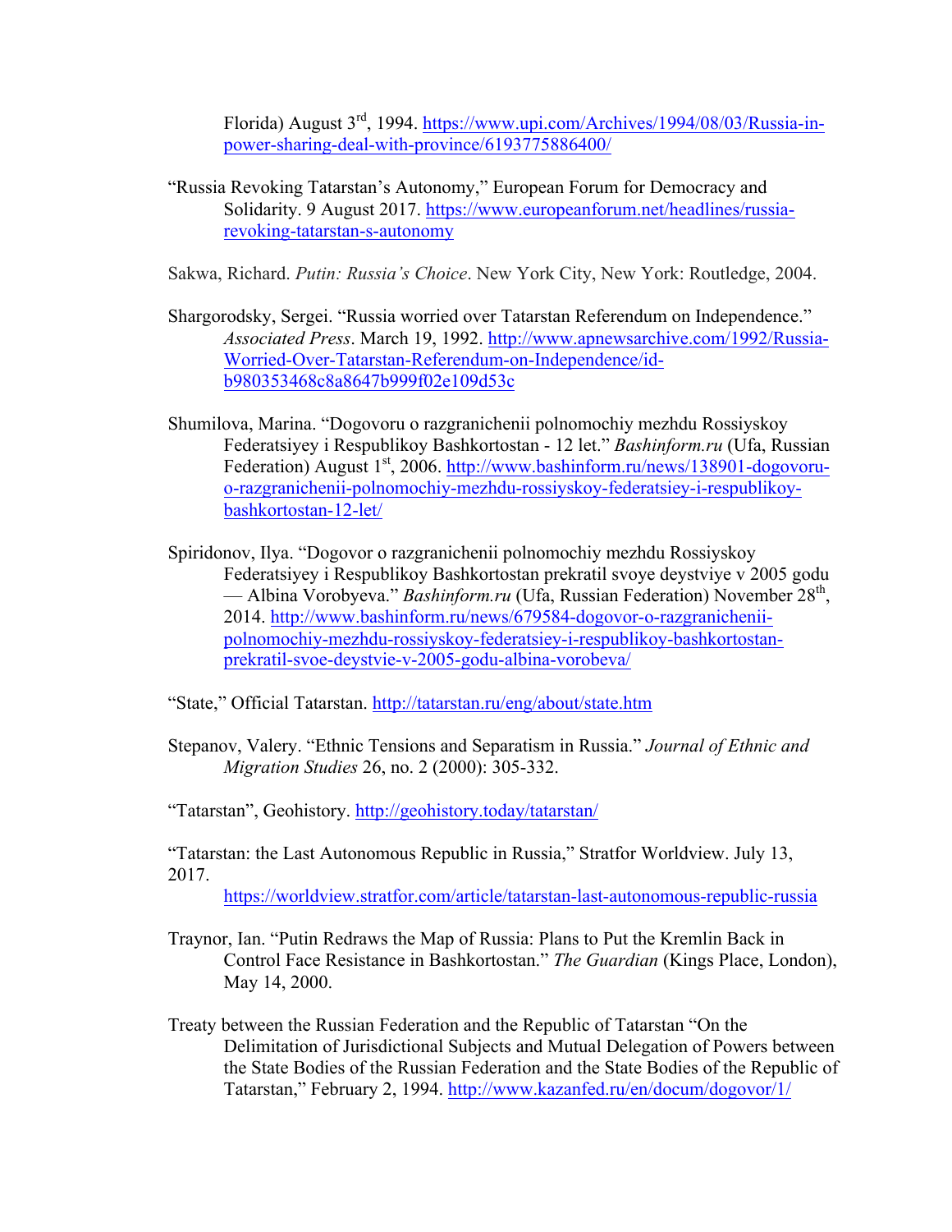Florida) August 3rd, 1994. https://www.upi.com/Archives/1994/08/03/Russia-in-power-sharing-deal-with-province/6193775886400/

"Russia Revoking Tatarstan's Autonomy," European Forum for Democracy and Solidarity. 9 August 2017. https://www.europeanforum.net/headlines/russia-revoking-tatarstan-s-autonomy

Sakwa, Richard. *Putin: Russia's Choice*. New York City, New York: Routledge, 2004.

Shargorodsky, Sergei. "Russia worried over Tatarstan Referendum on Independence." *Associated Press*. March 19, 1992. http://www.apnewsarchive.com/1992/Russia-Worried-Over-Tatarstan-Referendum-on-Independence/id-b980353468c8a8647b999f02e109d53c

Shumilova, Marina. "Dogovoru o razgranichenii polnomochiy mezhdu Rossiyskoy Federatsiyey i Respublikoy Bashkortostan - 12 let." *Bashinform.ru* (Ufa, Russian Federation) August 1st, 2006. http://www.bashinform.ru/news/138901-dogovoru-o-razgranichenii-polnomochiy-mezhdu-rossiyskoy-federatsiey-i-respublikoy-bashkortostan-12-let/

Spiridonov, Ilya. "Dogovor o razgranichenii polnomochiy mezhdu Rossiyskoy Federatsiyey i Respublikoy Bashkortostan prekratil svoye deystviye v 2005 godu — Albina Vorobyeva." *Bashinform.ru* (Ufa, Russian Federation) November 28th, 2014. http://www.bashinform.ru/news/679584-dogovor-o-razgranichenii-polnomochiy-mezhdu-rossiyskoy-federatsiey-i-respublikoy-bashkortostan-prekratil-svoe-deystvie-v-2005-godu-albina-vorobeva/

"State," Official Tatarstan. http://tatarstan.ru/eng/about/state.htm

Stepanov, Valery. "Ethnic Tensions and Separatism in Russia." *Journal of Ethnic and Migration Studies* 26, no. 2 (2000): 305-332.

"Tatarstan", Geohistory. http://geohistory.today/tatarstan/

"Tatarstan: the Last Autonomous Republic in Russia," Stratfor Worldview. July 13, 2017. https://worldview.stratfor.com/article/tatarstan-last-autonomous-republic-russia

Traynor, Ian. "Putin Redraws the Map of Russia: Plans to Put the Kremlin Back in Control Face Resistance in Bashkortostan." *The Guardian* (Kings Place, London), May 14, 2000.

Treaty between the Russian Federation and the Republic of Tatarstan "On the Delimitation of Jurisdictional Subjects and Mutual Delegation of Powers between the State Bodies of the Russian Federation and the State Bodies of the Republic of Tatarstan," February 2, 1994. http://www.kazanfed.ru/en/docum/dogovor/1/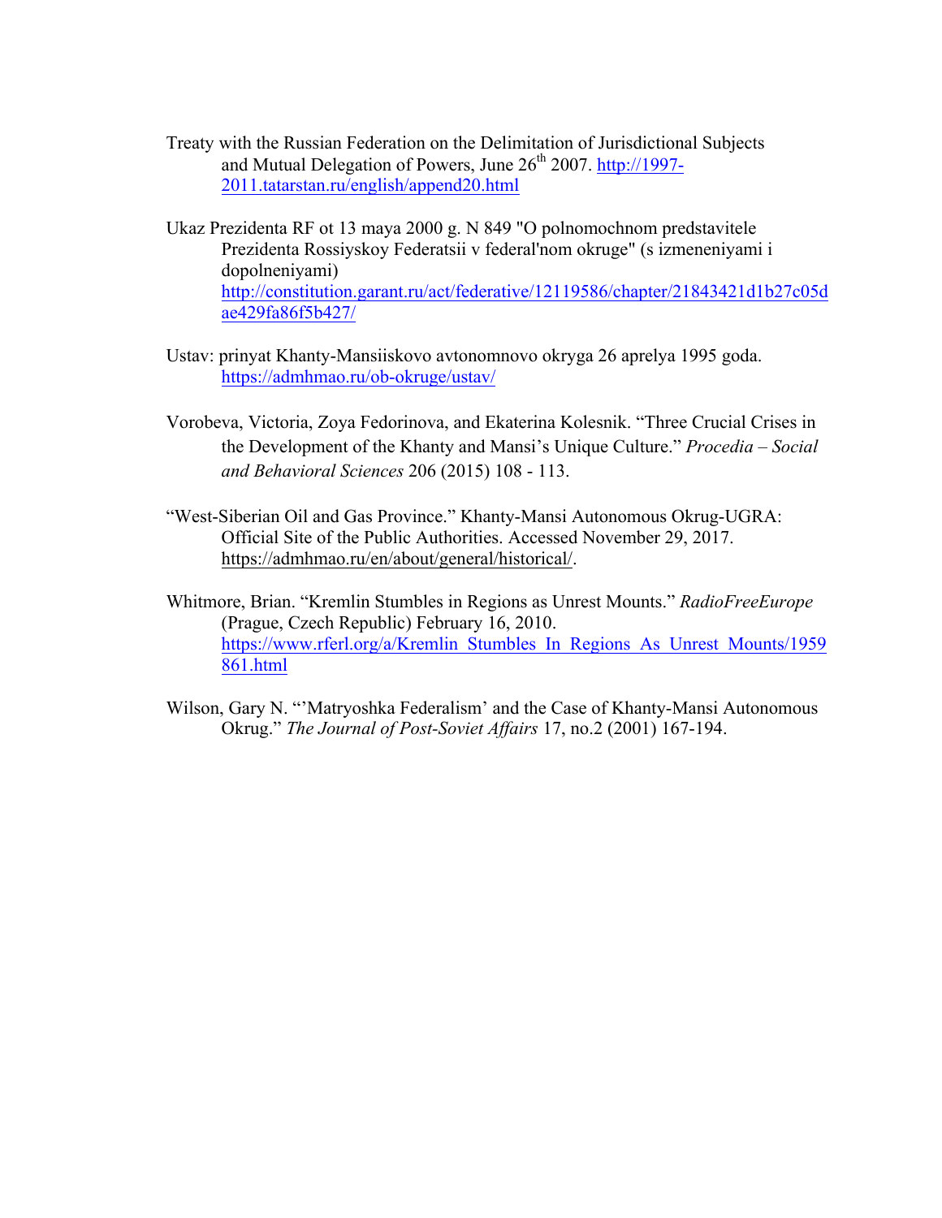Treaty with the Russian Federation on the Delimitation of Jurisdictional Subjects and Mutual Delegation of Powers, June 26th 2007. http://1997-2011.tatarstan.ru/english/append20.html

Ukaz Prezidenta RF ot 13 maya 2000 g. N 849 "O polnomochnom predstavitele Prezidenta Rossiyskoy Federatsii v federal'nom okruge" (s izmeneniyami i dopolneniyami) http://constitution.garant.ru/act/federative/12119586/chapter/21843421d1b27c05dae429fa86f5b427/

Ustav: prinyat Khanty-Mansiiskovo avtonomnovo okryga 26 aprelya 1995 goda. https://admhmao.ru/ob-okruge/ustav/

Vorobeva, Victoria, Zoya Fedorinova, and Ekaterina Kolesnik. "Three Crucial Crises in the Development of the Khanty and Mansi's Unique Culture." *Procedia – Social and Behavioral Sciences* 206 (2015) 108 - 113.

"West-Siberian Oil and Gas Province." Khanty-Mansi Autonomous Okrug-UGRA: Official Site of the Public Authorities. Accessed November 29, 2017. https://admhmao.ru/en/about/general/historical/.

Whitmore, Brian. "Kremlin Stumbles in Regions as Unrest Mounts." *RadioFreeEurope* (Prague, Czech Republic) February 16, 2010. https://www.rferl.org/a/Kremlin_Stumbles_In_Regions_As_Unrest_Mounts/1959861.html

Wilson, Gary N. "'Matryoshka Federalism' and the Case of Khanty-Mansi Autonomous Okrug." *The Journal of Post-Soviet Affairs* 17, no.2 (2001) 167-194.